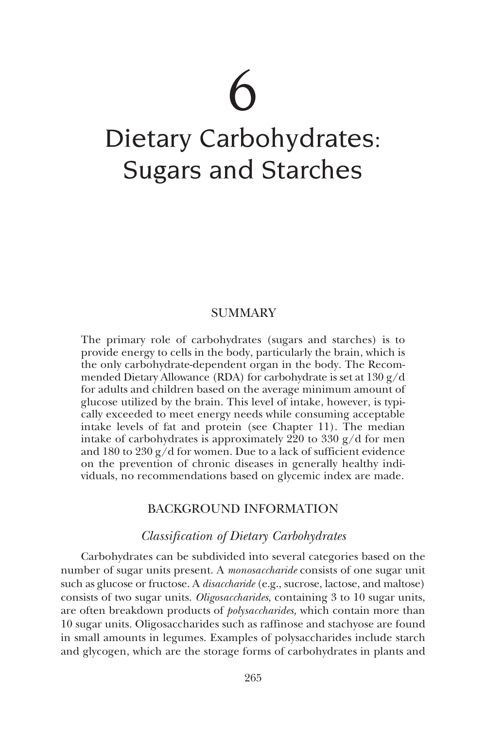# 6

# Dietary Carbohydrates: Sugars and Starches

## SUMMARY

The primary role of carbohydrates (sugars and starches) is to provide energy to cells in the body, particularly the brain, which is the only carbohydrate-dependent organ in the body. The Recommended Dietary Allowance (RDA) for carbohydrate is set at 130 g/d for adults and children based on the average minimum amount of glucose utilized by the brain. This level of intake, however, is typically exceeded to meet energy needs while consuming acceptable intake levels of fat and protein (see Chapter 11). The median intake of carbohydrates is approximately 220 to 330 g/d for men and 180 to 230 g/d for women. Due to a lack of sufficient evidence on the prevention of chronic diseases in generally healthy individuals, no recommendations based on glycemic index are made.

## BACKGROUND INFORMATION

### *Classification of Dietary Carbohydrates*

Carbohydrates can be subdivided into several categories based on the number of sugar units present. A *monosaccharide* consists of one sugar unit such as glucose or fructose. A *disaccharide* (e.g., sucrose, lactose, and maltose) consists of two sugar units. *Oligosaccharides*, containing 3 to 10 sugar units, are often breakdown products of *polysaccharides,* which contain more than 10 sugar units. Oligosaccharides such as raffinose and stachyose are found in small amounts in legumes. Examples of polysaccharides include starch and glycogen, which are the storage forms of carbohydrates in plants and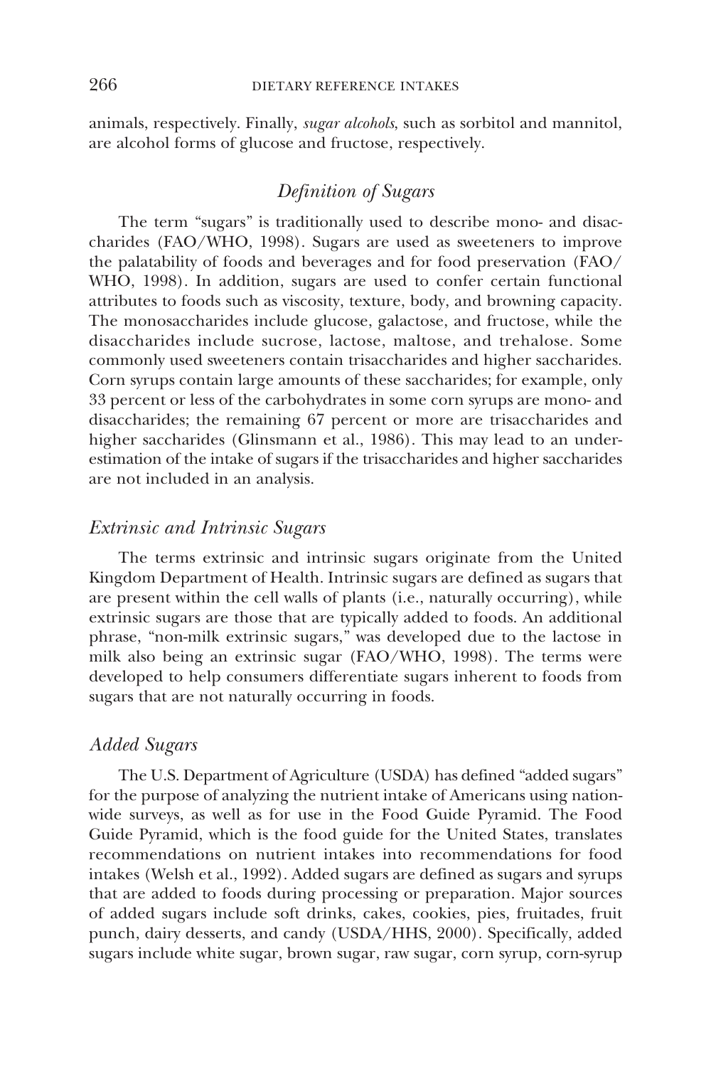animals, respectively. Finally, *sugar alcohols*, such as sorbitol and mannitol, are alcohol forms of glucose and fructose, respectively.

## *Definition of Sugars*

The term "sugars" is traditionally used to describe mono- and disaccharides (FAO/WHO, 1998). Sugars are used as sweeteners to improve the palatability of foods and beverages and for food preservation (FAO/WHO, 1998). In addition, sugars are used to confer certain functional attributes to foods such as viscosity, texture, body, and browning capacity. The monosaccharides include glucose, galactose, and fructose, while the disaccharides include sucrose, lactose, maltose, and trehalose. Some commonly used sweeteners contain trisaccharides and higher saccharides. Corn syrups contain large amounts of these saccharides; for example, only 33 percent or less of the carbohydrates in some corn syrups are mono- and disaccharides; the remaining 67 percent or more are trisaccharides and higher saccharides (Glinsmann et al., 1986). This may lead to an underestimation of the intake of sugars if the trisaccharides and higher saccharides are not included in an analysis.

### *Extrinsic and Intrinsic Sugars*

The terms extrinsic and intrinsic sugars originate from the United Kingdom Department of Health. Intrinsic sugars are defined as sugars that are present within the cell walls of plants (i.e., naturally occurring), while extrinsic sugars are those that are typically added to foods. An additional phrase, "non-milk extrinsic sugars," was developed due to the lactose in milk also being an extrinsic sugar (FAO/WHO, 1998). The terms were developed to help consumers differentiate sugars inherent to foods from sugars that are not naturally occurring in foods.

### *Added Sugars*

The U.S. Department of Agriculture (USDA) has defined "added sugars" for the purpose of analyzing the nutrient intake of Americans using nationwide surveys, as well as for use in the Food Guide Pyramid. The Food Guide Pyramid, which is the food guide for the United States, translates recommendations on nutrient intakes into recommendations for food intakes (Welsh et al., 1992). Added sugars are defined as sugars and syrups that are added to foods during processing or preparation. Major sources of added sugars include soft drinks, cakes, cookies, pies, fruitades, fruit punch, dairy desserts, and candy (USDA/HHS, 2000). Specifically, added sugars include white sugar, brown sugar, raw sugar, corn syrup, corn-syrup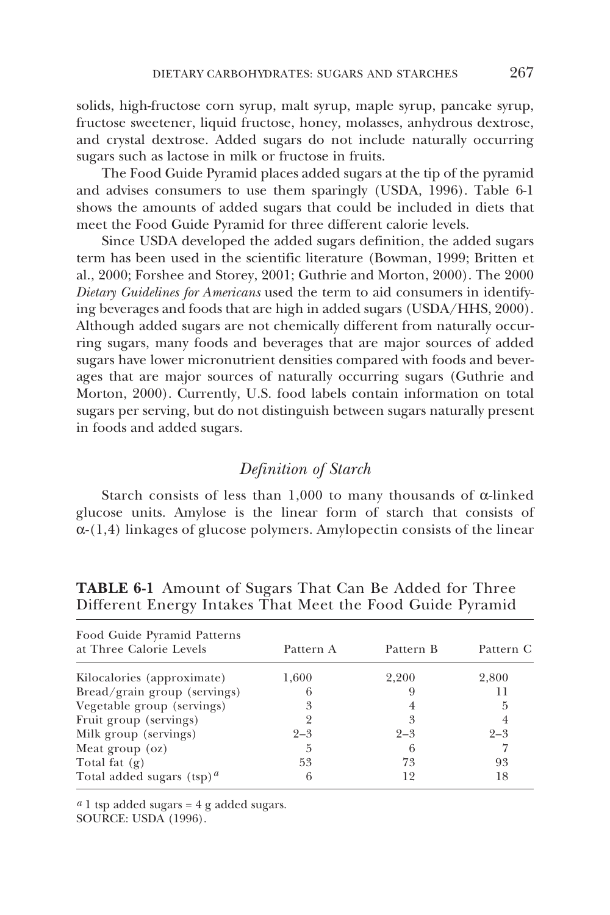solids, high-fructose corn syrup, malt syrup, maple syrup, pancake syrup, fructose sweetener, liquid fructose, honey, molasses, anhydrous dextrose, and crystal dextrose. Added sugars do not include naturally occurring sugars such as lactose in milk or fructose in fruits.

The Food Guide Pyramid places added sugars at the tip of the pyramid and advises consumers to use them sparingly (USDA, 1996). Table 6-1 shows the amounts of added sugars that could be included in diets that meet the Food Guide Pyramid for three different calorie levels.

Since USDA developed the added sugars definition, the added sugars term has been used in the scientific literature (Bowman, 1999; Britten et al., 2000; Forshee and Storey, 2001; Guthrie and Morton, 2000). The 2000 *Dietary Guidelines for Americans* used the term to aid consumers in identifying beverages and foods that are high in added sugars (USDA/HHS, 2000). Although added sugars are not chemically different from naturally occurring sugars, many foods and beverages that are major sources of added sugars have lower micronutrient densities compared with foods and beverages that are major sources of naturally occurring sugars (Guthrie and Morton, 2000). Currently, U.S. food labels contain information on total sugars per serving, but do not distinguish between sugars naturally present in foods and added sugars.

### *Definition of Starch*

Starch consists of less than 1,000 to many thousands of α-linked glucose units. Amylose is the linear form of starch that consists of α-(1,4) linkages of glucose polymers. Amylopectin consists of the linear

**TABLE 6-1** Amount of Sugars That Can Be Added for Three Different Energy Intakes That Meet the Food Guide Pyramid

| Food Guide Pyramid Patterns at Three Calorie Levels | Pattern A | Pattern B | Pattern C |
|---|---|---|---|
| Kilocalories (approximate) | 1,600 | 2,200 | 2,800 |
| Bread/grain group (servings) | 6 | 9 | 11 |
| Vegetable group (servings) | 3 | 4 | 5 |
| Fruit group (servings) | 2 | 3 | 4 |
| Milk group (servings) | 2–3 | 2–3 | 2–3 |
| Meat group (oz) | 5 | 6 | 7 |
| Total fat (g) | 53 | 73 | 93 |
| Total added sugars (tsp)[a] | 6 | 12 | 18 |

[a] 1 tsp added sugars = 4 g added sugars.
SOURCE: USDA (1996).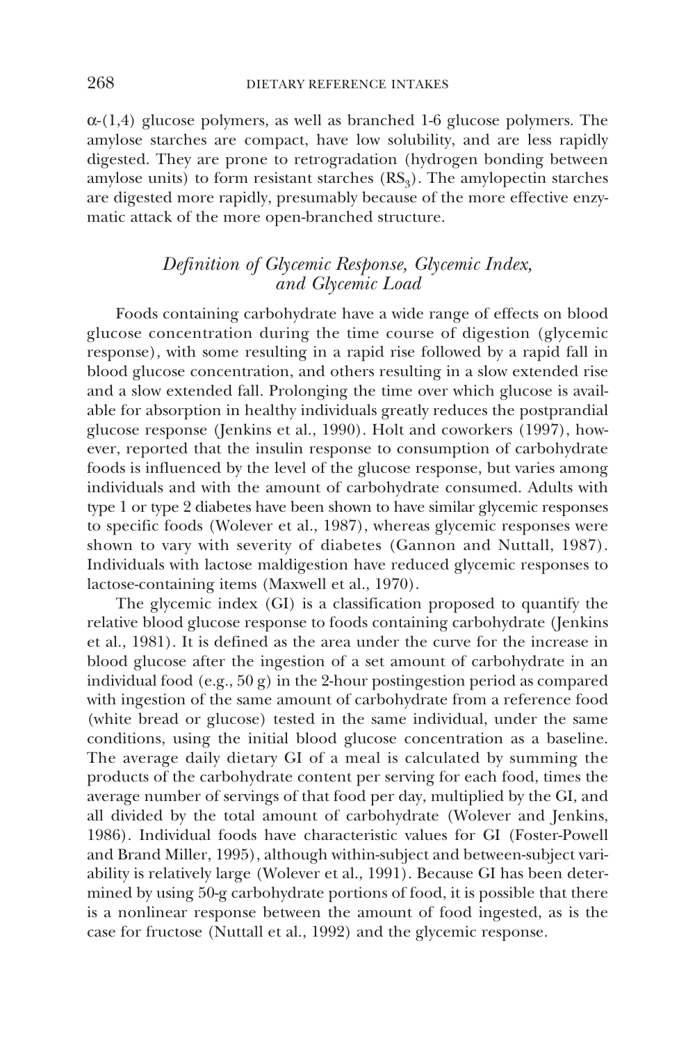α-(1,4) glucose polymers, as well as branched 1-6 glucose polymers. The amylose starches are compact, have low solubility, and are less rapidly digested. They are prone to retrogradation (hydrogen bonding between amylose units) to form resistant starches ($RS_3$). The amylopectin starches are digested more rapidly, presumably because of the more effective enzymatic attack of the more open-branched structure.

### *Definition of Glycemic Response, Glycemic Index, and Glycemic Load*

Foods containing carbohydrate have a wide range of effects on blood glucose concentration during the time course of digestion (glycemic response), with some resulting in a rapid rise followed by a rapid fall in blood glucose concentration, and others resulting in a slow extended rise and a slow extended fall. Prolonging the time over which glucose is available for absorption in healthy individuals greatly reduces the postprandial glucose response (Jenkins et al., 1990). Holt and coworkers (1997), however, reported that the insulin response to consumption of carbohydrate foods is influenced by the level of the glucose response, but varies among individuals and with the amount of carbohydrate consumed. Adults with type 1 or type 2 diabetes have been shown to have similar glycemic responses to specific foods (Wolever et al., 1987), whereas glycemic responses were shown to vary with severity of diabetes (Gannon and Nuttall, 1987). Individuals with lactose maldigestion have reduced glycemic responses to lactose-containing items (Maxwell et al., 1970).

The glycemic index (GI) is a classification proposed to quantify the relative blood glucose response to foods containing carbohydrate (Jenkins et al., 1981). It is defined as the area under the curve for the increase in blood glucose after the ingestion of a set amount of carbohydrate in an individual food (e.g., 50 g) in the 2-hour postingestion period as compared with ingestion of the same amount of carbohydrate from a reference food (white bread or glucose) tested in the same individual, under the same conditions, using the initial blood glucose concentration as a baseline. The average daily dietary GI of a meal is calculated by summing the products of the carbohydrate content per serving for each food, times the average number of servings of that food per day, multiplied by the GI, and all divided by the total amount of carbohydrate (Wolever and Jenkins, 1986). Individual foods have characteristic values for GI (Foster-Powell and Brand Miller, 1995), although within-subject and between-subject variability is relatively large (Wolever et al., 1991). Because GI has been determined by using 50-g carbohydrate portions of food, it is possible that there is a nonlinear response between the amount of food ingested, as is the case for fructose (Nuttall et al., 1992) and the glycemic response.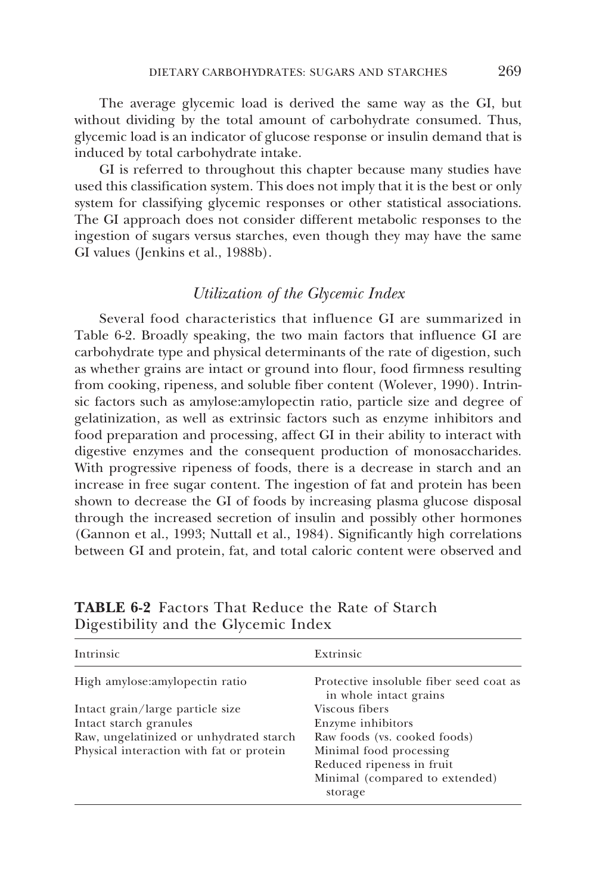The average glycemic load is derived the same way as the GI, but without dividing by the total amount of carbohydrate consumed. Thus, glycemic load is an indicator of glucose response or insulin demand that is induced by total carbohydrate intake.

GI is referred to throughout this chapter because many studies have used this classification system. This does not imply that it is the best or only system for classifying glycemic responses or other statistical associations. The GI approach does not consider different metabolic responses to the ingestion of sugars versus starches, even though they may have the same GI values (Jenkins et al., 1988b).

### *Utilization of the Glycemic Index*

Several food characteristics that influence GI are summarized in Table 6-2. Broadly speaking, the two main factors that influence GI are carbohydrate type and physical determinants of the rate of digestion, such as whether grains are intact or ground into flour, food firmness resulting from cooking, ripeness, and soluble fiber content (Wolever, 1990). Intrinsic factors such as amylose:amylopectin ratio, particle size and degree of gelatinization, as well as extrinsic factors such as enzyme inhibitors and food preparation and processing, affect GI in their ability to interact with digestive enzymes and the consequent production of monosaccharides. With progressive ripeness of foods, there is a decrease in starch and an increase in free sugar content. The ingestion of fat and protein has been shown to decrease the GI of foods by increasing plasma glucose disposal through the increased secretion of insulin and possibly other hormones (Gannon et al., 1993; Nuttall et al., 1984). Significantly high correlations between GI and protein, fat, and total caloric content were observed and

**TABLE 6-2** Factors That Reduce the Rate of Starch Digestibility and the Glycemic Index

| Intrinsic | Extrinsic |
|---|---|
| High amylose:amylopectin ratio | Protective insoluble fiber seed coat as in whole intact grains |
| Intact grain/large particle size | Viscous fibers |
| Intact starch granules | Enzyme inhibitors |
| Raw, ungelatinized or unhydrated starch | Raw foods (vs. cooked foods) |
| Physical interaction with fat or protein | Minimal food processing |
| | Reduced ripeness in fruit |
| | Minimal (compared to extended) storage |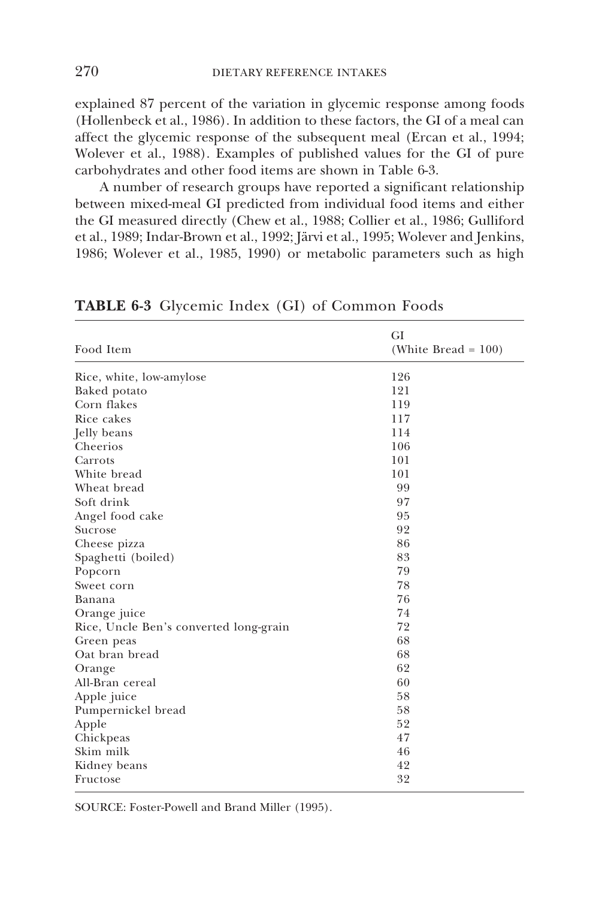explained 87 percent of the variation in glycemic response among foods (Hollenbeck et al., 1986). In addition to these factors, the GI of a meal can affect the glycemic response of the subsequent meal (Ercan et al., 1994; Wolever et al., 1988). Examples of published values for the GI of pure carbohydrates and other food items are shown in Table 6-3.

A number of research groups have reported a significant relationship between mixed-meal GI predicted from individual food items and either the GI measured directly (Chew et al., 1988; Collier et al., 1986; Gulliford et al., 1989; Indar-Brown et al., 1992; Järvi et al., 1995; Wolever and Jenkins, 1986; Wolever et al., 1985, 1990) or metabolic parameters such as high

**TABLE 6-3** Glycemic Index (GI) of Common Foods

| Food Item | GI (White Bread = 100) |
| --- | --- |
| Rice, white, low-amylose | 126 |
| Baked potato | 121 |
| Corn flakes | 119 |
| Rice cakes | 117 |
| Jelly beans | 114 |
| Cheerios | 106 |
| Carrots | 101 |
| White bread | 101 |
| Wheat bread | 99 |
| Soft drink | 97 |
| Angel food cake | 95 |
| Sucrose | 92 |
| Cheese pizza | 86 |
| Spaghetti (boiled) | 83 |
| Popcorn | 79 |
| Sweet corn | 78 |
| Banana | 76 |
| Orange juice | 74 |
| Rice, Uncle Ben's converted long-grain | 72 |
| Green peas | 68 |
| Oat bran bread | 68 |
| Orange | 62 |
| All-Bran cereal | 60 |
| Apple juice | 58 |
| Pumpernickel bread | 58 |
| Apple | 52 |
| Chickpeas | 47 |
| Skim milk | 46 |
| Kidney beans | 42 |
| Fructose | 32 |

SOURCE: Foster-Powell and Brand Miller (1995).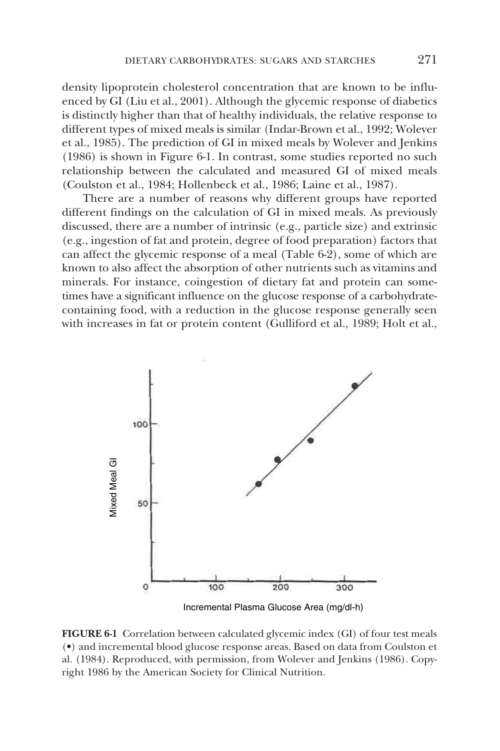density lipoprotein cholesterol concentration that are known to be influenced by GI (Liu et al., 2001). Although the glycemic response of diabetics is distinctly higher than that of healthy individuals, the relative response to different types of mixed meals is similar (Indar-Brown et al., 1992; Wolever et al., 1985). The prediction of GI in mixed meals by Wolever and Jenkins (1986) is shown in Figure 6-1. In contrast, some studies reported no such relationship between the calculated and measured GI of mixed meals (Coulston et al., 1984; Hollenbeck et al., 1986; Laine et al., 1987).

There are a number of reasons why different groups have reported different findings on the calculation of GI in mixed meals. As previously discussed, there are a number of intrinsic (e.g., particle size) and extrinsic (e.g., ingestion of fat and protein, degree of food preparation) factors that can affect the glycemic response of a meal (Table 6-2), some of which are known to also affect the absorption of other nutrients such as vitamins and minerals. For instance, coingestion of dietary fat and protein can sometimes have a significant influence on the glucose response of a carbohydrate-containing food, with a reduction in the glucose response generally seen with increases in fat or protein content (Gulliford et al., 1989; Holt et al.,

**FIGURE 6-1** Correlation between calculated glycemic index (GI) of four test meals (•) and incremental blood glucose response areas. Based on data from Coulston et al. (1984). Reproduced, with permission, from Wolever and Jenkins (1986). Copyright 1986 by the American Society for Clinical Nutrition.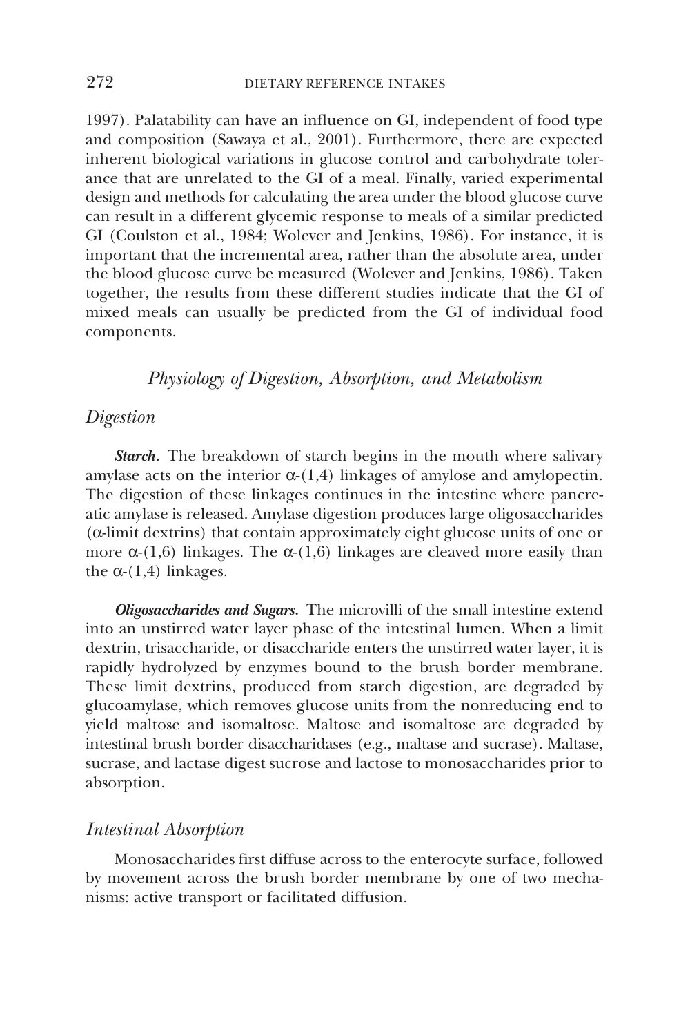1997). Palatability can have an influence on GI, independent of food type and composition (Sawaya et al., 2001). Furthermore, there are expected inherent biological variations in glucose control and carbohydrate tolerance that are unrelated to the GI of a meal. Finally, varied experimental design and methods for calculating the area under the blood glucose curve can result in a different glycemic response to meals of a similar predicted GI (Coulston et al., 1984; Wolever and Jenkins, 1986). For instance, it is important that the incremental area, rather than the absolute area, under the blood glucose curve be measured (Wolever and Jenkins, 1986). Taken together, the results from these different studies indicate that the GI of mixed meals can usually be predicted from the GI of individual food components.

## *Physiology of Digestion, Absorption, and Metabolism*

### *Digestion*

***Starch.*** The breakdown of starch begins in the mouth where salivary amylase acts on the interior α-(1,4) linkages of amylose and amylopectin. The digestion of these linkages continues in the intestine where pancreatic amylase is released. Amylase digestion produces large oligosaccharides (α-limit dextrins) that contain approximately eight glucose units of one or more α-(1,6) linkages. The α-(1,6) linkages are cleaved more easily than the α-(1,4) linkages.

***Oligosaccharides and Sugars.*** The microvilli of the small intestine extend into an unstirred water layer phase of the intestinal lumen. When a limit dextrin, trisaccharide, or disaccharide enters the unstirred water layer, it is rapidly hydrolyzed by enzymes bound to the brush border membrane. These limit dextrins, produced from starch digestion, are degraded by glucoamylase, which removes glucose units from the nonreducing end to yield maltose and isomaltose. Maltose and isomaltose are degraded by intestinal brush border disaccharidases (e.g., maltase and sucrase). Maltase, sucrase, and lactase digest sucrose and lactose to monosaccharides prior to absorption.

### *Intestinal Absorption*

Monosaccharides first diffuse across to the enterocyte surface, followed by movement across the brush border membrane by one of two mechanisms: active transport or facilitated diffusion.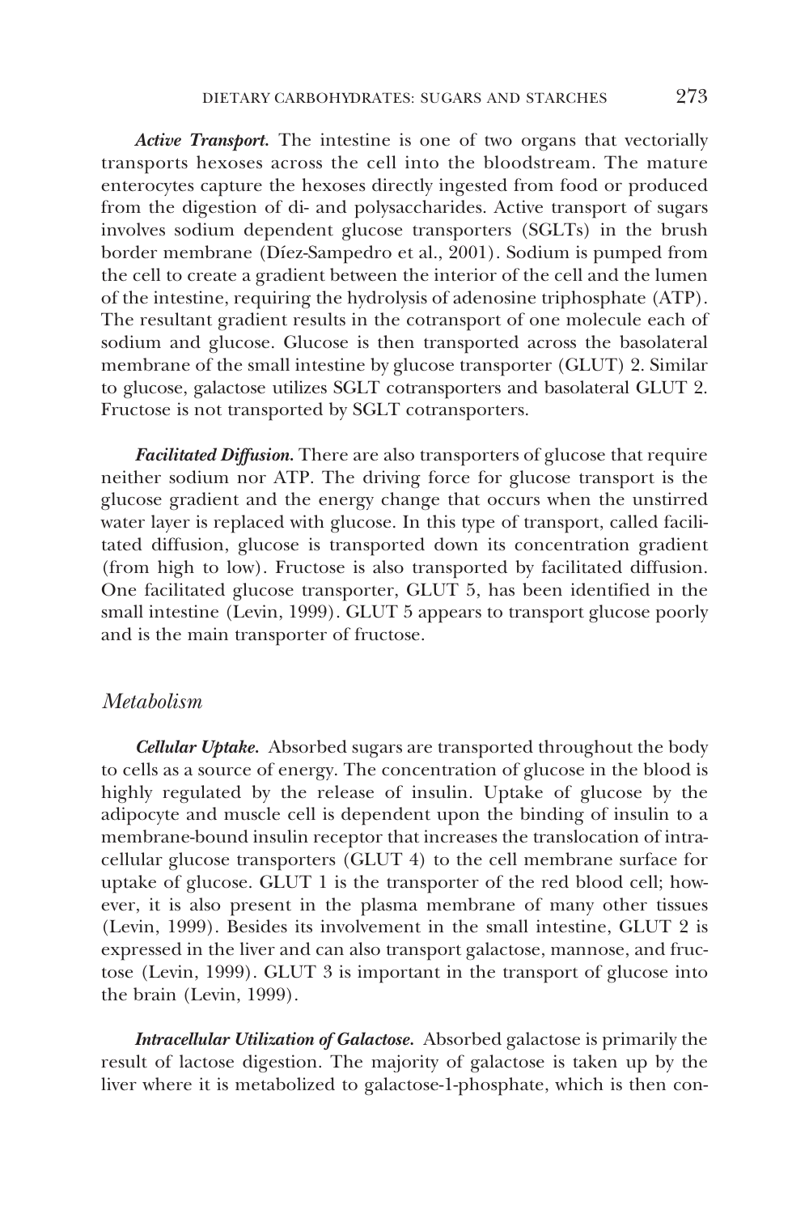***Active Transport.*** The intestine is one of two organs that vectorially transports hexoses across the cell into the bloodstream. The mature enterocytes capture the hexoses directly ingested from food or produced from the digestion of di- and polysaccharides. Active transport of sugars involves sodium dependent glucose transporters (SGLTs) in the brush border membrane (Díez-Sampedro et al., 2001). Sodium is pumped from the cell to create a gradient between the interior of the cell and the lumen of the intestine, requiring the hydrolysis of adenosine triphosphate (ATP). The resultant gradient results in the cotransport of one molecule each of sodium and glucose. Glucose is then transported across the basolateral membrane of the small intestine by glucose transporter (GLUT) 2. Similar to glucose, galactose utilizes SGLT cotransporters and basolateral GLUT 2. Fructose is not transported by SGLT cotransporters.

***Facilitated Diffusion.*** There are also transporters of glucose that require neither sodium nor ATP. The driving force for glucose transport is the glucose gradient and the energy change that occurs when the unstirred water layer is replaced with glucose. In this type of transport, called facilitated diffusion, glucose is transported down its concentration gradient (from high to low). Fructose is also transported by facilitated diffusion. One facilitated glucose transporter, GLUT 5, has been identified in the small intestine (Levin, 1999). GLUT 5 appears to transport glucose poorly and is the main transporter of fructose.

## *Metabolism*

***Cellular Uptake.*** Absorbed sugars are transported throughout the body to cells as a source of energy. The concentration of glucose in the blood is highly regulated by the release of insulin. Uptake of glucose by the adipocyte and muscle cell is dependent upon the binding of insulin to a membrane-bound insulin receptor that increases the translocation of intracellular glucose transporters (GLUT 4) to the cell membrane surface for uptake of glucose. GLUT 1 is the transporter of the red blood cell; however, it is also present in the plasma membrane of many other tissues (Levin, 1999). Besides its involvement in the small intestine, GLUT 2 is expressed in the liver and can also transport galactose, mannose, and fructose (Levin, 1999). GLUT 3 is important in the transport of glucose into the brain (Levin, 1999).

***Intracellular Utilization of Galactose.*** Absorbed galactose is primarily the result of lactose digestion. The majority of galactose is taken up by the liver where it is metabolized to galactose-1-phosphate, which is then con-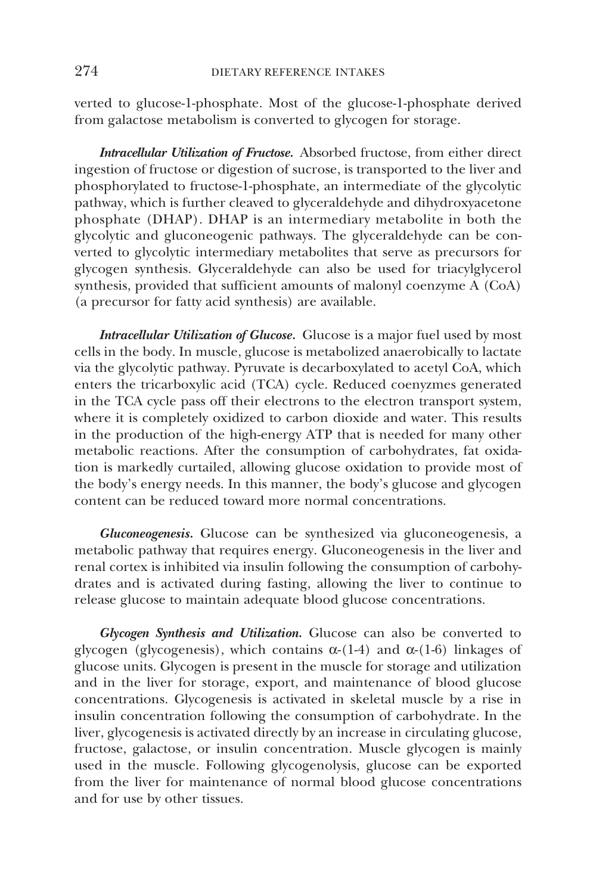verted to glucose-1-phosphate. Most of the glucose-1-phosphate derived from galactose metabolism is converted to glycogen for storage.

***Intracellular Utilization of Fructose.*** Absorbed fructose, from either direct ingestion of fructose or digestion of sucrose, is transported to the liver and phosphorylated to fructose-1-phosphate, an intermediate of the glycolytic pathway, which is further cleaved to glyceraldehyde and dihydroxyacetone phosphate (DHAP). DHAP is an intermediary metabolite in both the glycolytic and gluconeogenic pathways. The glyceraldehyde can be converted to glycolytic intermediary metabolites that serve as precursors for glycogen synthesis. Glyceraldehyde can also be used for triacylglycerol synthesis, provided that sufficient amounts of malonyl coenzyme A (CoA) (a precursor for fatty acid synthesis) are available.

***Intracellular Utilization of Glucose.*** Glucose is a major fuel used by most cells in the body. In muscle, glucose is metabolized anaerobically to lactate via the glycolytic pathway. Pyruvate is decarboxylated to acetyl CoA, which enters the tricarboxylic acid (TCA) cycle. Reduced coenyzmes generated in the TCA cycle pass off their electrons to the electron transport system, where it is completely oxidized to carbon dioxide and water. This results in the production of the high-energy ATP that is needed for many other metabolic reactions. After the consumption of carbohydrates, fat oxidation is markedly curtailed, allowing glucose oxidation to provide most of the body's energy needs. In this manner, the body's glucose and glycogen content can be reduced toward more normal concentrations.

***Gluconeogenesis.*** Glucose can be synthesized via gluconeogenesis, a metabolic pathway that requires energy. Gluconeogenesis in the liver and renal cortex is inhibited via insulin following the consumption of carbohydrates and is activated during fasting, allowing the liver to continue to release glucose to maintain adequate blood glucose concentrations.

***Glycogen Synthesis and Utilization.*** Glucose can also be converted to glycogen (glycogenesis), which contains $\alpha$-(1-4) and $\alpha$-(1-6) linkages of glucose units. Glycogen is present in the muscle for storage and utilization and in the liver for storage, export, and maintenance of blood glucose concentrations. Glycogenesis is activated in skeletal muscle by a rise in insulin concentration following the consumption of carbohydrate. In the liver, glycogenesis is activated directly by an increase in circulating glucose, fructose, galactose, or insulin concentration. Muscle glycogen is mainly used in the muscle. Following glycogenolysis, glucose can be exported from the liver for maintenance of normal blood glucose concentrations and for use by other tissues.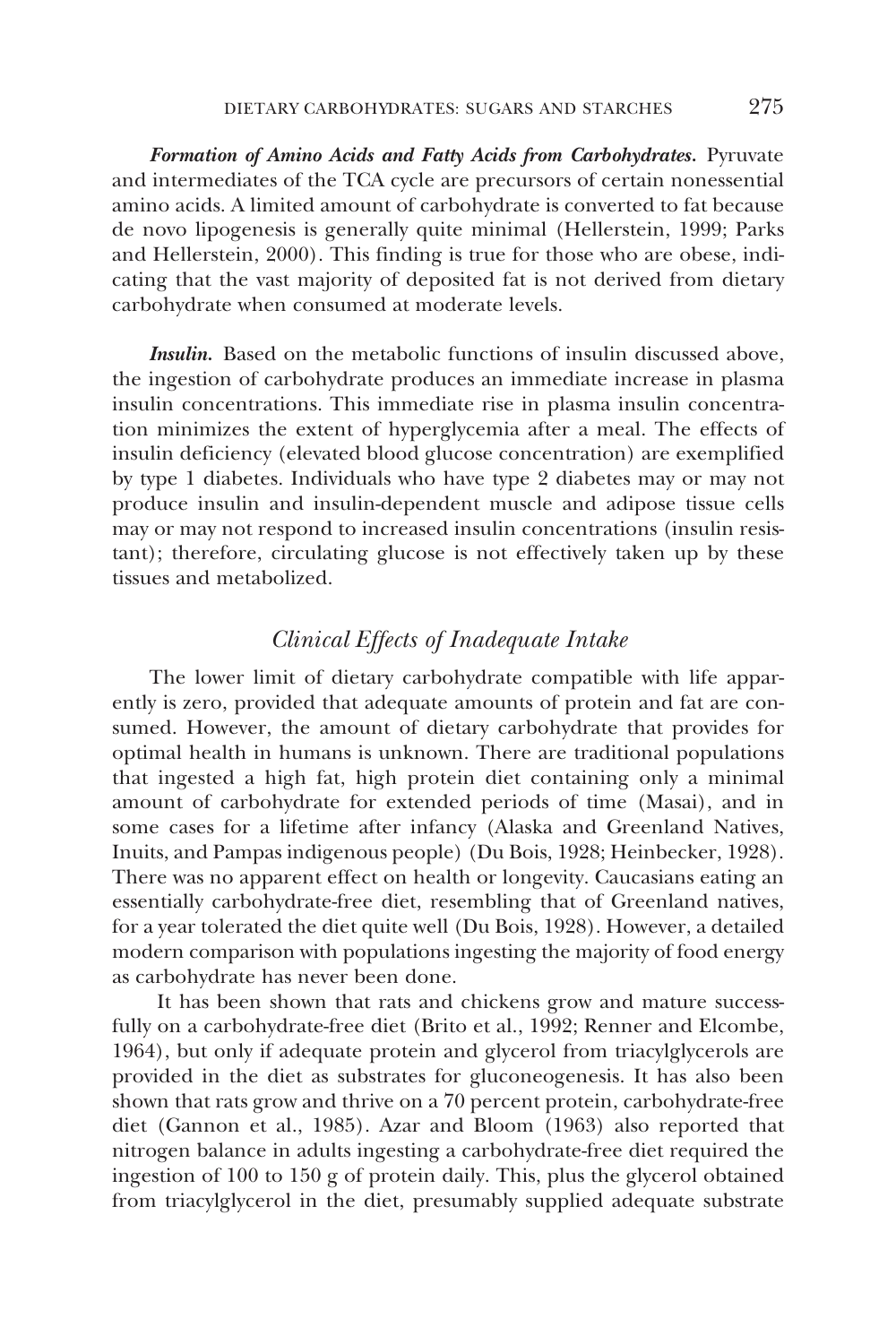***Formation of Amino Acids and Fatty Acids from Carbohydrates.*** Pyruvate and intermediates of the TCA cycle are precursors of certain nonessential amino acids. A limited amount of carbohydrate is converted to fat because de novo lipogenesis is generally quite minimal (Hellerstein, 1999; Parks and Hellerstein, 2000). This finding is true for those who are obese, indicating that the vast majority of deposited fat is not derived from dietary carbohydrate when consumed at moderate levels.

***Insulin.*** Based on the metabolic functions of insulin discussed above, the ingestion of carbohydrate produces an immediate increase in plasma insulin concentrations. This immediate rise in plasma insulin concentration minimizes the extent of hyperglycemia after a meal. The effects of insulin deficiency (elevated blood glucose concentration) are exemplified by type 1 diabetes. Individuals who have type 2 diabetes may or may not produce insulin and insulin-dependent muscle and adipose tissue cells may or may not respond to increased insulin concentrations (insulin resistant); therefore, circulating glucose is not effectively taken up by these tissues and metabolized.

## *Clinical Effects of Inadequate Intake*

The lower limit of dietary carbohydrate compatible with life apparently is zero, provided that adequate amounts of protein and fat are consumed. However, the amount of dietary carbohydrate that provides for optimal health in humans is unknown. There are traditional populations that ingested a high fat, high protein diet containing only a minimal amount of carbohydrate for extended periods of time (Masai), and in some cases for a lifetime after infancy (Alaska and Greenland Natives, Inuits, and Pampas indigenous people) (Du Bois, 1928; Heinbecker, 1928). There was no apparent effect on health or longevity. Caucasians eating an essentially carbohydrate-free diet, resembling that of Greenland natives, for a year tolerated the diet quite well (Du Bois, 1928). However, a detailed modern comparison with populations ingesting the majority of food energy as carbohydrate has never been done.

It has been shown that rats and chickens grow and mature successfully on a carbohydrate-free diet (Brito et al., 1992; Renner and Elcombe, 1964), but only if adequate protein and glycerol from triacylglycerols are provided in the diet as substrates for gluconeogenesis. It has also been shown that rats grow and thrive on a 70 percent protein, carbohydrate-free diet (Gannon et al., 1985). Azar and Bloom (1963) also reported that nitrogen balance in adults ingesting a carbohydrate-free diet required the ingestion of 100 to 150 g of protein daily. This, plus the glycerol obtained from triacylglycerol in the diet, presumably supplied adequate substrate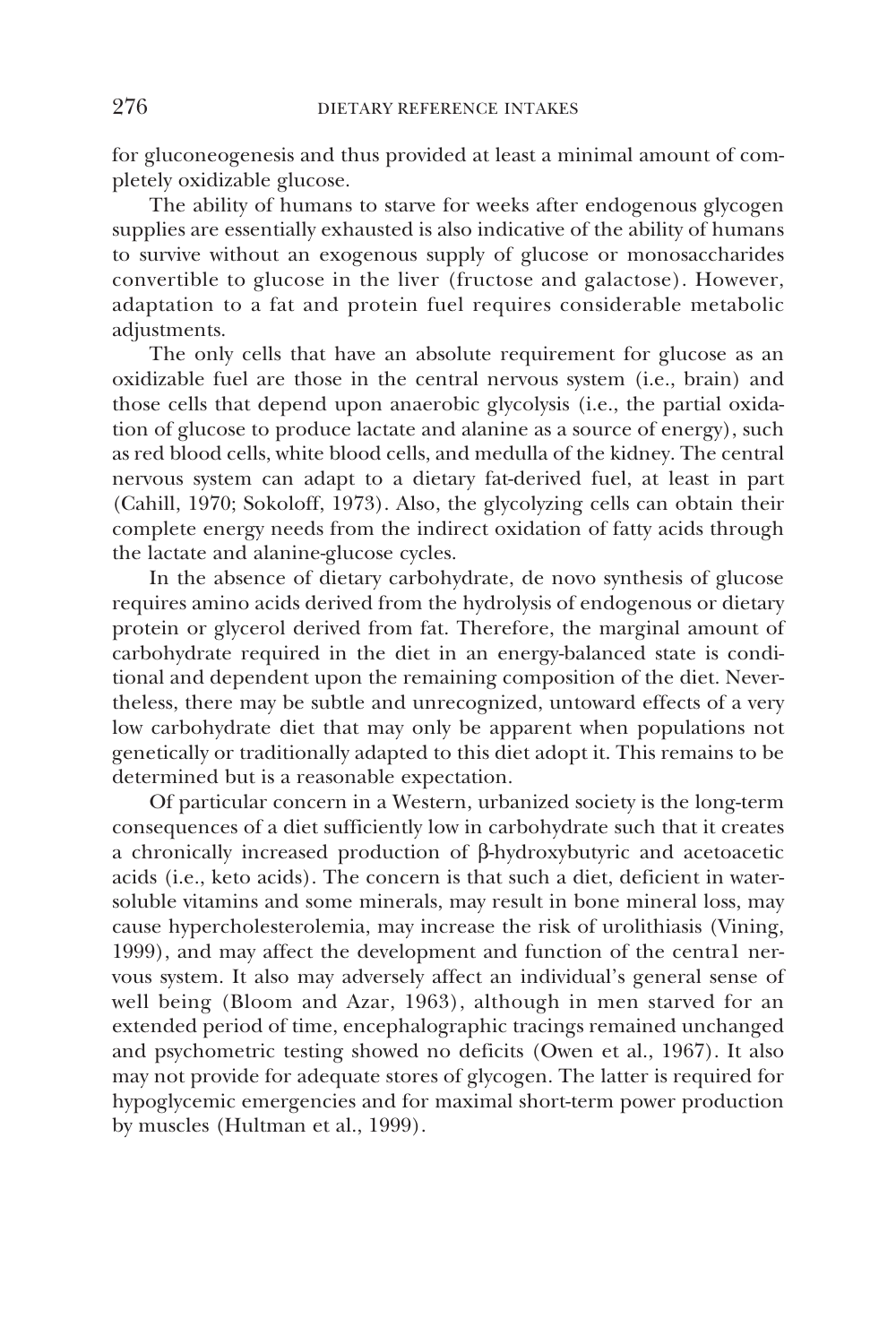for gluconeogenesis and thus provided at least a minimal amount of completely oxidizable glucose.

The ability of humans to starve for weeks after endogenous glycogen supplies are essentially exhausted is also indicative of the ability of humans to survive without an exogenous supply of glucose or monosaccharides convertible to glucose in the liver (fructose and galactose). However, adaptation to a fat and protein fuel requires considerable metabolic adjustments.

The only cells that have an absolute requirement for glucose as an oxidizable fuel are those in the central nervous system (i.e., brain) and those cells that depend upon anaerobic glycolysis (i.e., the partial oxidation of glucose to produce lactate and alanine as a source of energy), such as red blood cells, white blood cells, and medulla of the kidney. The central nervous system can adapt to a dietary fat-derived fuel, at least in part (Cahill, 1970; Sokoloff, 1973). Also, the glycolyzing cells can obtain their complete energy needs from the indirect oxidation of fatty acids through the lactate and alanine-glucose cycles.

In the absence of dietary carbohydrate, de novo synthesis of glucose requires amino acids derived from the hydrolysis of endogenous or dietary protein or glycerol derived from fat. Therefore, the marginal amount of carbohydrate required in the diet in an energy-balanced state is conditional and dependent upon the remaining composition of the diet. Nevertheless, there may be subtle and unrecognized, untoward effects of a very low carbohydrate diet that may only be apparent when populations not genetically or traditionally adapted to this diet adopt it. This remains to be determined but is a reasonable expectation.

Of particular concern in a Western, urbanized society is the long-term consequences of a diet sufficiently low in carbohydrate such that it creates a chronically increased production of β-hydroxybutyric and acetoacetic acids (i.e., keto acids). The concern is that such a diet, deficient in water-soluble vitamins and some minerals, may result in bone mineral loss, may cause hypercholesterolemia, may increase the risk of urolithiasis (Vining, 1999), and may affect the development and function of the central nervous system. It also may adversely affect an individual's general sense of well being (Bloom and Azar, 1963), although in men starved for an extended period of time, encephalographic tracings remained unchanged and psychometric testing showed no deficits (Owen et al., 1967). It also may not provide for adequate stores of glycogen. The latter is required for hypoglycemic emergencies and for maximal short-term power production by muscles (Hultman et al., 1999).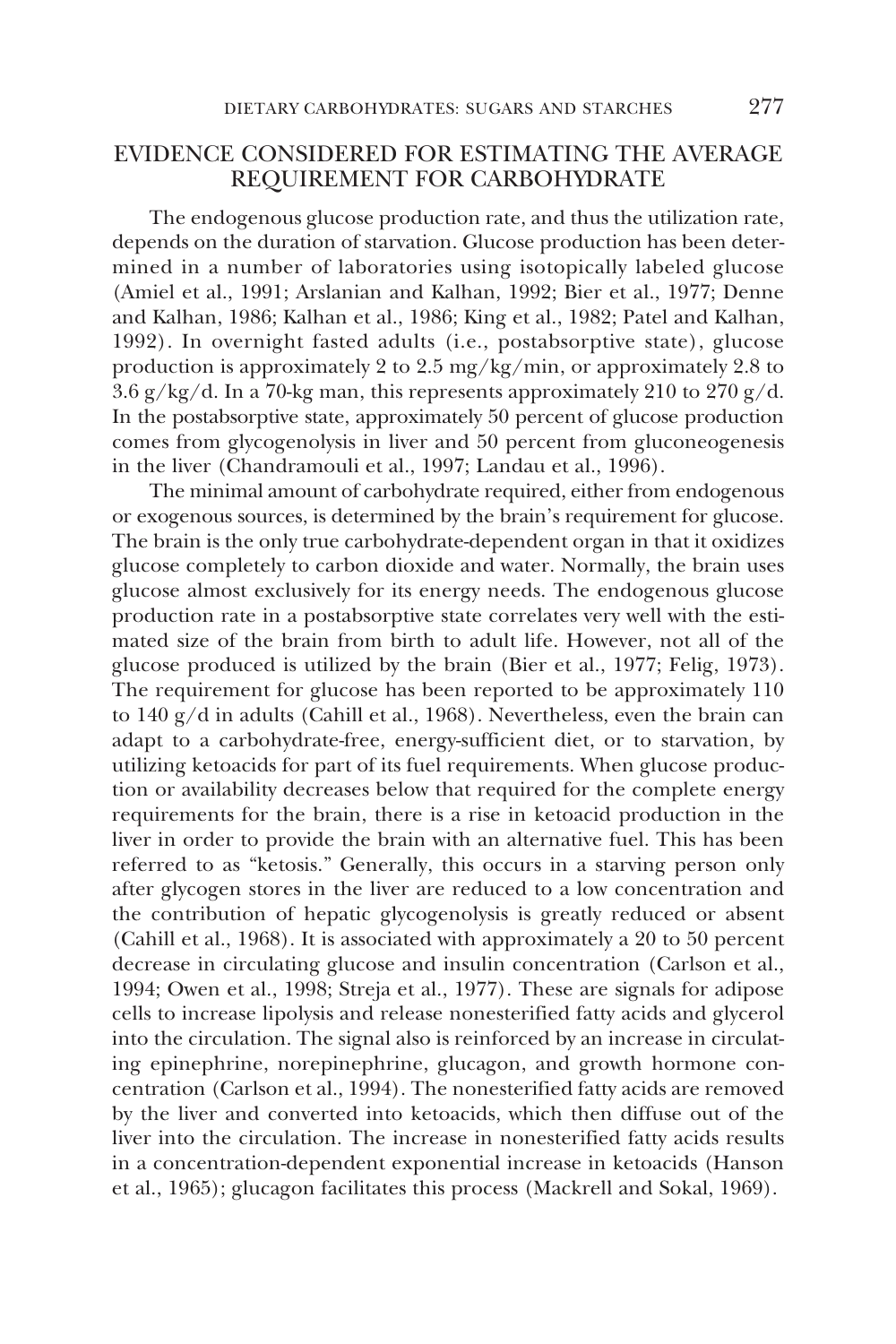## EVIDENCE CONSIDERED FOR ESTIMATING THE AVERAGE REQUIREMENT FOR CARBOHYDRATE

The endogenous glucose production rate, and thus the utilization rate, depends on the duration of starvation. Glucose production has been determined in a number of laboratories using isotopically labeled glucose (Amiel et al., 1991; Arslanian and Kalhan, 1992; Bier et al., 1977; Denne and Kalhan, 1986; Kalhan et al., 1986; King et al., 1982; Patel and Kalhan, 1992). In overnight fasted adults (i.e., postabsorptive state), glucose production is approximately 2 to 2.5 mg/kg/min, or approximately 2.8 to 3.6 g/kg/d. In a 70-kg man, this represents approximately 210 to 270 g/d. In the postabsorptive state, approximately 50 percent of glucose production comes from glycogenolysis in liver and 50 percent from gluconeogenesis in the liver (Chandramouli et al., 1997; Landau et al., 1996).

The minimal amount of carbohydrate required, either from endogenous or exogenous sources, is determined by the brain's requirement for glucose. The brain is the only true carbohydrate-dependent organ in that it oxidizes glucose completely to carbon dioxide and water. Normally, the brain uses glucose almost exclusively for its energy needs. The endogenous glucose production rate in a postabsorptive state correlates very well with the estimated size of the brain from birth to adult life. However, not all of the glucose produced is utilized by the brain (Bier et al., 1977; Felig, 1973). The requirement for glucose has been reported to be approximately 110 to 140 g/d in adults (Cahill et al., 1968). Nevertheless, even the brain can adapt to a carbohydrate-free, energy-sufficient diet, or to starvation, by utilizing ketoacids for part of its fuel requirements. When glucose production or availability decreases below that required for the complete energy requirements for the brain, there is a rise in ketoacid production in the liver in order to provide the brain with an alternative fuel. This has been referred to as "ketosis." Generally, this occurs in a starving person only after glycogen stores in the liver are reduced to a low concentration and the contribution of hepatic glycogenolysis is greatly reduced or absent (Cahill et al., 1968). It is associated with approximately a 20 to 50 percent decrease in circulating glucose and insulin concentration (Carlson et al., 1994; Owen et al., 1998; Streja et al., 1977). These are signals for adipose cells to increase lipolysis and release nonesterified fatty acids and glycerol into the circulation. The signal also is reinforced by an increase in circulating epinephrine, norepinephrine, glucagon, and growth hormone concentration (Carlson et al., 1994). The nonesterified fatty acids are removed by the liver and converted into ketoacids, which then diffuse out of the liver into the circulation. The increase in nonesterified fatty acids results in a concentration-dependent exponential increase in ketoacids (Hanson et al., 1965); glucagon facilitates this process (Mackrell and Sokal, 1969).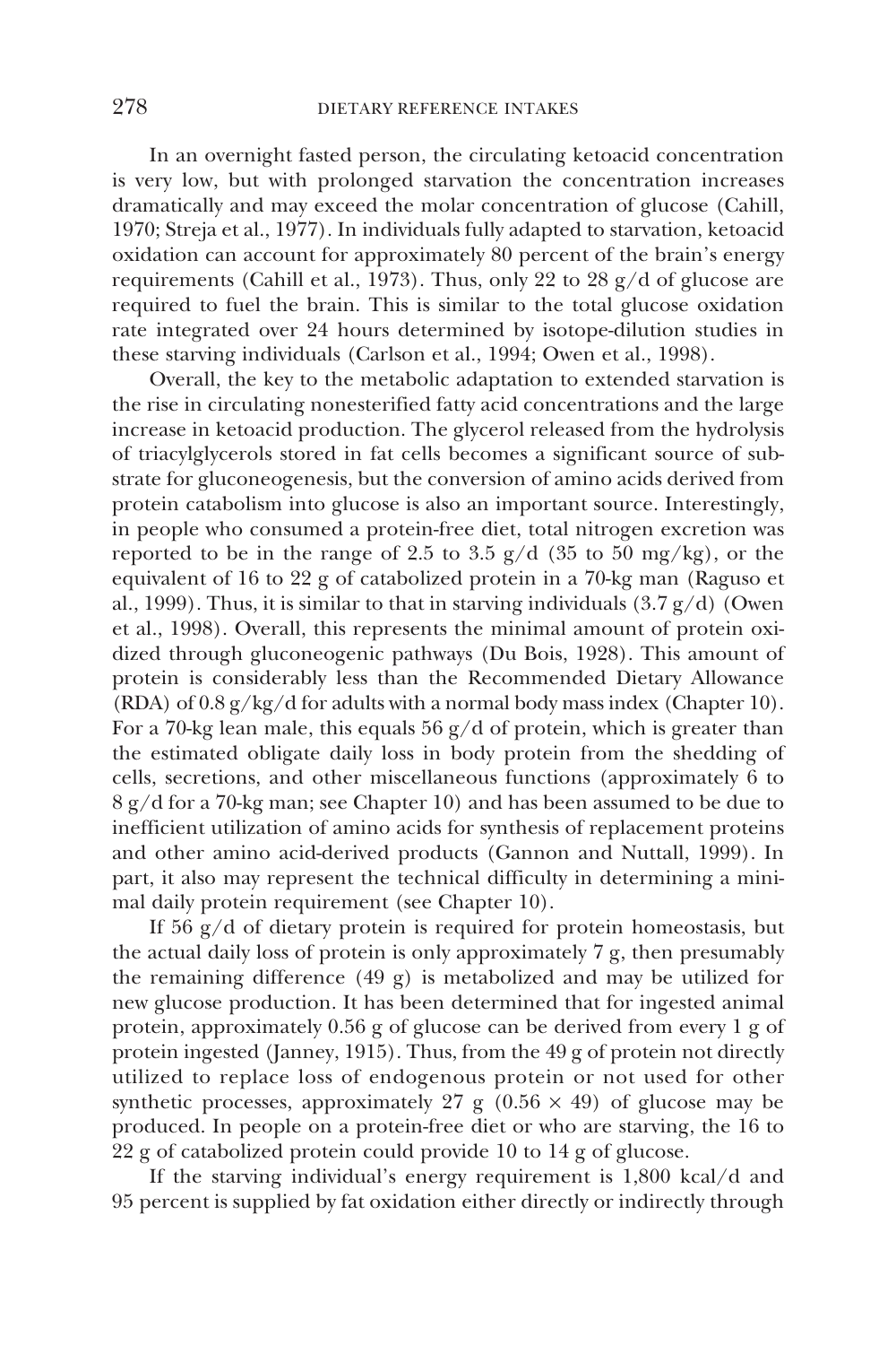In an overnight fasted person, the circulating ketoacid concentration is very low, but with prolonged starvation the concentration increases dramatically and may exceed the molar concentration of glucose (Cahill, 1970; Streja et al., 1977). In individuals fully adapted to starvation, ketoacid oxidation can account for approximately 80 percent of the brain's energy requirements (Cahill et al., 1973). Thus, only 22 to 28 g/d of glucose are required to fuel the brain. This is similar to the total glucose oxidation rate integrated over 24 hours determined by isotope-dilution studies in these starving individuals (Carlson et al., 1994; Owen et al., 1998).

Overall, the key to the metabolic adaptation to extended starvation is the rise in circulating nonesterified fatty acid concentrations and the large increase in ketoacid production. The glycerol released from the hydrolysis of triacylglycerols stored in fat cells becomes a significant source of substrate for gluconeogenesis, but the conversion of amino acids derived from protein catabolism into glucose is also an important source. Interestingly, in people who consumed a protein-free diet, total nitrogen excretion was reported to be in the range of 2.5 to 3.5 g/d (35 to 50 mg/kg), or the equivalent of 16 to 22 g of catabolized protein in a 70-kg man (Raguso et al., 1999). Thus, it is similar to that in starving individuals (3.7 g/d) (Owen et al., 1998). Overall, this represents the minimal amount of protein oxidized through gluconeogenic pathways (Du Bois, 1928). This amount of protein is considerably less than the Recommended Dietary Allowance (RDA) of 0.8 g/kg/d for adults with a normal body mass index (Chapter 10). For a 70-kg lean male, this equals 56 g/d of protein, which is greater than the estimated obligate daily loss in body protein from the shedding of cells, secretions, and other miscellaneous functions (approximately 6 to 8 g/d for a 70-kg man; see Chapter 10) and has been assumed to be due to inefficient utilization of amino acids for synthesis of replacement proteins and other amino acid-derived products (Gannon and Nuttall, 1999). In part, it also may represent the technical difficulty in determining a minimal daily protein requirement (see Chapter 10).

If 56 g/d of dietary protein is required for protein homeostasis, but the actual daily loss of protein is only approximately 7 g, then presumably the remaining difference (49 g) is metabolized and may be utilized for new glucose production. It has been determined that for ingested animal protein, approximately 0.56 g of glucose can be derived from every 1 g of protein ingested (Janney, 1915). Thus, from the 49 g of protein not directly utilized to replace loss of endogenous protein or not used for other synthetic processes, approximately 27 g ($0.56 \times 49$) of glucose may be produced. In people on a protein-free diet or who are starving, the 16 to 22 g of catabolized protein could provide 10 to 14 g of glucose.

If the starving individual's energy requirement is 1,800 kcal/d and 95 percent is supplied by fat oxidation either directly or indirectly through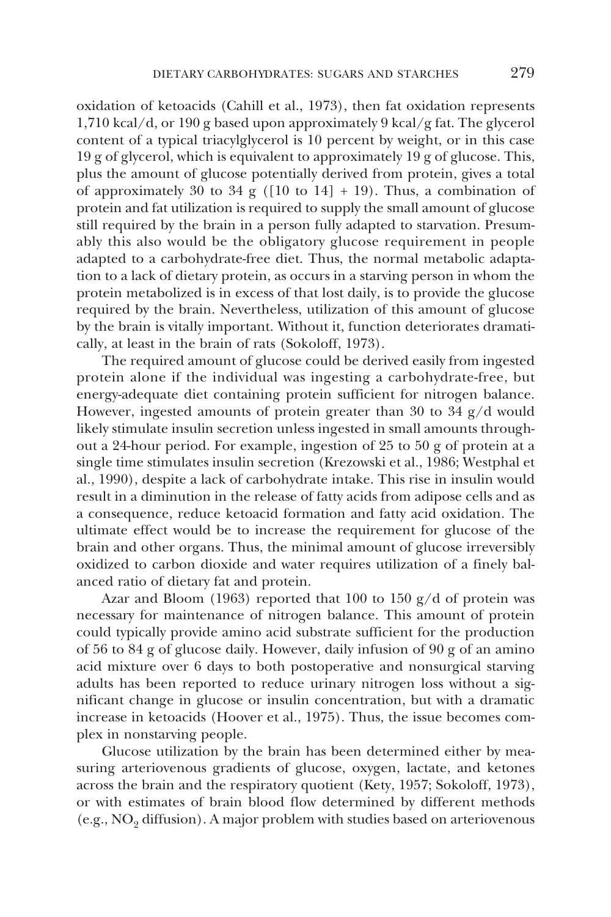oxidation of ketoacids (Cahill et al., 1973), then fat oxidation represents 1,710 kcal/d, or 190 g based upon approximately 9 kcal/g fat. The glycerol content of a typical triacylglycerol is 10 percent by weight, or in this case 19 g of glycerol, which is equivalent to approximately 19 g of glucose. This, plus the amount of glucose potentially derived from protein, gives a total of approximately 30 to 34 g ([10 to 14] + 19). Thus, a combination of protein and fat utilization is required to supply the small amount of glucose still required by the brain in a person fully adapted to starvation. Presumably this also would be the obligatory glucose requirement in people adapted to a carbohydrate-free diet. Thus, the normal metabolic adaptation to a lack of dietary protein, as occurs in a starving person in whom the protein metabolized is in excess of that lost daily, is to provide the glucose required by the brain. Nevertheless, utilization of this amount of glucose by the brain is vitally important. Without it, function deteriorates dramatically, at least in the brain of rats (Sokoloff, 1973).

The required amount of glucose could be derived easily from ingested protein alone if the individual was ingesting a carbohydrate-free, but energy-adequate diet containing protein sufficient for nitrogen balance. However, ingested amounts of protein greater than 30 to 34 g/d would likely stimulate insulin secretion unless ingested in small amounts throughout a 24-hour period. For example, ingestion of 25 to 50 g of protein at a single time stimulates insulin secretion (Krezowski et al., 1986; Westphal et al., 1990), despite a lack of carbohydrate intake. This rise in insulin would result in a diminution in the release of fatty acids from adipose cells and as a consequence, reduce ketoacid formation and fatty acid oxidation. The ultimate effect would be to increase the requirement for glucose of the brain and other organs. Thus, the minimal amount of glucose irreversibly oxidized to carbon dioxide and water requires utilization of a finely balanced ratio of dietary fat and protein.

Azar and Bloom (1963) reported that 100 to 150 g/d of protein was necessary for maintenance of nitrogen balance. This amount of protein could typically provide amino acid substrate sufficient for the production of 56 to 84 g of glucose daily. However, daily infusion of 90 g of an amino acid mixture over 6 days to both postoperative and nonsurgical starving adults has been reported to reduce urinary nitrogen loss without a significant change in glucose or insulin concentration, but with a dramatic increase in ketoacids (Hoover et al., 1975). Thus, the issue becomes complex in nonstarving people.

Glucose utilization by the brain has been determined either by measuring arteriovenous gradients of glucose, oxygen, lactate, and ketones across the brain and the respiratory quotient (Kety, 1957; Sokoloff, 1973), or with estimates of brain blood flow determined by different methods (e.g., $NO_2$ diffusion). A major problem with studies based on arteriovenous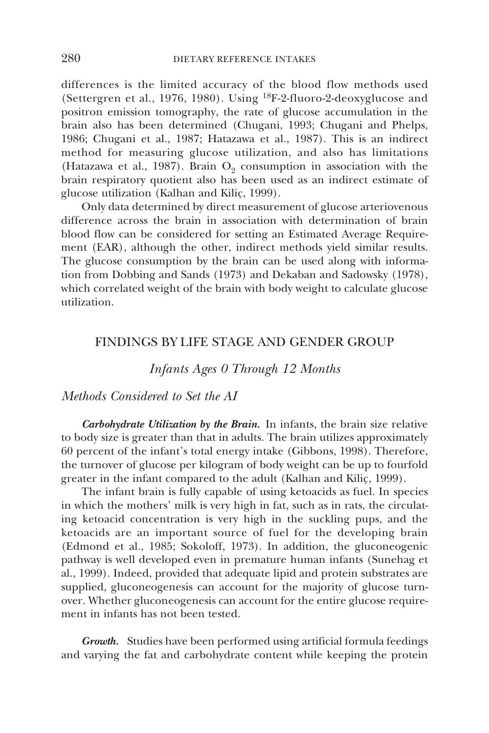differences is the limited accuracy of the blood flow methods used (Settergren et al., 1976, 1980). Using $^{18}$F-2-fluoro-2-deoxyglucose and positron emission tomography, the rate of glucose accumulation in the brain also has been determined (Chugani, 1993; Chugani and Phelps, 1986; Chugani et al., 1987; Hatazawa et al., 1987). This is an indirect method for measuring glucose utilization, and also has limitations (Hatazawa et al., 1987). Brain $O_2$ consumption in association with the brain respiratory quotient also has been used as an indirect estimate of glucose utilization (Kalhan and Kiliç, 1999).

Only data determined by direct measurement of glucose arteriovenous difference across the brain in association with determination of brain blood flow can be considered for setting an Estimated Average Requirement (EAR), although the other, indirect methods yield similar results. The glucose consumption by the brain can be used along with information from Dobbing and Sands (1973) and Dekaban and Sadowsky (1978), which correlated weight of the brain with body weight to calculate glucose utilization.

## FINDINGS BY LIFE STAGE AND GENDER GROUP

### *Infants Ages 0 Through 12 Months*

#### *Methods Considered to Set the AI*

***Carbohydrate Utilization by the Brain.*** In infants, the brain size relative to body size is greater than that in adults. The brain utilizes approximately 60 percent of the infant's total energy intake (Gibbons, 1998). Therefore, the turnover of glucose per kilogram of body weight can be up to fourfold greater in the infant compared to the adult (Kalhan and Kiliç, 1999).

The infant brain is fully capable of using ketoacids as fuel. In species in which the mothers' milk is very high in fat, such as in rats, the circulating ketoacid concentration is very high in the suckling pups, and the ketoacids are an important source of fuel for the developing brain (Edmond et al., 1985; Sokoloff, 1973). In addition, the gluconeogenic pathway is well developed even in premature human infants (Sunehag et al., 1999). Indeed, provided that adequate lipid and protein substrates are supplied, gluconeogenesis can account for the majority of glucose turnover. Whether gluconeogenesis can account for the entire glucose requirement in infants has not been tested.

***Growth.*** Studies have been performed using artificial formula feedings and varying the fat and carbohydrate content while keeping the protein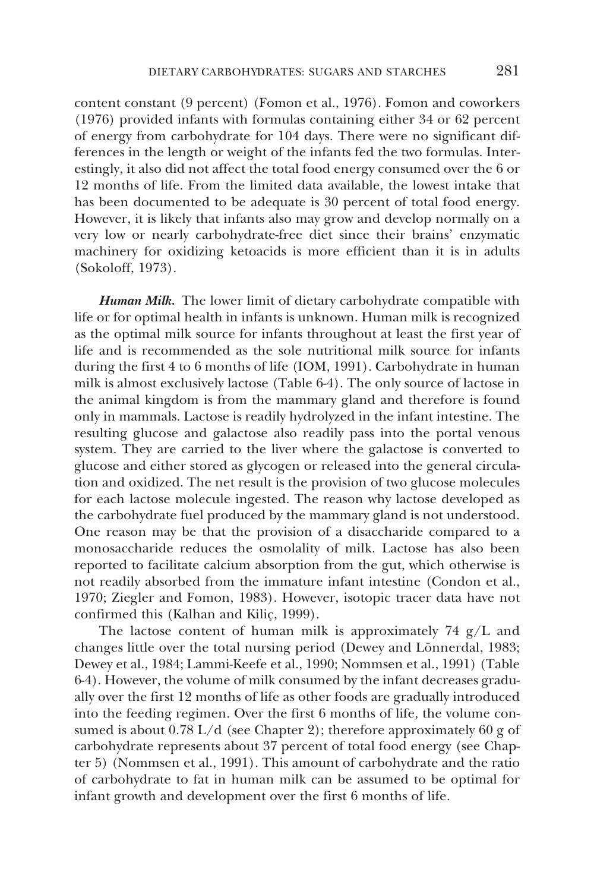content constant (9 percent) (Fomon et al., 1976). Fomon and coworkers (1976) provided infants with formulas containing either 34 or 62 percent of energy from carbohydrate for 104 days. There were no significant differences in the length or weight of the infants fed the two formulas. Interestingly, it also did not affect the total food energy consumed over the 6 or 12 months of life. From the limited data available, the lowest intake that has been documented to be adequate is 30 percent of total food energy. However, it is likely that infants also may grow and develop normally on a very low or nearly carbohydrate-free diet since their brains' enzymatic machinery for oxidizing ketoacids is more efficient than it is in adults (Sokoloff, 1973).

***Human Milk.*** The lower limit of dietary carbohydrate compatible with life or for optimal health in infants is unknown. Human milk is recognized as the optimal milk source for infants throughout at least the first year of life and is recommended as the sole nutritional milk source for infants during the first 4 to 6 months of life (IOM, 1991). Carbohydrate in human milk is almost exclusively lactose (Table 6-4). The only source of lactose in the animal kingdom is from the mammary gland and therefore is found only in mammals. Lactose is readily hydrolyzed in the infant intestine. The resulting glucose and galactose also readily pass into the portal venous system. They are carried to the liver where the galactose is converted to glucose and either stored as glycogen or released into the general circulation and oxidized. The net result is the provision of two glucose molecules for each lactose molecule ingested. The reason why lactose developed as the carbohydrate fuel produced by the mammary gland is not understood. One reason may be that the provision of a disaccharide compared to a monosaccharide reduces the osmolality of milk. Lactose has also been reported to facilitate calcium absorption from the gut, which otherwise is not readily absorbed from the immature infant intestine (Condon et al., 1970; Ziegler and Fomon, 1983). However, isotopic tracer data have not confirmed this (Kalhan and Kiliç, 1999).

The lactose content of human milk is approximately 74 g/L and changes little over the total nursing period (Dewey and Lönnerdal, 1983; Dewey et al., 1984; Lammi-Keefe et al., 1990; Nommsen et al., 1991) (Table 6-4). However, the volume of milk consumed by the infant decreases gradually over the first 12 months of life as other foods are gradually introduced into the feeding regimen. Over the first 6 months of life, the volume consumed is about 0.78 L/d (see Chapter 2); therefore approximately 60 g of carbohydrate represents about 37 percent of total food energy (see Chapter 5) (Nommsen et al., 1991). This amount of carbohydrate and the ratio of carbohydrate to fat in human milk can be assumed to be optimal for infant growth and development over the first 6 months of life.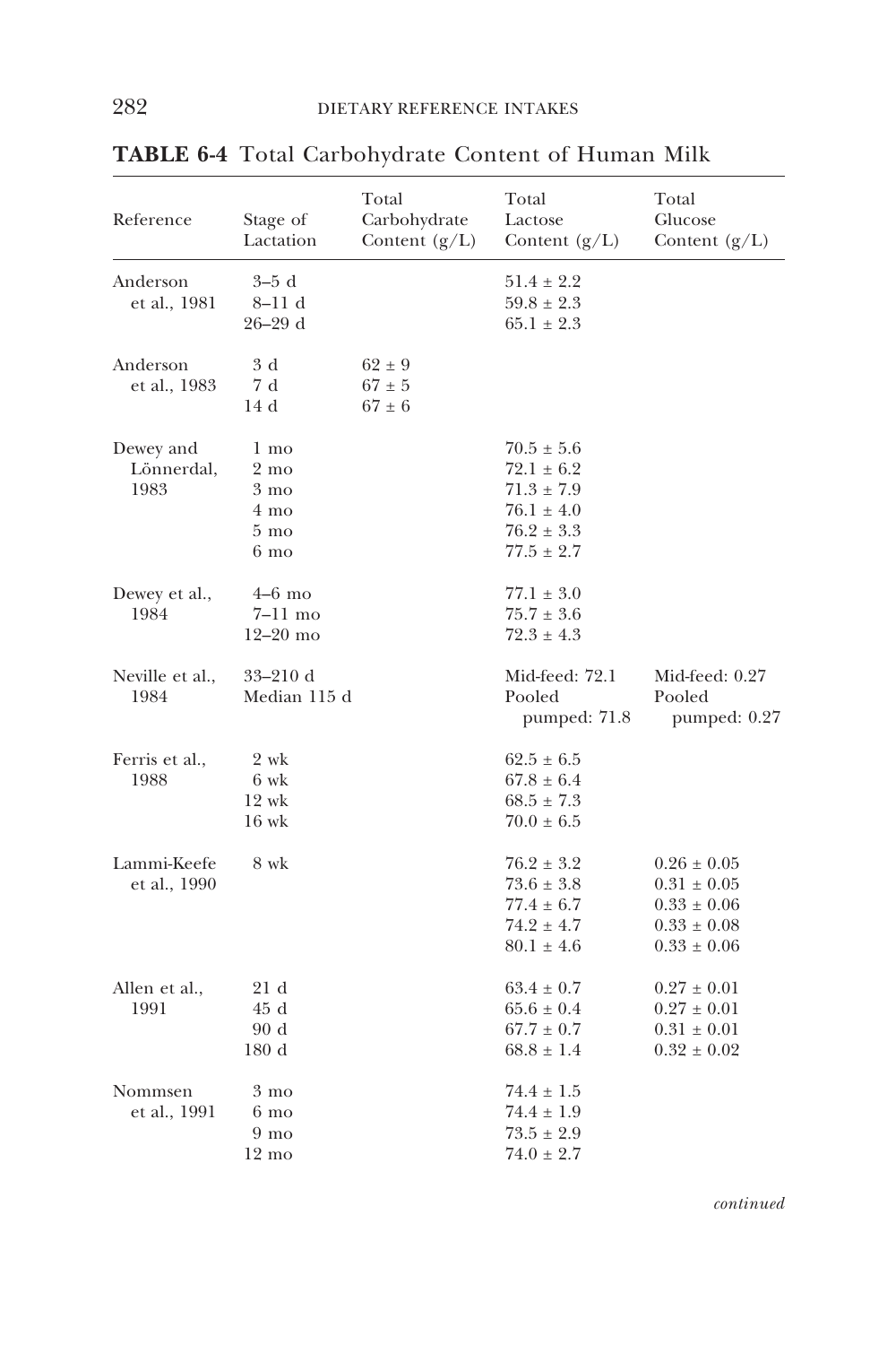**TABLE 6-4** Total Carbohydrate Content of Human Milk

| Reference | Stage of Lactation | Total Carbohydrate Content (g/L) | Total Lactose Content (g/L) | Total Glucose Content (g/L) |
|---|---|---|---|---|
| Anderson et al., 1981 | 3–5 d | | 51.4 ± 2.2 | |
| | 8–11 d | | 59.8 ± 2.3 | |
| | 26–29 d | | 65.1 ± 2.3 | |
| Anderson et al., 1983 | 3 d | 62 ± 9 | | |
| | 7 d | 67 ± 5 | | |
| | 14 d | 67 ± 6 | | |
| Dewey and Lönnerdal, 1983 | 1 mo | | 70.5 ± 5.6 | |
| | 2 mo | | 72.1 ± 6.2 | |
| | 3 mo | | 71.3 ± 7.9 | |
| | 4 mo | | 76.1 ± 4.0 | |
| | 5 mo | | 76.2 ± 3.3 | |
| | 6 mo | | 77.5 ± 2.7 | |
| Dewey et al., 1984 | 4–6 mo | | 77.1 ± 3.0 | |
| | 7–11 mo | | 75.7 ± 3.6 | |
| | 12–20 mo | | 72.3 ± 4.3 | |
| Neville et al., 1984 | 33–210 d Median 115 d | | Mid-feed: 72.1 Pooled pumped: 71.8 | Mid-feed: 0.27 Pooled pumped: 0.27 |
| Ferris et al., 1988 | 2 wk | | 62.5 ± 6.5 | |
| | 6 wk | | 67.8 ± 6.4 | |
| | 12 wk | | 68.5 ± 7.3 | |
| | 16 wk | | 70.0 ± 6.5 | |
| Lammi-Keefe et al., 1990 | 8 wk | | 76.2 ± 3.2 | 0.26 ± 0.05 |
| | | | 73.6 ± 3.8 | 0.31 ± 0.05 |
| | | | 77.4 ± 6.7 | 0.33 ± 0.06 |
| | | | 74.2 ± 4.7 | 0.33 ± 0.08 |
| | | | 80.1 ± 4.6 | 0.33 ± 0.06 |
| Allen et al., 1991 | 21 d | | 63.4 ± 0.7 | 0.27 ± 0.01 |
| | 45 d | | 65.6 ± 0.4 | 0.27 ± 0.01 |
| | 90 d | | 67.7 ± 0.7 | 0.31 ± 0.01 |
| | 180 d | | 68.8 ± 1.4 | 0.32 ± 0.02 |
| Nommsen et al., 1991 | 3 mo | | 74.4 ± 1.5 | |
| | 6 mo | | 74.4 ± 1.9 | |
| | 9 mo | | 73.5 ± 2.9 | |
| | 12 mo | | 74.0 ± 2.7 | |

*continued*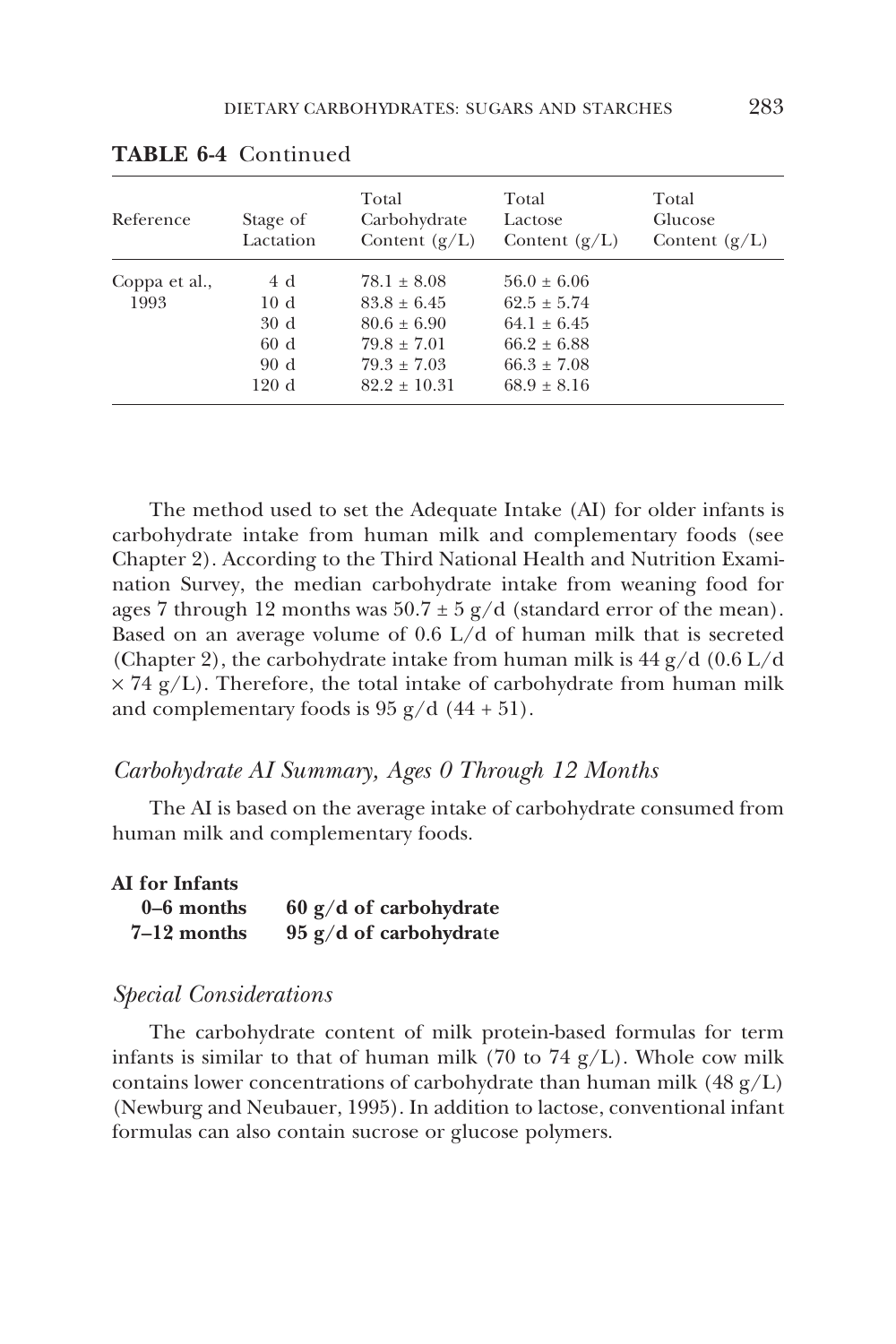**TABLE 6-4** Continued

| Reference | Stage of Lactation | Total Carbohydrate Content (g/L) | Total Lactose Content (g/L) | Total Glucose Content (g/L) |
|---|---|---|---|---|
| Coppa et al., 1993 | 4 d | 78.1 ± 8.08 | 56.0 ± 6.06 | |
| | 10 d | 83.8 ± 6.45 | 62.5 ± 5.74 | |
| | 30 d | 80.6 ± 6.90 | 64.1 ± 6.45 | |
| | 60 d | 79.8 ± 7.01 | 66.2 ± 6.88 | |
| | 90 d | 79.3 ± 7.03 | 66.3 ± 7.08 | |
| | 120 d | 82.2 ± 10.31 | 68.9 ± 8.16 | |

The method used to set the Adequate Intake (AI) for older infants is carbohydrate intake from human milk and complementary foods (see Chapter 2). According to the Third National Health and Nutrition Examination Survey, the median carbohydrate intake from weaning food for ages 7 through 12 months was 50.7 ± 5 g/d (standard error of the mean). Based on an average volume of 0.6 L/d of human milk that is secreted (Chapter 2), the carbohydrate intake from human milk is 44 g/d (0.6 L/d × 74 g/L). Therefore, the total intake of carbohydrate from human milk and complementary foods is 95 g/d (44 + 51).

### *Carbohydrate AI Summary, Ages 0 Through 12 Months*

The AI is based on the average intake of carbohydrate consumed from human milk and complementary foods.

**AI for Infants**

| | |
|---|---|
| **0–6 months** | **60 g/d of carbohydrate** |
| **7–12 months** | **95 g/d of carbohydrate** |

### *Special Considerations*

The carbohydrate content of milk protein-based formulas for term infants is similar to that of human milk (70 to 74 g/L). Whole cow milk contains lower concentrations of carbohydrate than human milk (48 g/L) (Newburg and Neubauer, 1995). In addition to lactose, conventional infant formulas can also contain sucrose or glucose polymers.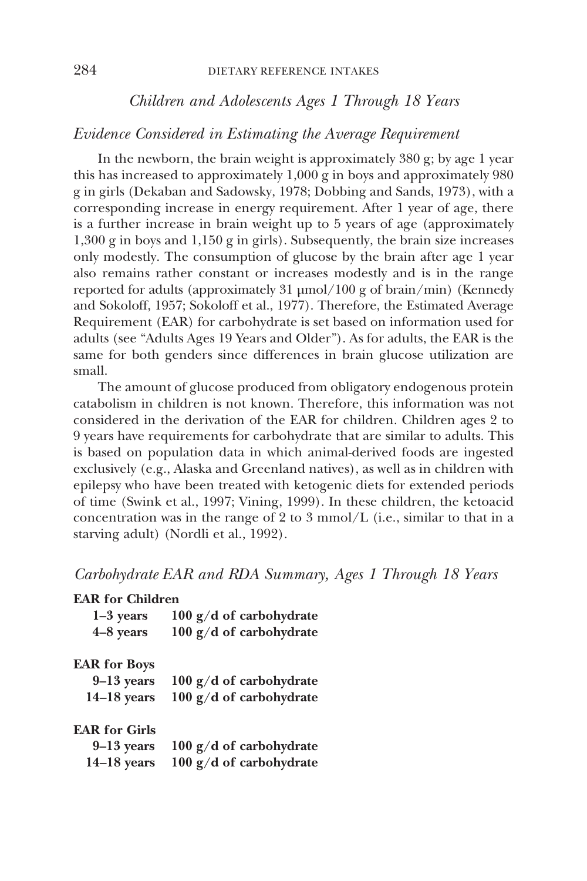### *Children and Adolescents Ages 1 Through 18 Years*

#### *Evidence Considered in Estimating the Average Requirement*

In the newborn, the brain weight is approximately 380 g; by age 1 year this has increased to approximately 1,000 g in boys and approximately 980 g in girls (Dekaban and Sadowsky, 1978; Dobbing and Sands, 1973), with a corresponding increase in energy requirement. After 1 year of age, there is a further increase in brain weight up to 5 years of age (approximately 1,300 g in boys and 1,150 g in girls). Subsequently, the brain size increases only modestly. The consumption of glucose by the brain after age 1 year also remains rather constant or increases modestly and is in the range reported for adults (approximately 31 μmol/100 g of brain/min) (Kennedy and Sokoloff, 1957; Sokoloff et al., 1977). Therefore, the Estimated Average Requirement (EAR) for carbohydrate is set based on information used for adults (see "Adults Ages 19 Years and Older"). As for adults, the EAR is the same for both genders since differences in brain glucose utilization are small.

The amount of glucose produced from obligatory endogenous protein catabolism in children is not known. Therefore, this information was not considered in the derivation of the EAR for children. Children ages 2 to 9 years have requirements for carbohydrate that are similar to adults. This is based on population data in which animal-derived foods are ingested exclusively (e.g., Alaska and Greenland natives), as well as in children with epilepsy who have been treated with ketogenic diets for extended periods of time (Swink et al., 1997; Vining, 1999). In these children, the ketoacid concentration was in the range of 2 to 3 mmol/L (i.e., similar to that in a starving adult) (Nordli et al., 1992).

#### *Carbohydrate EAR and RDA Summary, Ages 1 Through 18 Years*

**EAR for Children**

| | |
|---|---|
| **1–3 years** | **100 g/d of carbohydrate** |
| **4–8 years** | **100 g/d of carbohydrate** |

**EAR for Boys**

| | |
|---|---|
| **9–13 years** | **100 g/d of carbohydrate** |
| **14–18 years** | **100 g/d of carbohydrate** |

**EAR for Girls**

| | |
|---|---|
| **9–13 years** | **100 g/d of carbohydrate** |
| **14–18 years** | **100 g/d of carbohydrate** |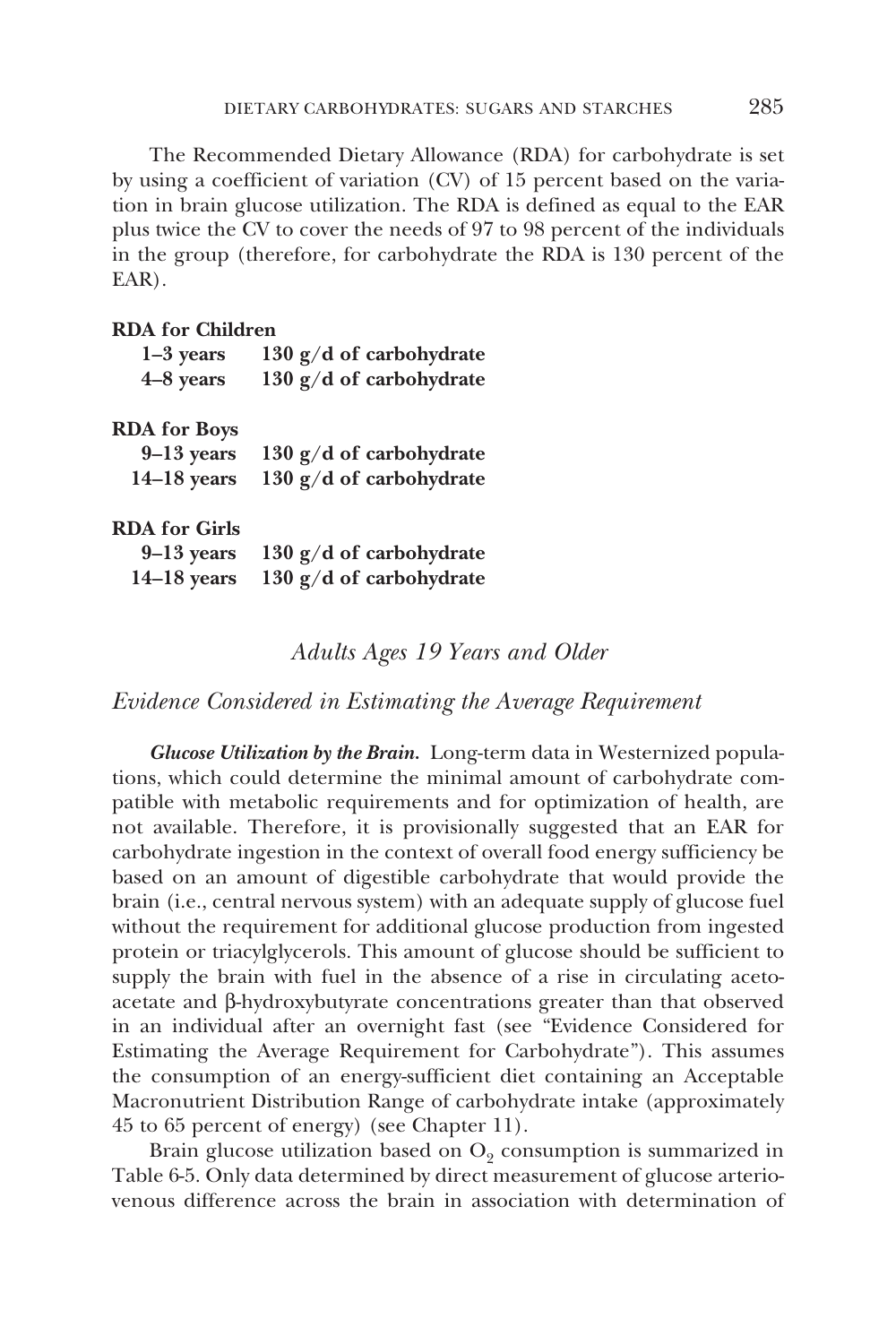The Recommended Dietary Allowance (RDA) for carbohydrate is set by using a coefficient of variation (CV) of 15 percent based on the variation in brain glucose utilization. The RDA is defined as equal to the EAR plus twice the CV to cover the needs of 97 to 98 percent of the individuals in the group (therefore, for carbohydrate the RDA is 130 percent of the EAR).

**RDA for Children**

| | |
|---|---|
| **1–3 years** | **130 g/d of carbohydrate** |
| **4–8 years** | **130 g/d of carbohydrate** |

**RDA for Boys**

| | |
|---|---|
| **9–13 years** | **130 g/d of carbohydrate** |
| **14–18 years** | **130 g/d of carbohydrate** |

**RDA for Girls**

| | |
|---|---|
| **9–13 years** | **130 g/d of carbohydrate** |
| **14–18 years** | **130 g/d of carbohydrate** |

## *Adults Ages 19 Years and Older*

### *Evidence Considered in Estimating the Average Requirement*

***Glucose Utilization by the Brain.*** Long-term data in Westernized populations, which could determine the minimal amount of carbohydrate compatible with metabolic requirements and for optimization of health, are not available. Therefore, it is provisionally suggested that an EAR for carbohydrate ingestion in the context of overall food energy sufficiency be based on an amount of digestible carbohydrate that would provide the brain (i.e., central nervous system) with an adequate supply of glucose fuel without the requirement for additional glucose production from ingested protein or triacylglycerols. This amount of glucose should be sufficient to supply the brain with fuel in the absence of a rise in circulating acetoacetate and β-hydroxybutyrate concentrations greater than that observed in an individual after an overnight fast (see "Evidence Considered for Estimating the Average Requirement for Carbohydrate"). This assumes the consumption of an energy-sufficient diet containing an Acceptable Macronutrient Distribution Range of carbohydrate intake (approximately 45 to 65 percent of energy) (see Chapter 11).

Brain glucose utilization based on $O_2$ consumption is summarized in Table 6-5. Only data determined by direct measurement of glucose arteriovenous difference across the brain in association with determination of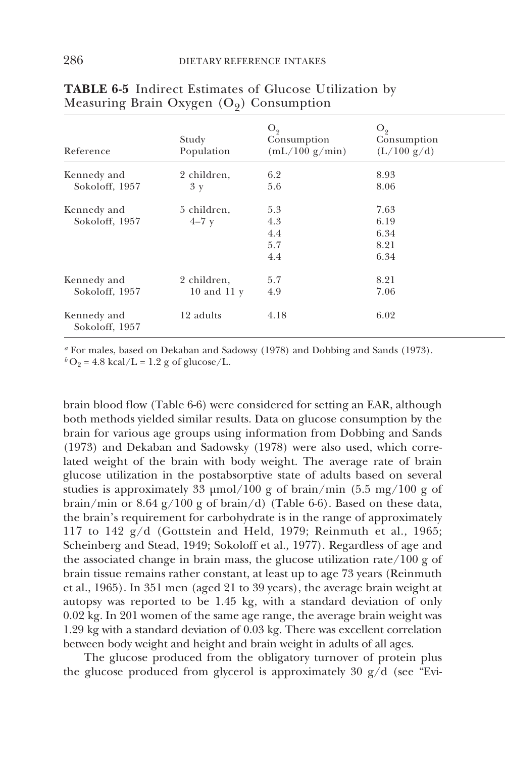**TABLE 6-5** Indirect Estimates of Glucose Utilization by Measuring Brain Oxygen ($O_2$) Consumption

| Reference | Study Population | $O_2$ Consumption (mL/100 g/min) | $O_2$ Consumption (L/100 g/d) |
|---|---|---|---|
| Kennedy and Sokoloff, 1957 | 2 children, 3 y | 6.2 | 8.93 |
| | | 5.6 | 8.06 |
| Kennedy and Sokoloff, 1957 | 5 children, 4–7 y | 5.3 | 7.63 |
| | | 4.3 | 6.19 |
| | | 4.4 | 6.34 |
| | | 5.7 | 8.21 |
| | | 4.4 | 6.34 |
| Kennedy and Sokoloff, 1957 | 2 children, 10 and 11 y | 5.7 | 8.21 |
| | | 4.9 | 7.06 |
| Kennedy and Sokoloff, 1957 | 12 adults | 4.18 | 6.02 |

[a] For males, based on Dekaban and Sadowsy (1978) and Dobbing and Sands (1973).
[b] $O_2$ = 4.8 kcal/L = 1.2 g of glucose/L.

brain blood flow (Table 6-6) were considered for setting an EAR, although both methods yielded similar results. Data on glucose consumption by the brain for various age groups using information from Dobbing and Sands (1973) and Dekaban and Sadowsky (1978) were also used, which correlated weight of the brain with body weight. The average rate of brain glucose utilization in the postabsorptive state of adults based on several studies is approximately 33 µmol/100 g of brain/min (5.5 mg/100 g of brain/min or 8.64 g/100 g of brain/d) (Table 6-6). Based on these data, the brain's requirement for carbohydrate is in the range of approximately 117 to 142 g/d (Gottstein and Held, 1979; Reinmuth et al., 1965; Scheinberg and Stead, 1949; Sokoloff et al., 1977). Regardless of age and the associated change in brain mass, the glucose utilization rate/100 g of brain tissue remains rather constant, at least up to age 73 years (Reinmuth et al., 1965). In 351 men (aged 21 to 39 years), the average brain weight at autopsy was reported to be 1.45 kg, with a standard deviation of only 0.02 kg. In 201 women of the same age range, the average brain weight was 1.29 kg with a standard deviation of 0.03 kg. There was excellent correlation between body weight and height and brain weight in adults of all ages.

The glucose produced from the obligatory turnover of protein plus the glucose produced from glycerol is approximately 30 g/d (see "Evi-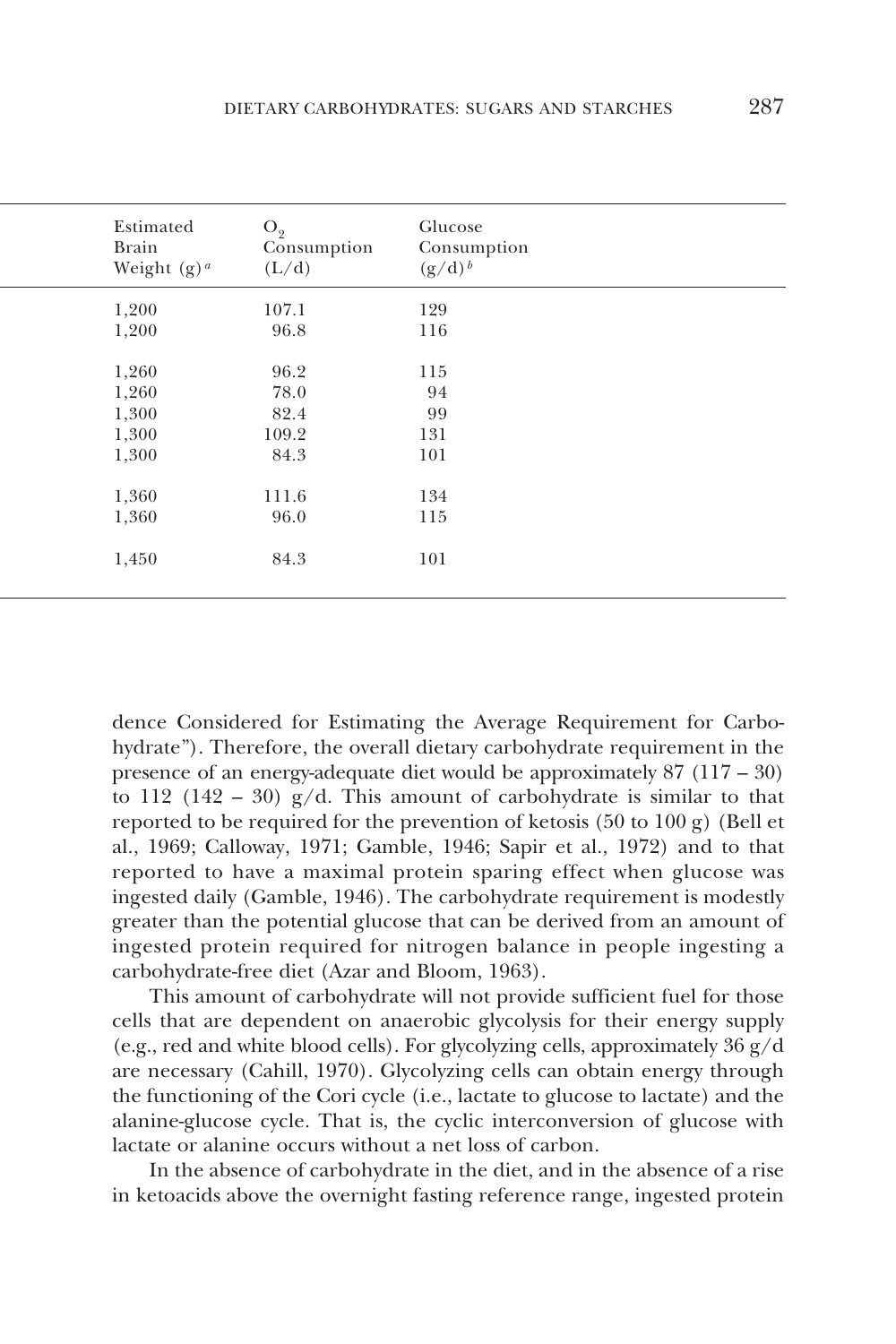| Estimated Brain Weight (g)[a] | $O_2$ Consumption (L/d) | Glucose Consumption (g/d)[b] |
|---|---|---|
| 1,200 | 107.1 | 129 |
| 1,200 | 96.8 | 116 |
| 1,260 | 96.2 | 115 |
| 1,260 | 78.0 | 94 |
| 1,300 | 82.4 | 99 |
| 1,300 | 109.2 | 131 |
| 1,300 | 84.3 | 101 |
| 1,360 | 111.6 | 134 |
| 1,360 | 96.0 | 115 |
| 1,450 | 84.3 | 101 |

dence Considered for Estimating the Average Requirement for Carbohydrate"). Therefore, the overall dietary carbohydrate requirement in the presence of an energy-adequate diet would be approximately 87 (117 – 30) to 112 (142 – 30) g/d. This amount of carbohydrate is similar to that reported to be required for the prevention of ketosis (50 to 100 g) (Bell et al., 1969; Calloway, 1971; Gamble, 1946; Sapir et al., 1972) and to that reported to have a maximal protein sparing effect when glucose was ingested daily (Gamble, 1946). The carbohydrate requirement is modestly greater than the potential glucose that can be derived from an amount of ingested protein required for nitrogen balance in people ingesting a carbohydrate-free diet (Azar and Bloom, 1963).

This amount of carbohydrate will not provide sufficient fuel for those cells that are dependent on anaerobic glycolysis for their energy supply (e.g., red and white blood cells). For glycolyzing cells, approximately 36 g/d are necessary (Cahill, 1970). Glycolyzing cells can obtain energy through the functioning of the Cori cycle (i.e., lactate to glucose to lactate) and the alanine-glucose cycle. That is, the cyclic interconversion of glucose with lactate or alanine occurs without a net loss of carbon.

In the absence of carbohydrate in the diet, and in the absence of a rise in ketoacids above the overnight fasting reference range, ingested protein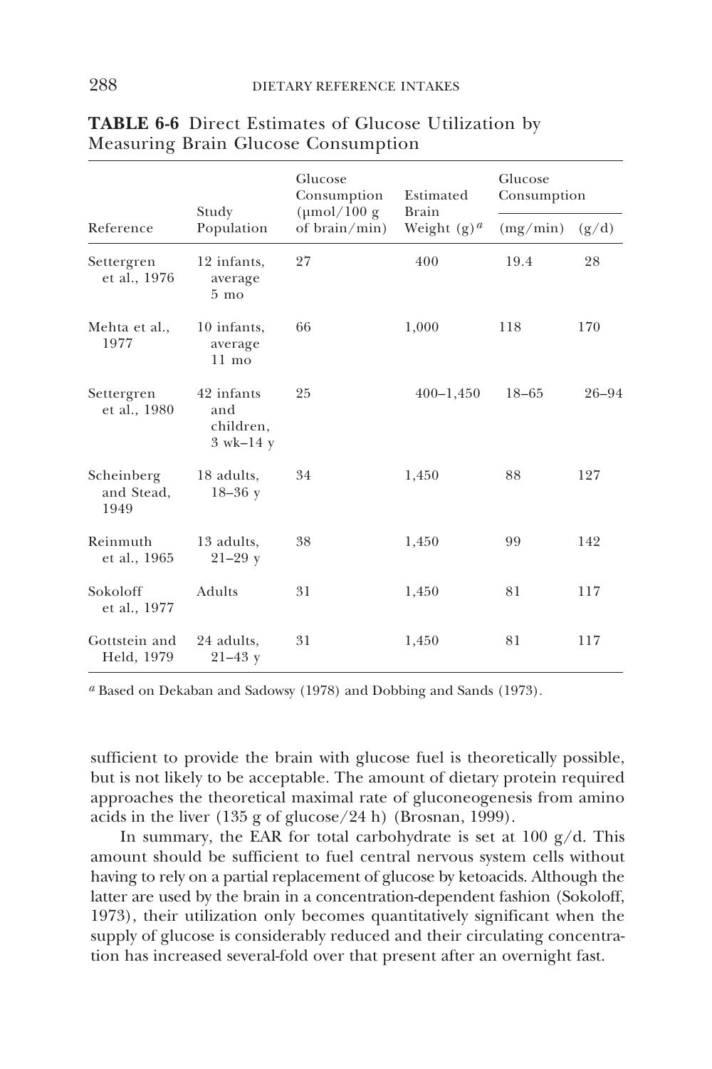**TABLE 6-6** Direct Estimates of Glucose Utilization by Measuring Brain Glucose Consumption

| Reference | Study Population | Glucose Consumption (μmol/100 g of brain/min) | Estimated Brain Weight (g)[a] | Glucose Consumption | |
|---|---|---|---|---|---|
| | | | | (mg/min) | (g/d) |
| Settergren et al., 1976 | 12 infants, average 5 mo | 27 | 400 | 19.4 | 28 |
| Mehta et al., 1977 | 10 infants, average 11 mo | 66 | 1,000 | 118 | 170 |
| Settergren et al., 1980 | 42 infants and children, 3 wk–14 y | 25 | 400–1,450 | 18–65 | 26–94 |
| Scheinberg and Stead, 1949 | 18 adults, 18–36 y | 34 | 1,450 | 88 | 127 |
| Reinmuth et al., 1965 | 13 adults, 21–29 y | 38 | 1,450 | 99 | 142 |
| Sokoloff et al., 1977 | Adults | 31 | 1,450 | 81 | 117 |
| Gottstein and Held, 1979 | 24 adults, 21–43 y | 31 | 1,450 | 81 | 117 |

[a] Based on Dekaban and Sadowsy (1978) and Dobbing and Sands (1973).

sufficient to provide the brain with glucose fuel is theoretically possible, but is not likely to be acceptable. The amount of dietary protein required approaches the theoretical maximal rate of gluconeogenesis from amino acids in the liver (135 g of glucose/24 h) (Brosnan, 1999).

In summary, the EAR for total carbohydrate is set at 100 g/d. This amount should be sufficient to fuel central nervous system cells without having to rely on a partial replacement of glucose by ketoacids. Although the latter are used by the brain in a concentration-dependent fashion (Sokoloff, 1973), their utilization only becomes quantitatively significant when the supply of glucose is considerably reduced and their circulating concentration has increased several-fold over that present after an overnight fast.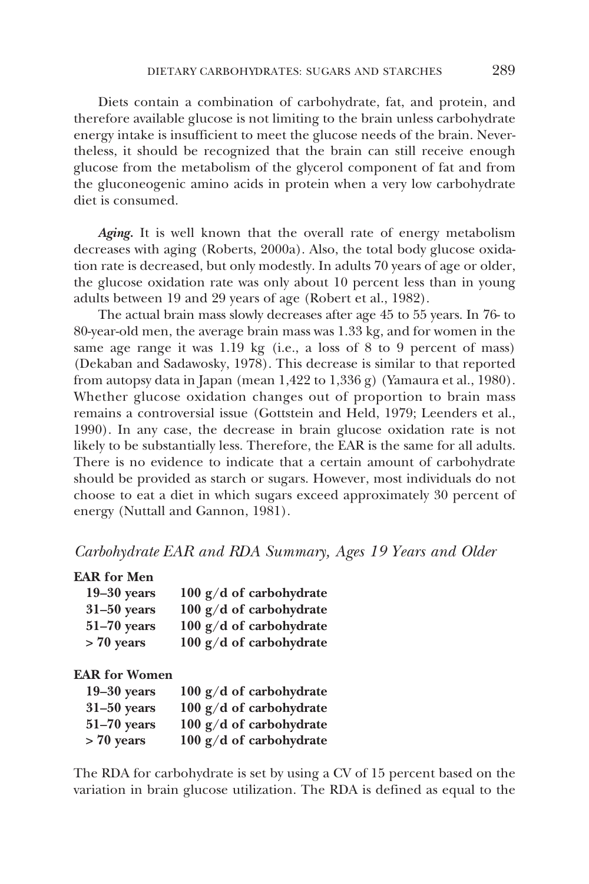Diets contain a combination of carbohydrate, fat, and protein, and therefore available glucose is not limiting to the brain unless carbohydrate energy intake is insufficient to meet the glucose needs of the brain. Nevertheless, it should be recognized that the brain can still receive enough glucose from the metabolism of the glycerol component of fat and from the gluconeogenic amino acids in protein when a very low carbohydrate diet is consumed.

***Aging.*** It is well known that the overall rate of energy metabolism decreases with aging (Roberts, 2000a). Also, the total body glucose oxidation rate is decreased, but only modestly. In adults 70 years of age or older, the glucose oxidation rate was only about 10 percent less than in young adults between 19 and 29 years of age (Robert et al., 1982).

The actual brain mass slowly decreases after age 45 to 55 years. In 76- to 80-year-old men, the average brain mass was 1.33 kg, and for women in the same age range it was 1.19 kg (i.e., a loss of 8 to 9 percent of mass) (Dekaban and Sadawosky, 1978). This decrease is similar to that reported from autopsy data in Japan (mean 1,422 to 1,336 g) (Yamaura et al., 1980). Whether glucose oxidation changes out of proportion to brain mass remains a controversial issue (Gottstein and Held, 1979; Leenders et al., 1990). In any case, the decrease in brain glucose oxidation rate is not likely to be substantially less. Therefore, the EAR is the same for all adults. There is no evidence to indicate that a certain amount of carbohydrate should be provided as starch or sugars. However, most individuals do not choose to eat a diet in which sugars exceed approximately 30 percent of energy (Nuttall and Gannon, 1981).

### *Carbohydrate EAR and RDA Summary, Ages 19 Years and Older*

**EAR for Men**

| | |
|---|---|
| **19–30 years** | **100 g/d of carbohydrate** |
| **31–50 years** | **100 g/d of carbohydrate** |
| **51–70 years** | **100 g/d of carbohydrate** |
| **> 70 years** | **100 g/d of carbohydrate** |

**EAR for Women**

| | |
|---|---|
| **19–30 years** | **100 g/d of carbohydrate** |
| **31–50 years** | **100 g/d of carbohydrate** |
| **51–70 years** | **100 g/d of carbohydrate** |
| **> 70 years** | **100 g/d of carbohydrate** |

The RDA for carbohydrate is set by using a CV of 15 percent based on the variation in brain glucose utilization. The RDA is defined as equal to the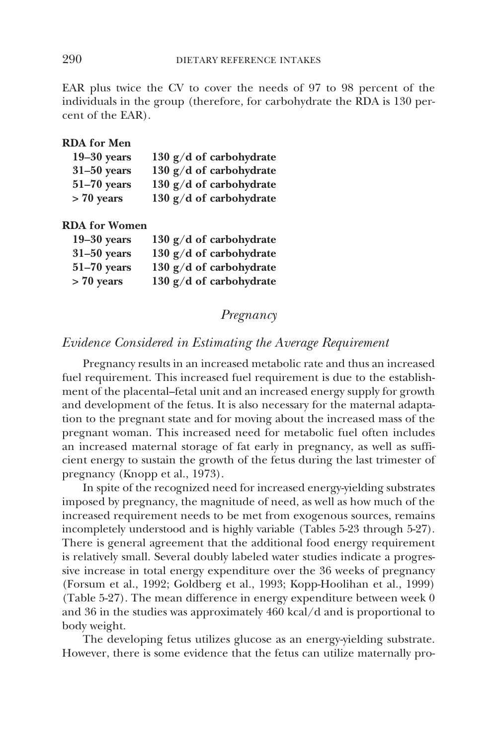EAR plus twice the CV to cover the needs of 97 to 98 percent of the individuals in the group (therefore, for carbohydrate the RDA is 130 percent of the EAR).

**RDA for Men**

| | |
|---|---|
| **19–30 years** | **130 g/d of carbohydrate** |
| **31–50 years** | **130 g/d of carbohydrate** |
| **51–70 years** | **130 g/d of carbohydrate** |
| **> 70 years** | **130 g/d of carbohydrate** |

**RDA for Women**

| | |
|---|---|
| **19–30 years** | **130 g/d of carbohydrate** |
| **31–50 years** | **130 g/d of carbohydrate** |
| **51–70 years** | **130 g/d of carbohydrate** |
| **> 70 years** | **130 g/d of carbohydrate** |

## *Pregnancy*

### *Evidence Considered in Estimating the Average Requirement*

Pregnancy results in an increased metabolic rate and thus an increased fuel requirement. This increased fuel requirement is due to the establishment of the placental–fetal unit and an increased energy supply for growth and development of the fetus. It is also necessary for the maternal adaptation to the pregnant state and for moving about the increased mass of the pregnant woman. This increased need for metabolic fuel often includes an increased maternal storage of fat early in pregnancy, as well as sufficient energy to sustain the growth of the fetus during the last trimester of pregnancy (Knopp et al., 1973).

In spite of the recognized need for increased energy-yielding substrates imposed by pregnancy, the magnitude of need, as well as how much of the increased requirement needs to be met from exogenous sources, remains incompletely understood and is highly variable (Tables 5-23 through 5-27). There is general agreement that the additional food energy requirement is relatively small. Several doubly labeled water studies indicate a progressive increase in total energy expenditure over the 36 weeks of pregnancy (Forsum et al., 1992; Goldberg et al., 1993; Kopp-Hoolihan et al., 1999) (Table 5-27). The mean difference in energy expenditure between week 0 and 36 in the studies was approximately 460 kcal/d and is proportional to body weight.

The developing fetus utilizes glucose as an energy-yielding substrate. However, there is some evidence that the fetus can utilize maternally pro-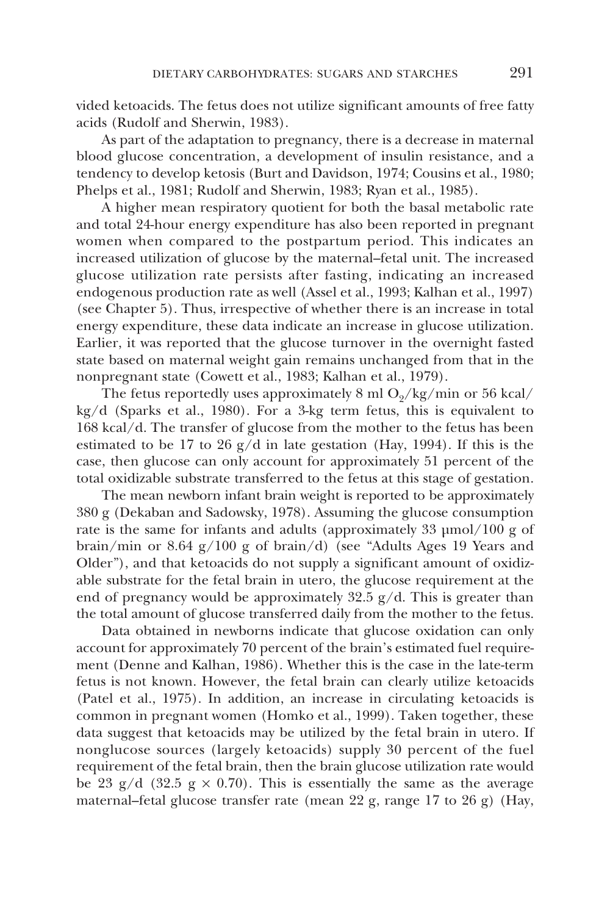vided ketoacids. The fetus does not utilize significant amounts of free fatty acids (Rudolf and Sherwin, 1983).

As part of the adaptation to pregnancy, there is a decrease in maternal blood glucose concentration, a development of insulin resistance, and a tendency to develop ketosis (Burt and Davidson, 1974; Cousins et al., 1980; Phelps et al., 1981; Rudolf and Sherwin, 1983; Ryan et al., 1985).

A higher mean respiratory quotient for both the basal metabolic rate and total 24-hour energy expenditure has also been reported in pregnant women when compared to the postpartum period. This indicates an increased utilization of glucose by the maternal–fetal unit. The increased glucose utilization rate persists after fasting, indicating an increased endogenous production rate as well (Assel et al., 1993; Kalhan et al., 1997) (see Chapter 5). Thus, irrespective of whether there is an increase in total energy expenditure, these data indicate an increase in glucose utilization. Earlier, it was reported that the glucose turnover in the overnight fasted state based on maternal weight gain remains unchanged from that in the nonpregnant state (Cowett et al., 1983; Kalhan et al., 1979).

The fetus reportedly uses approximately 8 ml $O_2$/kg/min or 56 kcal/kg/d (Sparks et al., 1980). For a 3-kg term fetus, this is equivalent to 168 kcal/d. The transfer of glucose from the mother to the fetus has been estimated to be 17 to 26 g/d in late gestation (Hay, 1994). If this is the case, then glucose can only account for approximately 51 percent of the total oxidizable substrate transferred to the fetus at this stage of gestation.

The mean newborn infant brain weight is reported to be approximately 380 g (Dekaban and Sadowsky, 1978). Assuming the glucose consumption rate is the same for infants and adults (approximately 33 μmol/100 g of brain/min or 8.64 g/100 g of brain/d) (see "Adults Ages 19 Years and Older"), and that ketoacids do not supply a significant amount of oxidizable substrate for the fetal brain in utero, the glucose requirement at the end of pregnancy would be approximately 32.5 g/d. This is greater than the total amount of glucose transferred daily from the mother to the fetus.

Data obtained in newborns indicate that glucose oxidation can only account for approximately 70 percent of the brain's estimated fuel requirement (Denne and Kalhan, 1986). Whether this is the case in the late-term fetus is not known. However, the fetal brain can clearly utilize ketoacids (Patel et al., 1975). In addition, an increase in circulating ketoacids is common in pregnant women (Homko et al., 1999). Taken together, these data suggest that ketoacids may be utilized by the fetal brain in utero. If nonglucose sources (largely ketoacids) supply 30 percent of the fuel requirement of the fetal brain, then the brain glucose utilization rate would be 23 g/d (32.5 g × 0.70). This is essentially the same as the average maternal–fetal glucose transfer rate (mean 22 g, range 17 to 26 g) (Hay,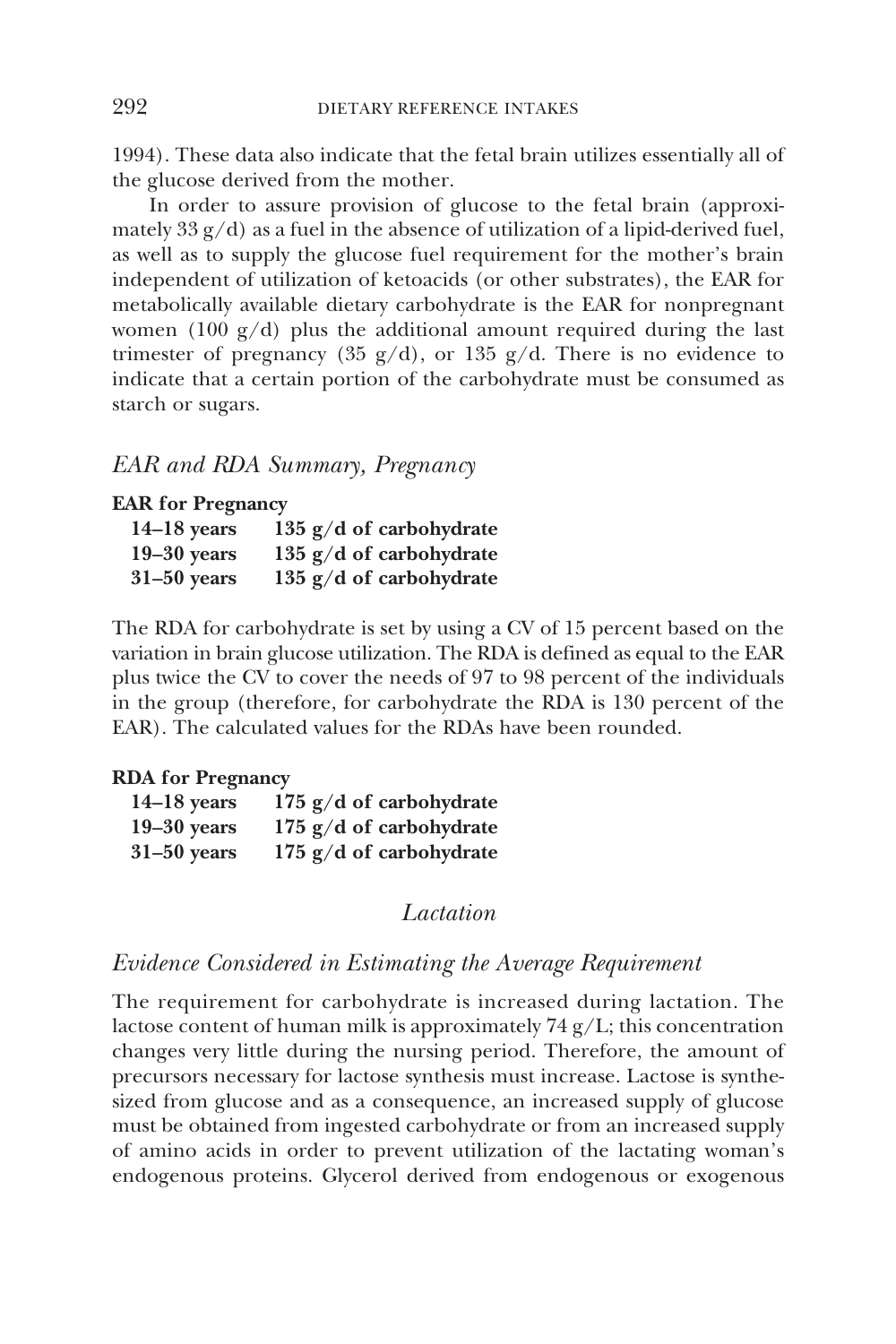1994). These data also indicate that the fetal brain utilizes essentially all of the glucose derived from the mother.

In order to assure provision of glucose to the fetal brain (approximately 33 g/d) as a fuel in the absence of utilization of a lipid-derived fuel, as well as to supply the glucose fuel requirement for the mother's brain independent of utilization of ketoacids (or other substrates), the EAR for metabolically available dietary carbohydrate is the EAR for nonpregnant women (100 g/d) plus the additional amount required during the last trimester of pregnancy (35 g/d), or 135 g/d. There is no evidence to indicate that a certain portion of the carbohydrate must be consumed as starch or sugars.

### *EAR and RDA Summary, Pregnancy*

**EAR for Pregnancy**

| | |
|---|---|
| **14–18 years** | **135 g/d of carbohydrate** |
| **19–30 years** | **135 g/d of carbohydrate** |
| **31–50 years** | **135 g/d of carbohydrate** |

The RDA for carbohydrate is set by using a CV of 15 percent based on the variation in brain glucose utilization. The RDA is defined as equal to the EAR plus twice the CV to cover the needs of 97 to 98 percent of the individuals in the group (therefore, for carbohydrate the RDA is 130 percent of the EAR). The calculated values for the RDAs have been rounded.

**RDA for Pregnancy**

| | |
|---|---|
| **14–18 years** | **175 g/d of carbohydrate** |
| **19–30 years** | **175 g/d of carbohydrate** |
| **31–50 years** | **175 g/d of carbohydrate** |

## *Lactation*

### *Evidence Considered in Estimating the Average Requirement*

The requirement for carbohydrate is increased during lactation. The lactose content of human milk is approximately 74 g/L; this concentration changes very little during the nursing period. Therefore, the amount of precursors necessary for lactose synthesis must increase. Lactose is synthesized from glucose and as a consequence, an increased supply of glucose must be obtained from ingested carbohydrate or from an increased supply of amino acids in order to prevent utilization of the lactating woman's endogenous proteins. Glycerol derived from endogenous or exogenous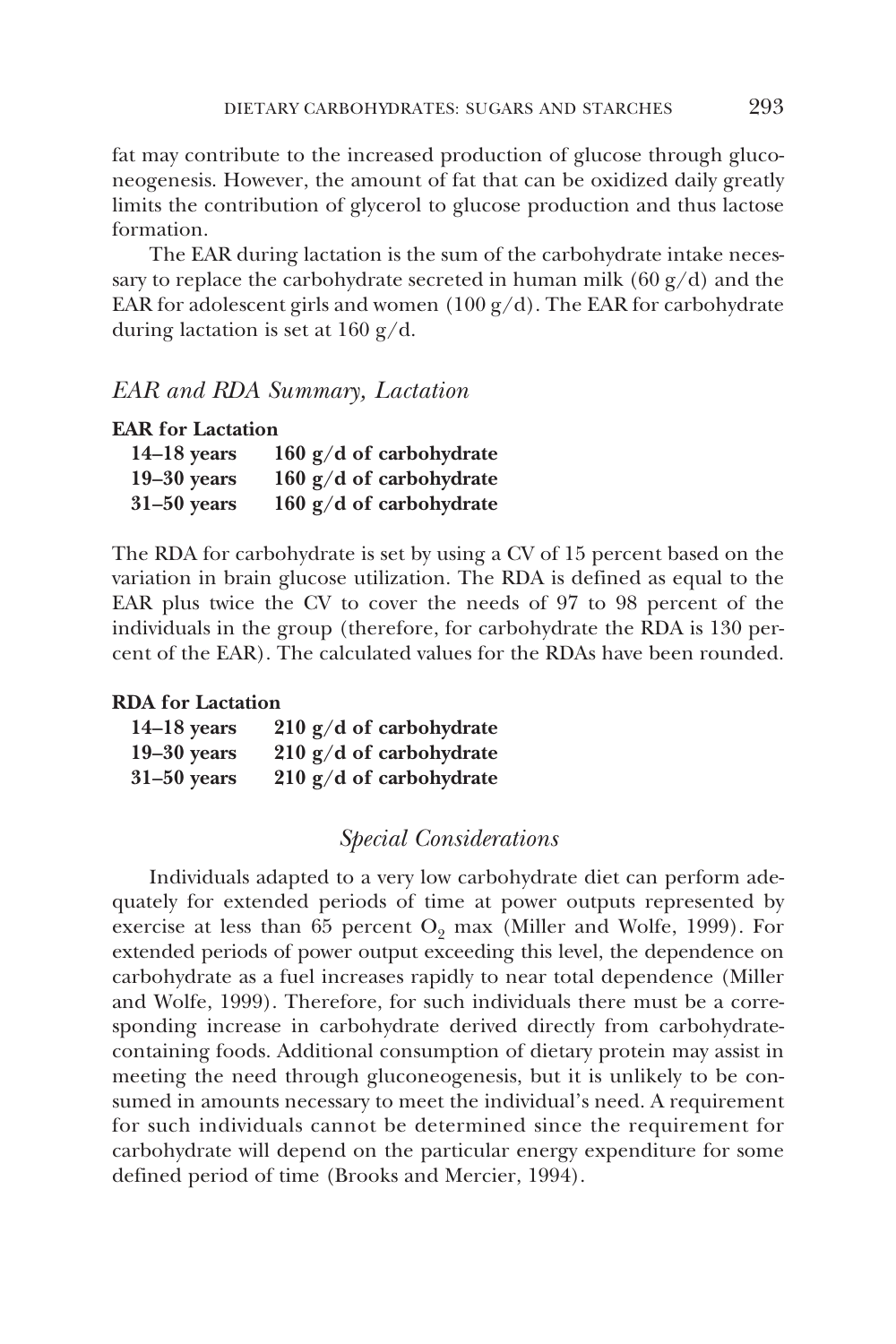fat may contribute to the increased production of glucose through gluconeogenesis. However, the amount of fat that can be oxidized daily greatly limits the contribution of glycerol to glucose production and thus lactose formation.

The EAR during lactation is the sum of the carbohydrate intake necessary to replace the carbohydrate secreted in human milk (60 g/d) and the EAR for adolescent girls and women (100 g/d). The EAR for carbohydrate during lactation is set at 160 g/d.

### *EAR and RDA Summary, Lactation*

**EAR for Lactation**

| | |
|---|---|
| **14–18 years** | **160 g/d of carbohydrate** |
| **19–30 years** | **160 g/d of carbohydrate** |
| **31–50 years** | **160 g/d of carbohydrate** |

The RDA for carbohydrate is set by using a CV of 15 percent based on the variation in brain glucose utilization. The RDA is defined as equal to the EAR plus twice the CV to cover the needs of 97 to 98 percent of the individuals in the group (therefore, for carbohydrate the RDA is 130 percent of the EAR). The calculated values for the RDAs have been rounded.

**RDA for Lactation**

| | |
|---|---|
| **14–18 years** | **210 g/d of carbohydrate** |
| **19–30 years** | **210 g/d of carbohydrate** |
| **31–50 years** | **210 g/d of carbohydrate** |

## *Special Considerations*

Individuals adapted to a very low carbohydrate diet can perform adequately for extended periods of time at power outputs represented by exercise at less than 65 percent $O_2$ max (Miller and Wolfe, 1999). For extended periods of power output exceeding this level, the dependence on carbohydrate as a fuel increases rapidly to near total dependence (Miller and Wolfe, 1999). Therefore, for such individuals there must be a corresponding increase in carbohydrate derived directly from carbohydrate-containing foods. Additional consumption of dietary protein may assist in meeting the need through gluconeogenesis, but it is unlikely to be consumed in amounts necessary to meet the individual's need. A requirement for such individuals cannot be determined since the requirement for carbohydrate will depend on the particular energy expenditure for some defined period of time (Brooks and Mercier, 1994).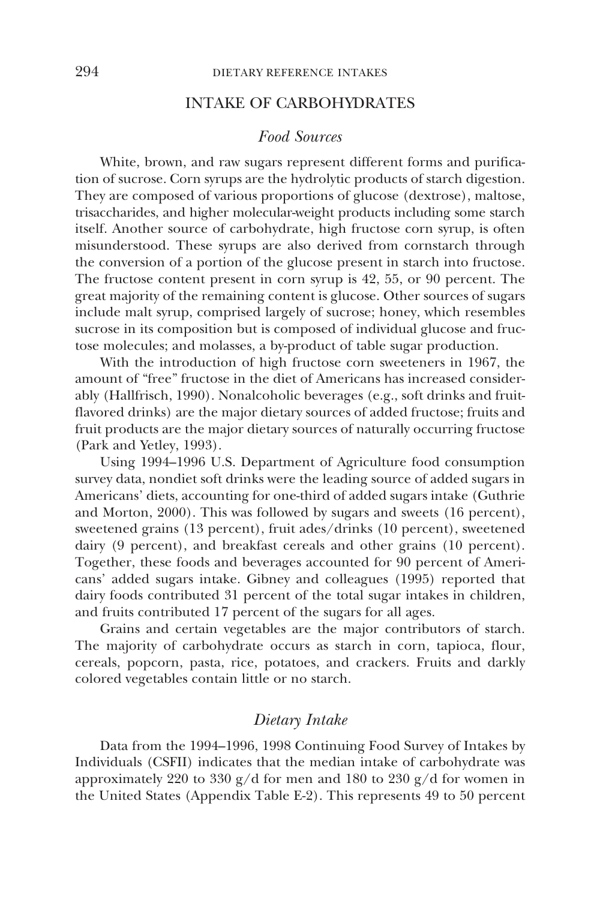## INTAKE OF CARBOHYDRATES

### *Food Sources*

White, brown, and raw sugars represent different forms and purification of sucrose. Corn syrups are the hydrolytic products of starch digestion. They are composed of various proportions of glucose (dextrose), maltose, trisaccharides, and higher molecular-weight products including some starch itself. Another source of carbohydrate, high fructose corn syrup, is often misunderstood. These syrups are also derived from cornstarch through the conversion of a portion of the glucose present in starch into fructose. The fructose content present in corn syrup is 42, 55, or 90 percent. The great majority of the remaining content is glucose. Other sources of sugars include malt syrup, comprised largely of sucrose; honey, which resembles sucrose in its composition but is composed of individual glucose and fructose molecules; and molasses, a by-product of table sugar production.

With the introduction of high fructose corn sweeteners in 1967, the amount of "free" fructose in the diet of Americans has increased considerably (Hallfrisch, 1990). Nonalcoholic beverages (e.g., soft drinks and fruit-flavored drinks) are the major dietary sources of added fructose; fruits and fruit products are the major dietary sources of naturally occurring fructose (Park and Yetley, 1993).

Using 1994–1996 U.S. Department of Agriculture food consumption survey data, nondiet soft drinks were the leading source of added sugars in Americans' diets, accounting for one-third of added sugars intake (Guthrie and Morton, 2000). This was followed by sugars and sweets (16 percent), sweetened grains (13 percent), fruit ades/drinks (10 percent), sweetened dairy (9 percent), and breakfast cereals and other grains (10 percent). Together, these foods and beverages accounted for 90 percent of Americans' added sugars intake. Gibney and colleagues (1995) reported that dairy foods contributed 31 percent of the total sugar intakes in children, and fruits contributed 17 percent of the sugars for all ages.

Grains and certain vegetables are the major contributors of starch. The majority of carbohydrate occurs as starch in corn, tapioca, flour, cereals, popcorn, pasta, rice, potatoes, and crackers. Fruits and darkly colored vegetables contain little or no starch.

### *Dietary Intake*

Data from the 1994–1996, 1998 Continuing Food Survey of Intakes by Individuals (CSFII) indicates that the median intake of carbohydrate was approximately 220 to 330 g/d for men and 180 to 230 g/d for women in the United States (Appendix Table E-2). This represents 49 to 50 percent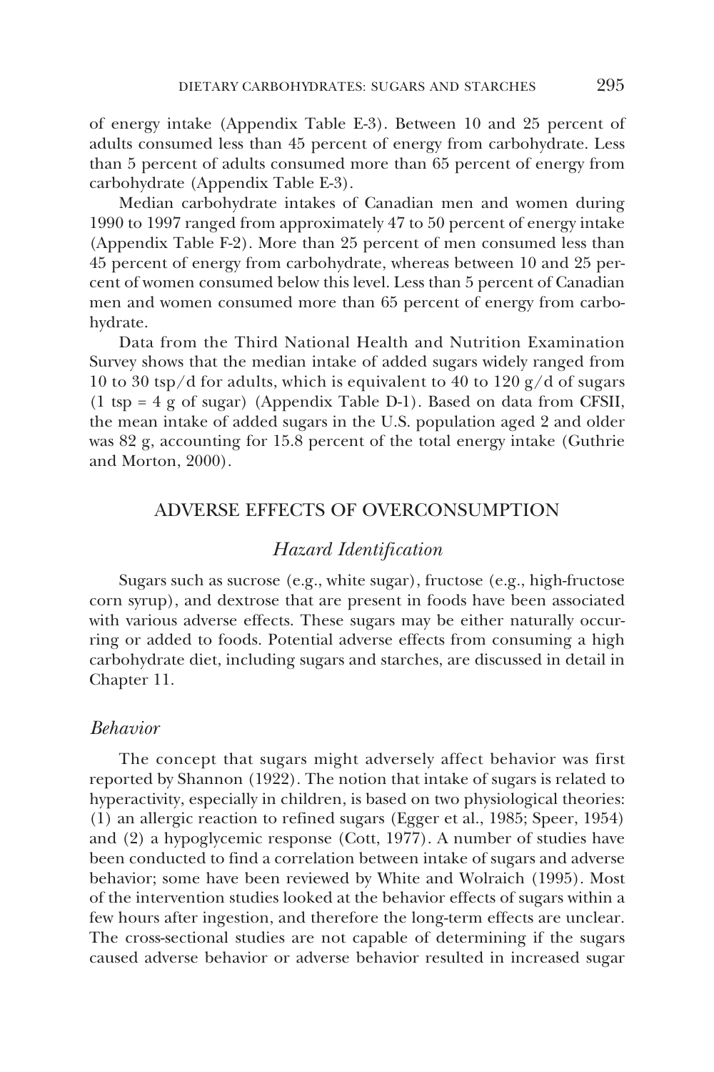of energy intake (Appendix Table E-3). Between 10 and 25 percent of adults consumed less than 45 percent of energy from carbohydrate. Less than 5 percent of adults consumed more than 65 percent of energy from carbohydrate (Appendix Table E-3).

Median carbohydrate intakes of Canadian men and women during 1990 to 1997 ranged from approximately 47 to 50 percent of energy intake (Appendix Table F-2). More than 25 percent of men consumed less than 45 percent of energy from carbohydrate, whereas between 10 and 25 percent of women consumed below this level. Less than 5 percent of Canadian men and women consumed more than 65 percent of energy from carbohydrate.

Data from the Third National Health and Nutrition Examination Survey shows that the median intake of added sugars widely ranged from 10 to 30 tsp/d for adults, which is equivalent to 40 to 120 g/d of sugars (1 tsp = 4 g of sugar) (Appendix Table D-1). Based on data from CFSII, the mean intake of added sugars in the U.S. population aged 2 and older was 82 g, accounting for 15.8 percent of the total energy intake (Guthrie and Morton, 2000).

## ADVERSE EFFECTS OF OVERCONSUMPTION

### *Hazard Identification*

Sugars such as sucrose (e.g., white sugar), fructose (e.g., high-fructose corn syrup), and dextrose that are present in foods have been associated with various adverse effects. These sugars may be either naturally occurring or added to foods. Potential adverse effects from consuming a high carbohydrate diet, including sugars and starches, are discussed in detail in Chapter 11.

#### *Behavior*

The concept that sugars might adversely affect behavior was first reported by Shannon (1922). The notion that intake of sugars is related to hyperactivity, especially in children, is based on two physiological theories: (1) an allergic reaction to refined sugars (Egger et al., 1985; Speer, 1954) and (2) a hypoglycemic response (Cott, 1977). A number of studies have been conducted to find a correlation between intake of sugars and adverse behavior; some have been reviewed by White and Wolraich (1995). Most of the intervention studies looked at the behavior effects of sugars within a few hours after ingestion, and therefore the long-term effects are unclear. The cross-sectional studies are not capable of determining if the sugars caused adverse behavior or adverse behavior resulted in increased sugar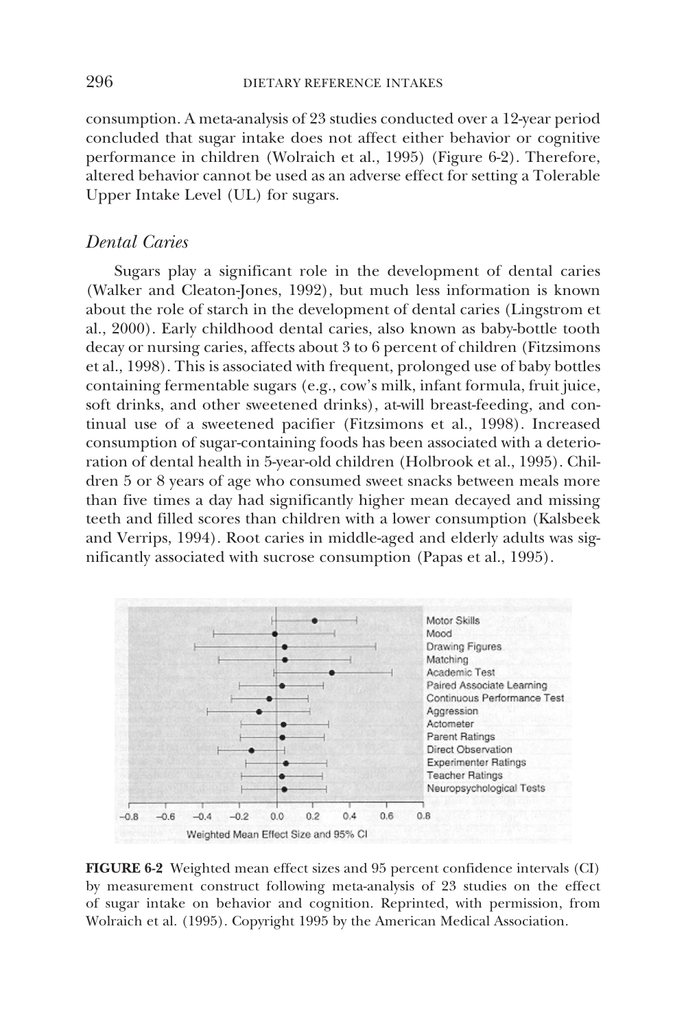consumption. A meta-analysis of 23 studies conducted over a 12-year period concluded that sugar intake does not affect either behavior or cognitive performance in children (Wolraich et al., 1995) (Figure 6-2). Therefore, altered behavior cannot be used as an adverse effect for setting a Tolerable Upper Intake Level (UL) for sugars.

### *Dental Caries*

Sugars play a significant role in the development of dental caries (Walker and Cleaton-Jones, 1992), but much less information is known about the role of starch in the development of dental caries (Lingstrom et al., 2000). Early childhood dental caries, also known as baby-bottle tooth decay or nursing caries, affects about 3 to 6 percent of children (Fitzsimons et al., 1998). This is associated with frequent, prolonged use of baby bottles containing fermentable sugars (e.g., cow's milk, infant formula, fruit juice, soft drinks, and other sweetened drinks), at-will breast-feeding, and continual use of a sweetened pacifier (Fitzsimons et al., 1998). Increased consumption of sugar-containing foods has been associated with a deterioration of dental health in 5-year-old children (Holbrook et al., 1995). Children 5 or 8 years of age who consumed sweet snacks between meals more than five times a day had significantly higher mean decayed and missing teeth and filled scores than children with a lower consumption (Kalsbeek and Verrips, 1994). Root caries in middle-aged and elderly adults was significantly associated with sucrose consumption (Papas et al., 1995).

**FIGURE 6-2** Weighted mean effect sizes and 95 percent confidence intervals (CI) by measurement construct following meta-analysis of 23 studies on the effect of sugar intake on behavior and cognition. Reprinted, with permission, from Wolraich et al. (1995). Copyright 1995 by the American Medical Association.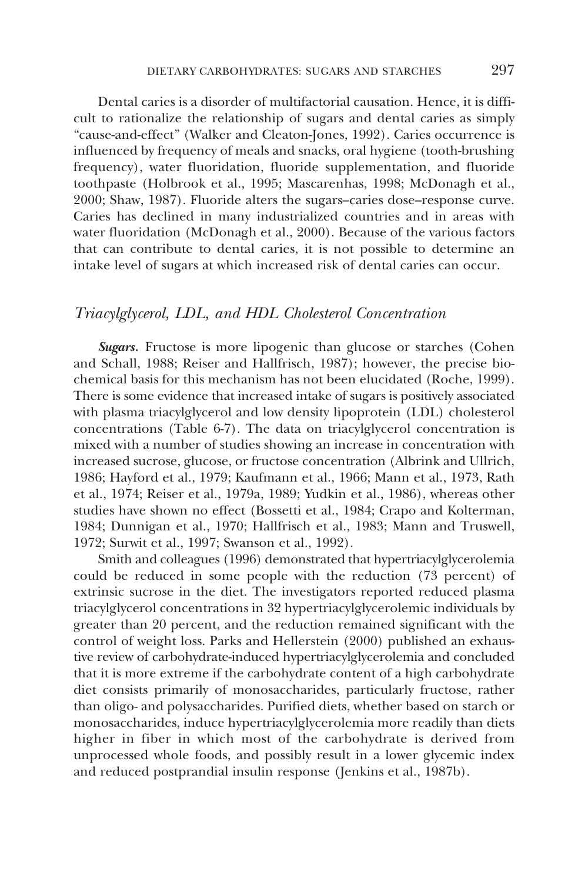Dental caries is a disorder of multifactorial causation. Hence, it is difficult to rationalize the relationship of sugars and dental caries as simply "cause-and-effect" (Walker and Cleaton-Jones, 1992). Caries occurrence is influenced by frequency of meals and snacks, oral hygiene (tooth-brushing frequency), water fluoridation, fluoride supplementation, and fluoride toothpaste (Holbrook et al., 1995; Mascarenhas, 1998; McDonagh et al., 2000; Shaw, 1987). Fluoride alters the sugars–caries dose–response curve. Caries has declined in many industrialized countries and in areas with water fluoridation (McDonagh et al., 2000). Because of the various factors that can contribute to dental caries, it is not possible to determine an intake level of sugars at which increased risk of dental caries can occur.

### *Triacylglycerol, LDL, and HDL Cholesterol Concentration*

***Sugars.*** Fructose is more lipogenic than glucose or starches (Cohen and Schall, 1988; Reiser and Hallfrisch, 1987); however, the precise biochemical basis for this mechanism has not been elucidated (Roche, 1999). There is some evidence that increased intake of sugars is positively associated with plasma triacylglycerol and low density lipoprotein (LDL) cholesterol concentrations (Table 6-7). The data on triacylglycerol concentration is mixed with a number of studies showing an increase in concentration with increased sucrose, glucose, or fructose concentration (Albrink and Ullrich, 1986; Hayford et al., 1979; Kaufmann et al., 1966; Mann et al., 1973, Rath et al., 1974; Reiser et al., 1979a, 1989; Yudkin et al., 1986), whereas other studies have shown no effect (Bossetti et al., 1984; Crapo and Kolterman, 1984; Dunnigan et al., 1970; Hallfrisch et al., 1983; Mann and Truswell, 1972; Surwit et al., 1997; Swanson et al., 1992).

Smith and colleagues (1996) demonstrated that hypertriacylglycerolemia could be reduced in some people with the reduction (73 percent) of extrinsic sucrose in the diet. The investigators reported reduced plasma triacylglycerol concentrations in 32 hypertriacylglycerolemic individuals by greater than 20 percent, and the reduction remained significant with the control of weight loss. Parks and Hellerstein (2000) published an exhaustive review of carbohydrate-induced hypertriacylglycerolemia and concluded that it is more extreme if the carbohydrate content of a high carbohydrate diet consists primarily of monosaccharides, particularly fructose, rather than oligo- and polysaccharides. Purified diets, whether based on starch or monosaccharides, induce hypertriacylglycerolemia more readily than diets higher in fiber in which most of the carbohydrate is derived from unprocessed whole foods, and possibly result in a lower glycemic index and reduced postprandial insulin response (Jenkins et al., 1987b).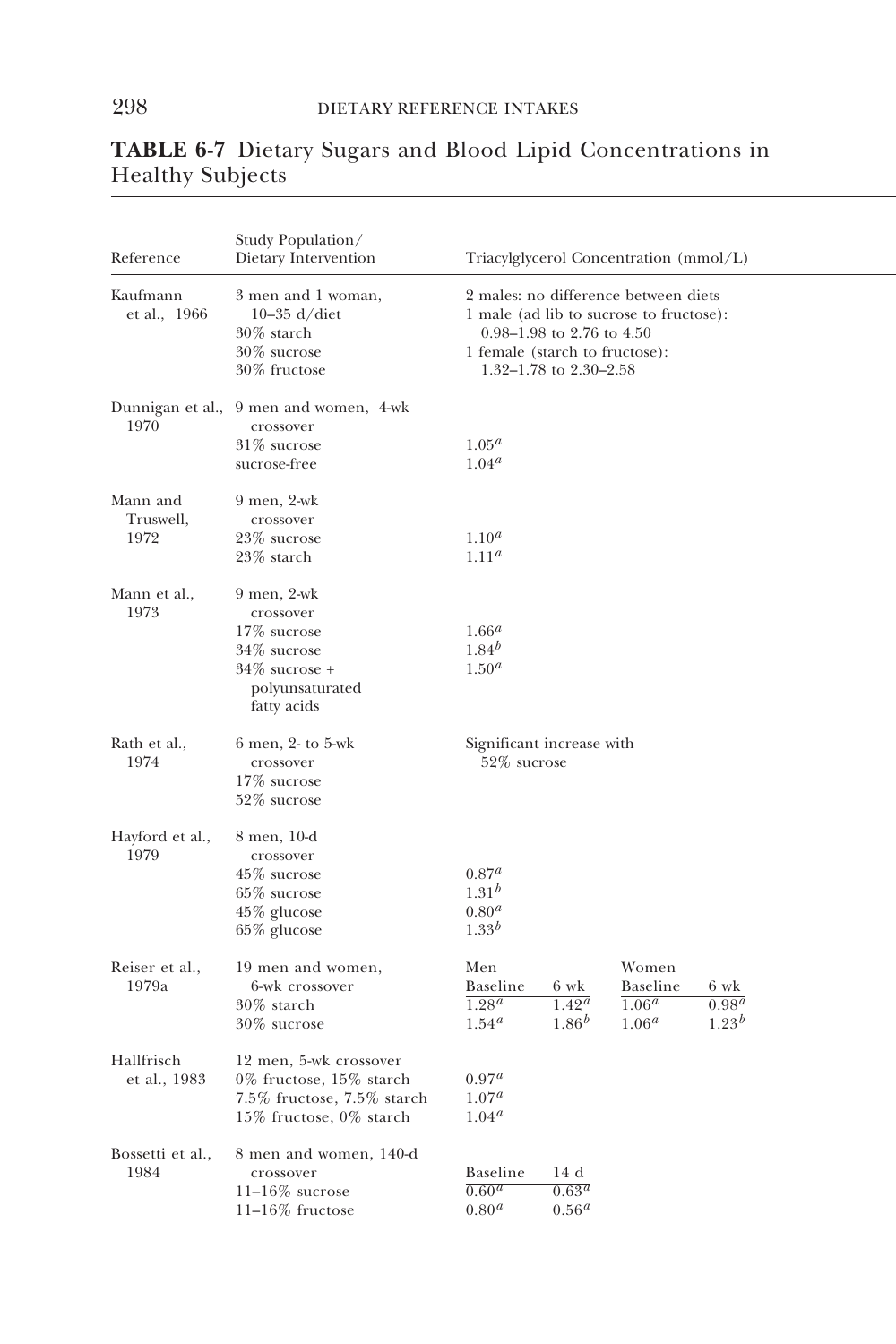**TABLE 6-7** Dietary Sugars and Blood Lipid Concentrations in Healthy Subjects

| Reference | Study Population/ Dietary Intervention | Triacylglycerol Concentration (mmol/L) | | | |
|---|---|---|---|---|---|
| Kaufmann et al., 1966 | 3 men and 1 woman, 10–35 d/diet<br>30% starch<br>30% sucrose<br>30% fructose | 2 males: no difference between diets<br>1 male (ad lib to sucrose to fructose): 0.98–1.98 to 2.76 to 4.50<br>1 female (starch to fructose): 1.32–1.78 to 2.30–2.58 | | | |
| Dunnigan et al., 1970 | 9 men and women, 4-wk crossover | | | | |
| | 31% sucrose | 1.05[a] | | | |
| | sucrose-free | 1.04[a] | | | |
| Mann and Truswell, 1972 | 9 men, 2-wk crossover | | | | |
| | 23% sucrose | 1.10[a] | | | |
| | 23% starch | 1.11[a] | | | |
| Mann et al., 1973 | 9 men, 2-wk crossover | | | | |
| | 17% sucrose | 1.66[a] | | | |
| | 34% sucrose | 1.84[b] | | | |
| | 34% sucrose + polyunsaturated fatty acids | 1.50[a] | | | |
| Rath et al., 1974 | 6 men, 2- to 5-wk crossover<br>17% sucrose<br>52% sucrose | Significant increase with 52% sucrose | | | |
| Hayford et al., 1979 | 8 men, 10-d crossover | | | | |
| | 45% sucrose | 0.87[a] | | | |
| | 65% sucrose | 1.31[b] | | | |
| | 45% glucose | 0.80[a] | | | |
| | 65% glucose | 1.33[b] | | | |
| Reiser et al., 1979a | 19 men and women, 6-wk crossover | Men | | Women | |
| | | Baseline | 6 wk | Baseline | 6 wk |
| | 30% starch | 1.28[a] | 1.42[a] | 1.06[a] | 0.98[a] |
| | 30% sucrose | 1.54[a] | 1.86[b] | 1.06[a] | 1.23[b] |
| Hallfrisch et al., 1983 | 12 men, 5-wk crossover | | | | |
| | 0% fructose, 15% starch | 0.97[a] | | | |
| | 7.5% fructose, 7.5% starch | 1.07[a] | | | |
| | 15% fructose, 0% starch | 1.04[a] | | | |
| Bossetti et al., 1984 | 8 men and women, 140-d crossover | Baseline | 14 d | | |
| | 11–16% sucrose | 0.60[a] | 0.63[a] | | |
| | 11–16% fructose | 0.80[a] | 0.56[a] | | |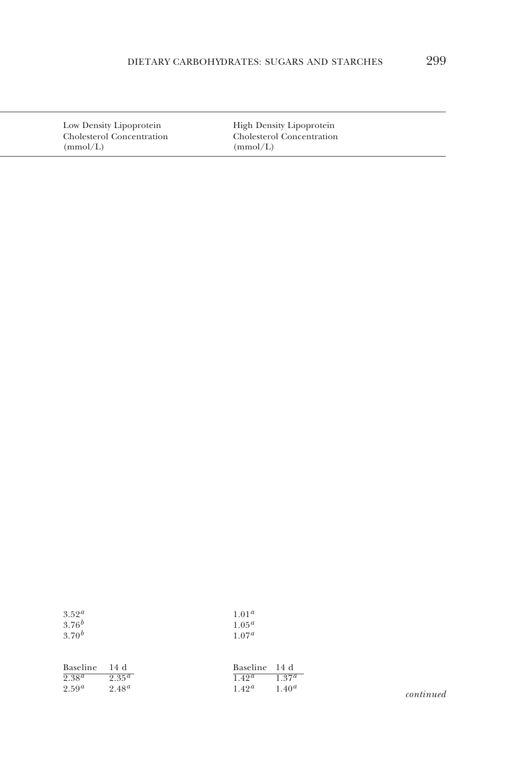| Low Density Lipoprotein Cholesterol Concentration (mmol/L) | | High Density Lipoprotein Cholesterol Concentration (mmol/L) | |
|---|---|---|---|
| 3.52[a] | | 1.01[a] | |
| 3.76[b] | | 1.05[a] | |
| 3.70[b] | | 1.07[a] | |
| Baseline | 14 d | Baseline | 14 d |
| 2.38[a] | 2.35[a] | 1.42[a] | 1.37[a] |
| 2.59[a] | 2.48[a] | 1.42[a] | 1.40[a] |

*continued*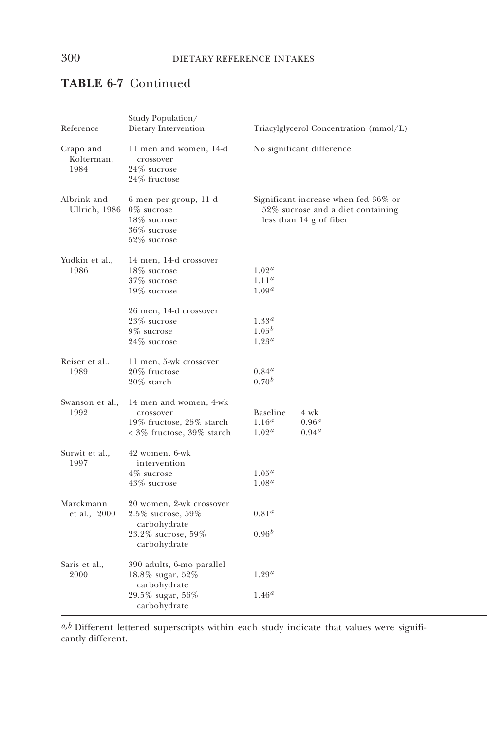**TABLE 6-7** Continued

| Reference | Study Population/ Dietary Intervention | Triacylglycerol Concentration (mmol/L) | |
|---|---|---|---|
| Crapo and Kolterman, 1984 | 11 men and women, 14-d crossover<br>24% sucrose<br>24% fructose | No significant difference | |
| Albrink and Ullrich, 1986 | 6 men per group, 11 d<br>0% sucrose<br>18% sucrose<br>36% sucrose<br>52% sucrose | Significant increase when fed 36% or 52% sucrose and a diet containing less than 14 g of fiber | |
| Yudkin et al., 1986 | 14 men, 14-d crossover | | |
| | 18% sucrose | 1.02[a] | |
| | 37% sucrose | 1.11[a] | |
| | 19% sucrose | 1.09[a] | |
| | 26 men, 14-d crossover | | |
| | 23% sucrose | 1.33[a] | |
| | 9% sucrose | 1.05[b] | |
| | 24% sucrose | 1.23[a] | |
| Reiser et al., 1989 | 11 men, 5-wk crossover | | |
| | 20% fructose | 0.84[a] | |
| | 20% starch | 0.70[b] | |
| Swanson et al., 1992 | 14 men and women, 4-wk crossover | Baseline | 4 wk |
| | 19% fructose, 25% starch | 1.16[a] | 0.96[a] |
| | < 3% fructose, 39% starch | 1.02[a] | 0.94[a] |
| Surwit et al., 1997 | 42 women, 6-wk intervention | | |
| | 4% sucrose | 1.05[a] | |
| | 43% sucrose | 1.08[a] | |
| Marckmann et al., 2000 | 20 women, 2-wk crossover | | |
| | 2.5% sucrose, 59% carbohydrate | 0.81[a] | |
| | 23.2% sucrose, 59% carbohydrate | 0.96[b] | |
| Saris et al., 2000 | 390 adults, 6-mo parallel | | |
| | 18.8% sugar, 52% carbohydrate | 1.29[a] | |
| | 29.5% sugar, 56% carbohydrate | 1.46[a] | |

[a,b] Different lettered superscripts within each study indicate that values were significantly different.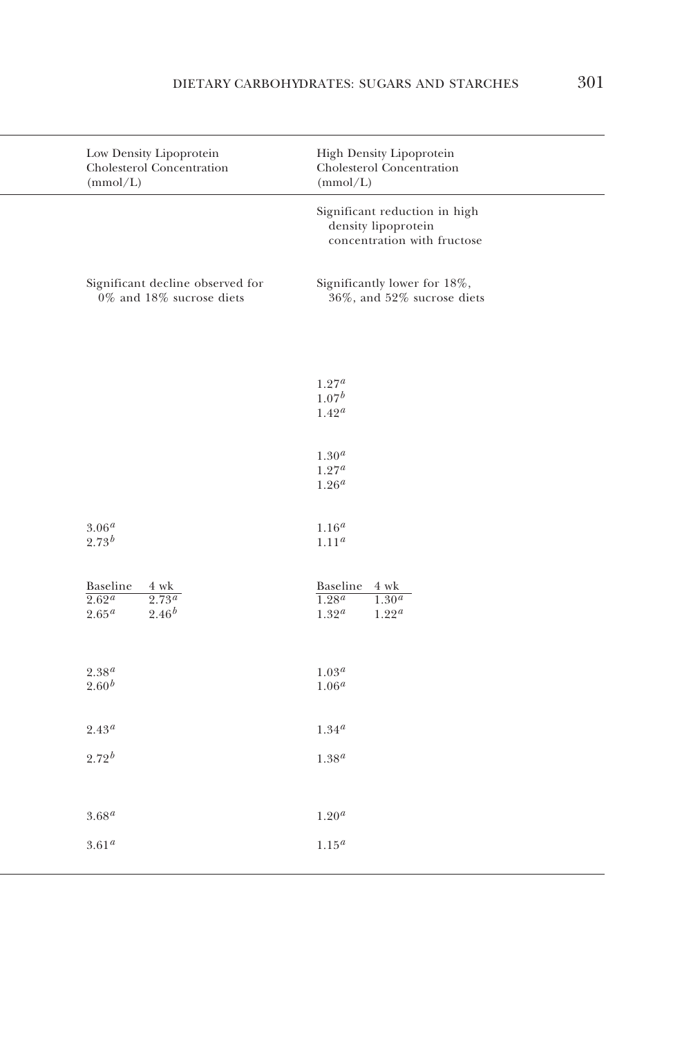| Low Density Lipoprotein Cholesterol Concentration (mmol/L) | | High Density Lipoprotein Cholesterol Concentration (mmol/L) | |
|---|---|---|---|
| | | Significant reduction in high density lipoprotein concentration with fructose | |
| Significant decline observed for 0% and 18% sucrose diets | | Significantly lower for 18%, 36%, and 52% sucrose diets | |
| | | 1.27[a] | |
| | | 1.07[b] | |
| | | 1.42[a] | |
| | | 1.30[a] | |
| | | 1.27[a] | |
| | | 1.26[a] | |
| 3.06[a] | | 1.16[a] | |
| 2.73[b] | | 1.11[a] | |
| Baseline | 4 wk | Baseline | 4 wk |
| 2.62[a] | 2.73[a] | 1.28[a] | 1.30[a] |
| 2.65[a] | 2.46[b] | 1.32[a] | 1.22[a] |
| 2.38[a] | | 1.03[a] | |
| 2.60[b] | | 1.06[a] | |
| 2.43[a] | | 1.34[a] | |
| 2.72[b] | | 1.38[a] | |
| 3.68[a] | | 1.20[a] | |
| 3.61[a] | | 1.15[a] | |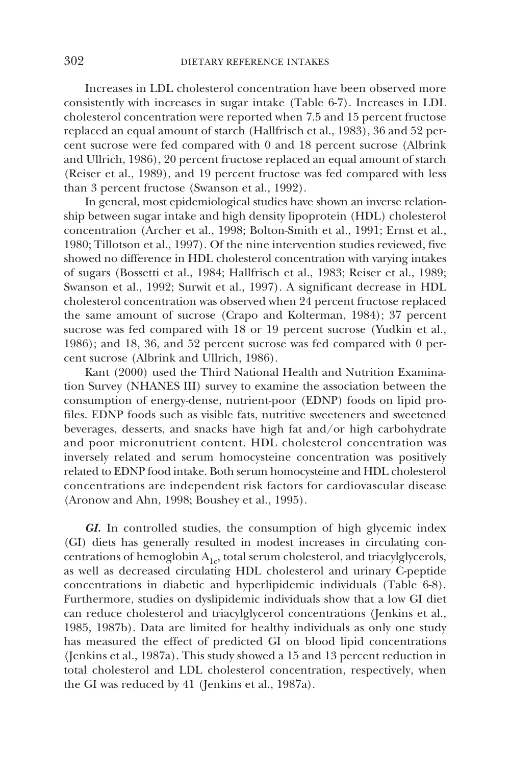Increases in LDL cholesterol concentration have been observed more consistently with increases in sugar intake (Table 6-7). Increases in LDL cholesterol concentration were reported when 7.5 and 15 percent fructose replaced an equal amount of starch (Hallfrisch et al., 1983), 36 and 52 percent sucrose were fed compared with 0 and 18 percent sucrose (Albrink and Ullrich, 1986), 20 percent fructose replaced an equal amount of starch (Reiser et al., 1989), and 19 percent fructose was fed compared with less than 3 percent fructose (Swanson et al., 1992).

In general, most epidemiological studies have shown an inverse relationship between sugar intake and high density lipoprotein (HDL) cholesterol concentration (Archer et al., 1998; Bolton-Smith et al., 1991; Ernst et al., 1980; Tillotson et al., 1997). Of the nine intervention studies reviewed, five showed no difference in HDL cholesterol concentration with varying intakes of sugars (Bossetti et al., 1984; Hallfrisch et al., 1983; Reiser et al., 1989; Swanson et al., 1992; Surwit et al., 1997). A significant decrease in HDL cholesterol concentration was observed when 24 percent fructose replaced the same amount of sucrose (Crapo and Kolterman, 1984); 37 percent sucrose was fed compared with 18 or 19 percent sucrose (Yudkin et al., 1986); and 18, 36, and 52 percent sucrose was fed compared with 0 percent sucrose (Albrink and Ullrich, 1986).

Kant (2000) used the Third National Health and Nutrition Examination Survey (NHANES III) survey to examine the association between the consumption of energy-dense, nutrient-poor (EDNP) foods on lipid profiles. EDNP foods such as visible fats, nutritive sweeteners and sweetened beverages, desserts, and snacks have high fat and/or high carbohydrate and poor micronutrient content. HDL cholesterol concentration was inversely related and serum homocysteine concentration was positively related to EDNP food intake. Both serum homocysteine and HDL cholesterol concentrations are independent risk factors for cardiovascular disease (Aronow and Ahn, 1998; Boushey et al., 1995).

***GI.*** In controlled studies, the consumption of high glycemic index (GI) diets has generally resulted in modest increases in circulating concentrations of hemoglobin $A_{1c}$, total serum cholesterol, and triacylglycerols, as well as decreased circulating HDL cholesterol and urinary C-peptide concentrations in diabetic and hyperlipidemic individuals (Table 6-8). Furthermore, studies on dyslipidemic individuals show that a low GI diet can reduce cholesterol and triacylglycerol concentrations (Jenkins et al., 1985, 1987b). Data are limited for healthy individuals as only one study has measured the effect of predicted GI on blood lipid concentrations (Jenkins et al., 1987a). This study showed a 15 and 13 percent reduction in total cholesterol and LDL cholesterol concentration, respectively, when the GI was reduced by 41 (Jenkins et al., 1987a).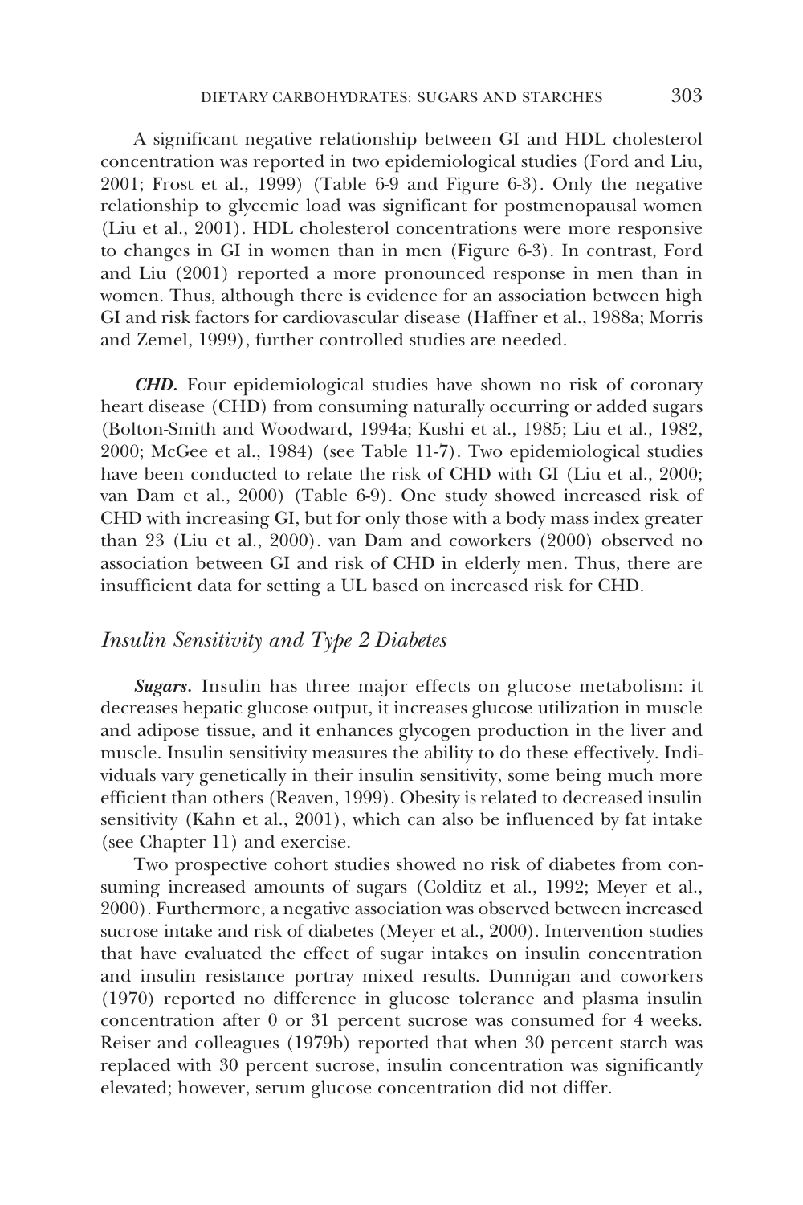A significant negative relationship between GI and HDL cholesterol concentration was reported in two epidemiological studies (Ford and Liu, 2001; Frost et al., 1999) (Table 6-9 and Figure 6-3). Only the negative relationship to glycemic load was significant for postmenopausal women (Liu et al., 2001). HDL cholesterol concentrations were more responsive to changes in GI in women than in men (Figure 6-3). In contrast, Ford and Liu (2001) reported a more pronounced response in men than in women. Thus, although there is evidence for an association between high GI and risk factors for cardiovascular disease (Haffner et al., 1988a; Morris and Zemel, 1999), further controlled studies are needed.

***CHD.*** Four epidemiological studies have shown no risk of coronary heart disease (CHD) from consuming naturally occurring or added sugars (Bolton-Smith and Woodward, 1994a; Kushi et al., 1985; Liu et al., 1982, 2000; McGee et al., 1984) (see Table 11-7). Two epidemiological studies have been conducted to relate the risk of CHD with GI (Liu et al., 2000; van Dam et al., 2000) (Table 6-9). One study showed increased risk of CHD with increasing GI, but for only those with a body mass index greater than 23 (Liu et al., 2000). van Dam and coworkers (2000) observed no association between GI and risk of CHD in elderly men. Thus, there are insufficient data for setting a UL based on increased risk for CHD.

## *Insulin Sensitivity and Type 2 Diabetes*

***Sugars.*** Insulin has three major effects on glucose metabolism: it decreases hepatic glucose output, it increases glucose utilization in muscle and adipose tissue, and it enhances glycogen production in the liver and muscle. Insulin sensitivity measures the ability to do these effectively. Individuals vary genetically in their insulin sensitivity, some being much more efficient than others (Reaven, 1999). Obesity is related to decreased insulin sensitivity (Kahn et al., 2001), which can also be influenced by fat intake (see Chapter 11) and exercise.

Two prospective cohort studies showed no risk of diabetes from consuming increased amounts of sugars (Colditz et al., 1992; Meyer et al., 2000). Furthermore, a negative association was observed between increased sucrose intake and risk of diabetes (Meyer et al., 2000). Intervention studies that have evaluated the effect of sugar intakes on insulin concentration and insulin resistance portray mixed results. Dunnigan and coworkers (1970) reported no difference in glucose tolerance and plasma insulin concentration after 0 or 31 percent sucrose was consumed for 4 weeks. Reiser and colleagues (1979b) reported that when 30 percent starch was replaced with 30 percent sucrose, insulin concentration was significantly elevated; however, serum glucose concentration did not differ.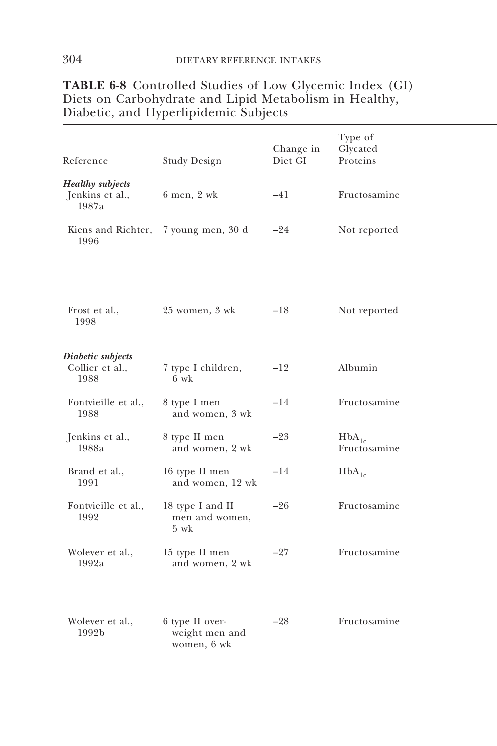**TABLE 6-8** Controlled Studies of Low Glycemic Index (GI) Diets on Carbohydrate and Lipid Metabolism in Healthy, Diabetic, and Hyperlipidemic Subjects

| Reference | Study Design | Change in Diet GI | Type of Glycated Proteins |
|---|---|---|---|
| ***Healthy subjects*** | | | |
| Jenkins et al., 1987a | 6 men, 2 wk | –41 | Fructosamine |
| Kiens and Richter, 1996 | 7 young men, 30 d | –24 | Not reported |
| Frost et al., 1998 | 25 women, 3 wk | –18 | Not reported |
| ***Diabetic subjects*** | | | |
| Collier et al., 1988 | 7 type I children, 6 wk | –12 | Albumin |
| Fontvieille et al., 1988 | 8 type I men and women, 3 wk | –14 | Fructosamine |
| Jenkins et al., 1988a | 8 type II men and women, 2 wk | –23 | $HbA_{1c}$ Fructosamine |
| Brand et al., 1991 | 16 type II men and women, 12 wk | –14 | $HbA_{1c}$ |
| Fontvieille et al., 1992 | 18 type I and II men and women, 5 wk | –26 | Fructosamine |
| Wolever et al., 1992a | 15 type II men and women, 2 wk | –27 | Fructosamine |
| Wolever et al., 1992b | 6 type II overweight men and women, 6 wk | –28 | Fructosamine |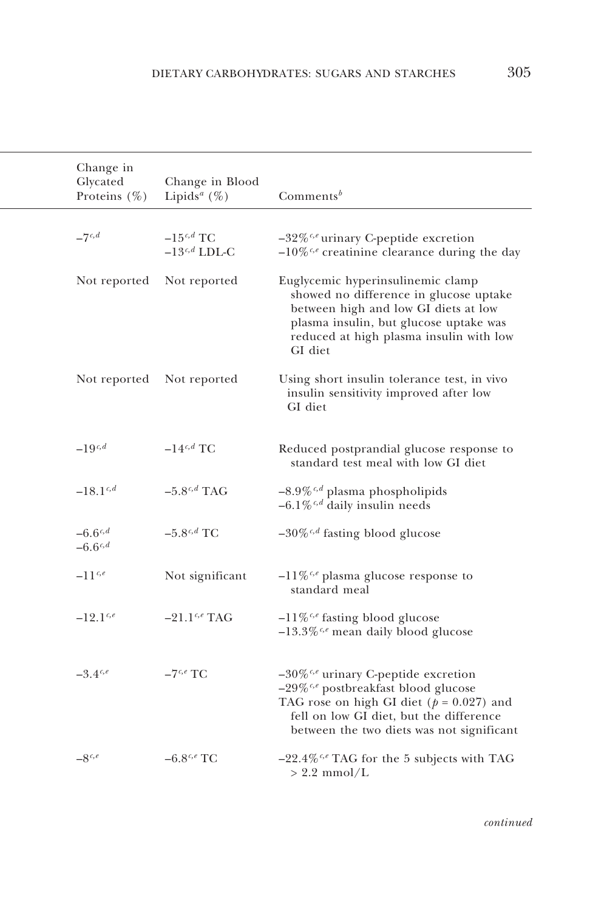| Change in Glycated Proteins (%) | Change in Blood Lipids[a] (%) | Comments[b] |
|---|---|---|
| –7[c,d] | –15[c,d] TC<br>–13[c,d] LDL-C | –32%[c,e] urinary C-peptide excretion<br>–10%[c,e] creatinine clearance during the day |
| Not reported | Not reported | Euglycemic hyperinsulinemic clamp showed no difference in glucose uptake between high and low GI diets at low plasma insulin, but glucose uptake was reduced at high plasma insulin with low GI diet |
| Not reported | Not reported | Using short insulin tolerance test, in vivo insulin sensitivity improved after low GI diet |
| –19[c,d] | –14[c,d] TC | Reduced postprandial glucose response to standard test meal with low GI diet |
| –18.1[c,d] | –5.8[c,d] TAG | –8.9%[c,d] plasma phospholipids<br>–6.1%[c,d] daily insulin needs |
| –6.6[c,d]<br>–6.6[c,d] | –5.8[c,d] TC | –30%[c,d] fasting blood glucose |
| –11[c,e] | Not significant | –11%[c,e] plasma glucose response to standard meal |
| –12.1[c,e] | –21.1[c,e] TAG | –11%[c,e] fasting blood glucose<br>–13.3%[c,e] mean daily blood glucose |
| –3.4[c,e] | –7[c,e] TC | –30%[c,e] urinary C-peptide excretion<br>–29%[c,e] postbreakfast blood glucose<br>TAG rose on high GI diet ($p = 0.027$) and fell on low GI diet, but the difference between the two diets was not significant |
| –8[c,e] | –6.8[c,e] TC | –22.4%[c,e] TAG for the 5 subjects with TAG > 2.2 mmol/L |

*continued*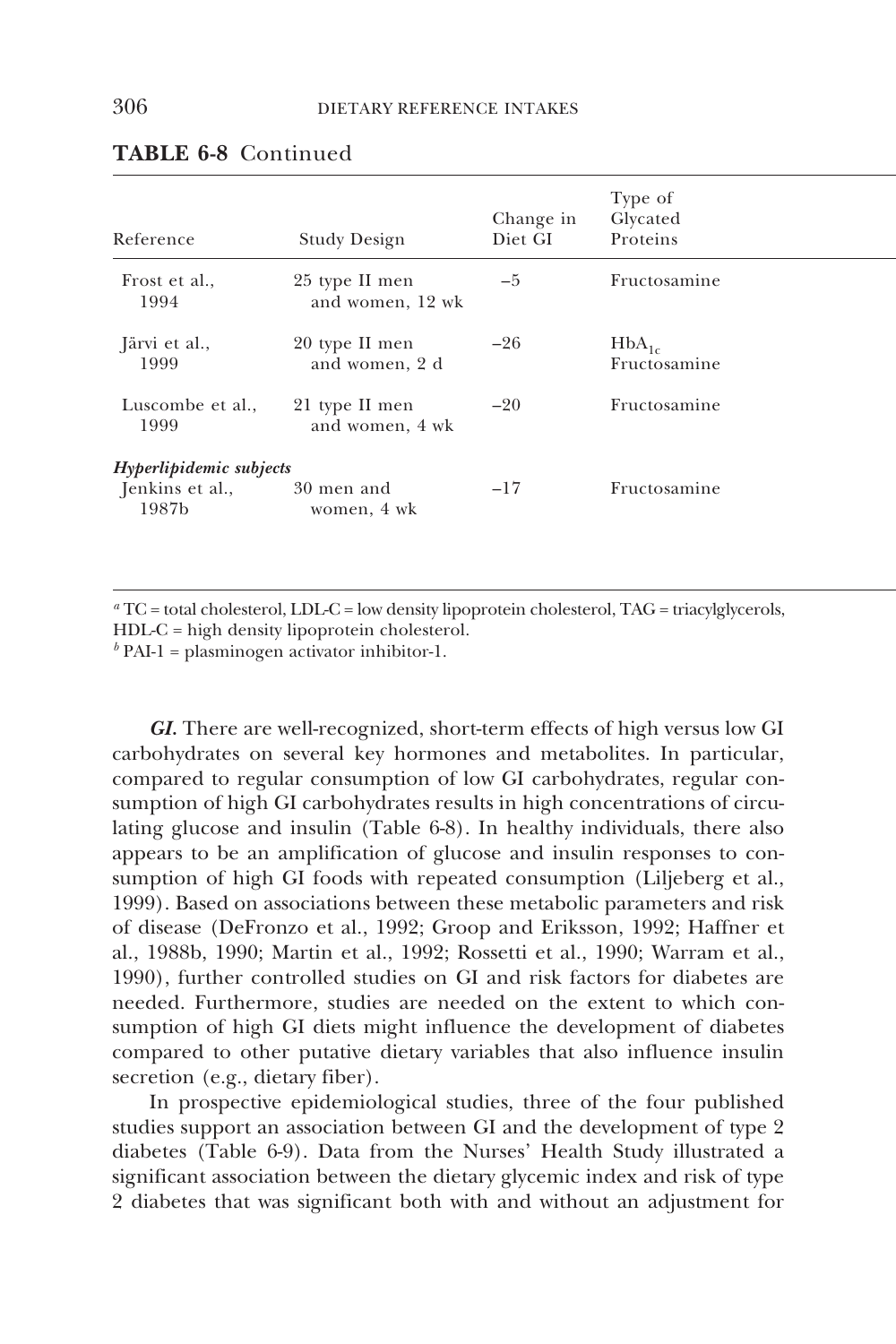**TABLE 6-8** Continued

| Reference | Study Design | Change in Diet GI | Type of Glycated Proteins |
|---|---|---|---|
| Frost et al., 1994 | 25 type II men and women, 12 wk | −5 | Fructosamine |
| Järvi et al., 1999 | 20 type II men and women, 2 d | −26 | $HbA_{1c}$ Fructosamine |
| Luscombe et al., 1999 | 21 type II men and women, 4 wk | −20 | Fructosamine |
| ***Hyperlipidemic subjects*** | | | |
| Jenkins et al., 1987b | 30 men and women, 4 wk | −17 | Fructosamine |

[a] TC = total cholesterol, LDL-C = low density lipoprotein cholesterol, TAG = triacylglycerols, HDL-C = high density lipoprotein cholesterol.
[b] PAI-1 = plasminogen activator inhibitor-1.

***GI.*** There are well-recognized, short-term effects of high versus low GI carbohydrates on several key hormones and metabolites. In particular, compared to regular consumption of low GI carbohydrates, regular consumption of high GI carbohydrates results in high concentrations of circulating glucose and insulin (Table 6-8). In healthy individuals, there also appears to be an amplification of glucose and insulin responses to consumption of high GI foods with repeated consumption (Liljeberg et al., 1999). Based on associations between these metabolic parameters and risk of disease (DeFronzo et al., 1992; Groop and Eriksson, 1992; Haffner et al., 1988b, 1990; Martin et al., 1992; Rossetti et al., 1990; Warram et al., 1990), further controlled studies on GI and risk factors for diabetes are needed. Furthermore, studies are needed on the extent to which consumption of high GI diets might influence the development of diabetes compared to other putative dietary variables that also influence insulin secretion (e.g., dietary fiber).

In prospective epidemiological studies, three of the four published studies support an association between GI and the development of type 2 diabetes (Table 6-9). Data from the Nurses' Health Study illustrated a significant association between the dietary glycemic index and risk of type 2 diabetes that was significant both with and without an adjustment for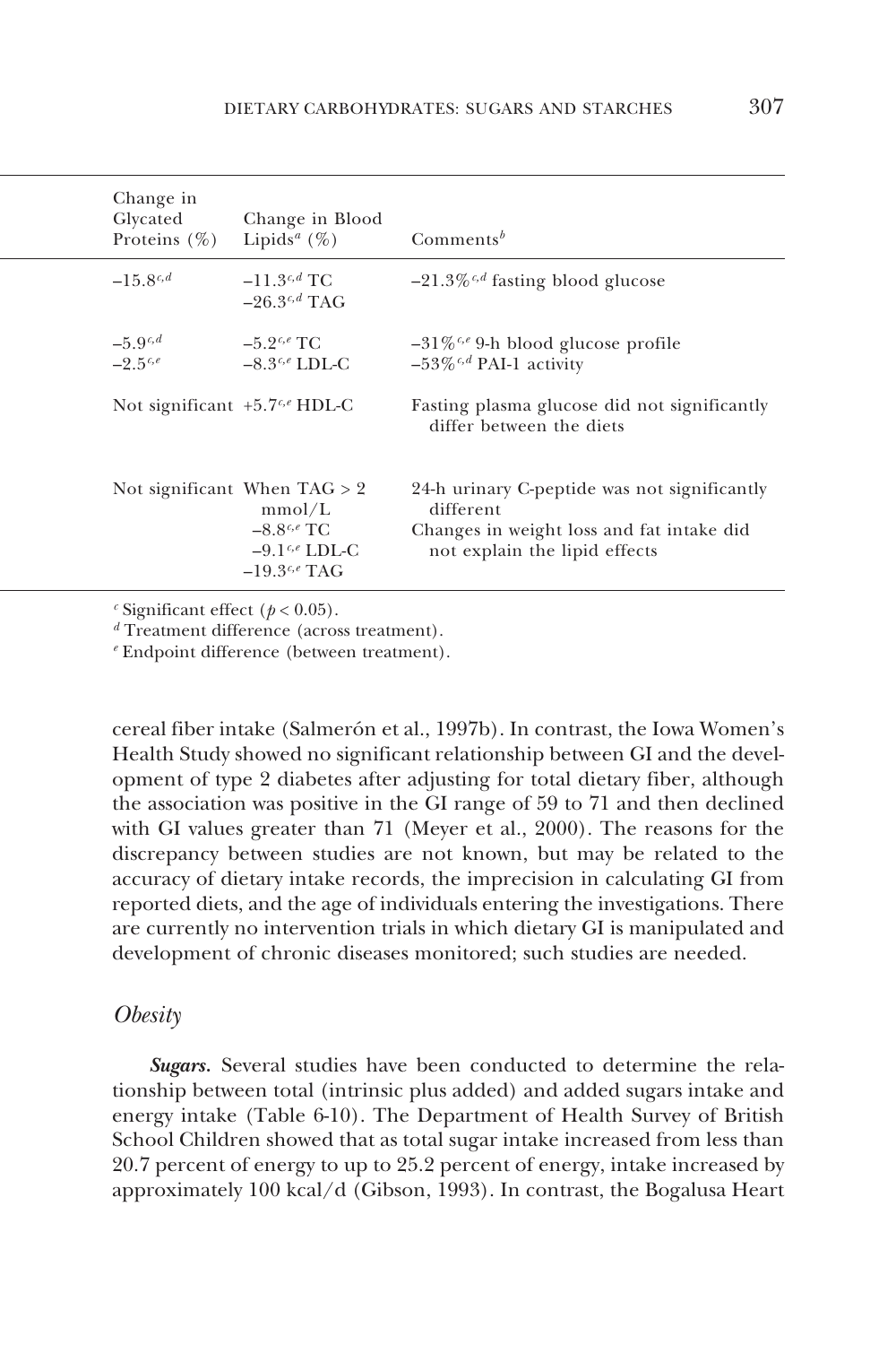| Change in Glycated Proteins (%) | Change in Blood Lipids[a] (%) | Comments[b] |
|---|---|---|
| −15.8[c,d] | −11.3[c,d] TC<br>−26.3[c,d] TAG | −21.3%[c,d] fasting blood glucose |
| −5.9[c,d]<br>−2.5[c,e] | −5.2[c,e] TC<br>−8.3[c,e] LDL-C | −31%[c,e] 9-h blood glucose profile<br>−53%[c,d] PAI-1 activity |
| Not significant | +5.7[c,e] HDL-C | Fasting plasma glucose did not significantly differ between the diets |
| Not significant | When TAG > 2 mmol/L<br>−8.8[c,e] TC<br>−9.1[c,e] LDL-C<br>−19.3[c,e] TAG | 24-h urinary C-peptide was not significantly different<br>Changes in weight loss and fat intake did not explain the lipid effects |

[c] Significant effect ($p < 0.05$).
[d] Treatment difference (across treatment).
[e] Endpoint difference (between treatment).

cereal fiber intake (Salmerón et al., 1997b). In contrast, the Iowa Women's Health Study showed no significant relationship between GI and the development of type 2 diabetes after adjusting for total dietary fiber, although the association was positive in the GI range of 59 to 71 and then declined with GI values greater than 71 (Meyer et al., 2000). The reasons for the discrepancy between studies are not known, but may be related to the accuracy of dietary intake records, the imprecision in calculating GI from reported diets, and the age of individuals entering the investigations. There are currently no intervention trials in which dietary GI is manipulated and development of chronic diseases monitored; such studies are needed.

### *Obesity*

***Sugars.*** Several studies have been conducted to determine the relationship between total (intrinsic plus added) and added sugars intake and energy intake (Table 6-10). The Department of Health Survey of British School Children showed that as total sugar intake increased from less than 20.7 percent of energy to up to 25.2 percent of energy, intake increased by approximately 100 kcal/d (Gibson, 1993). In contrast, the Bogalusa Heart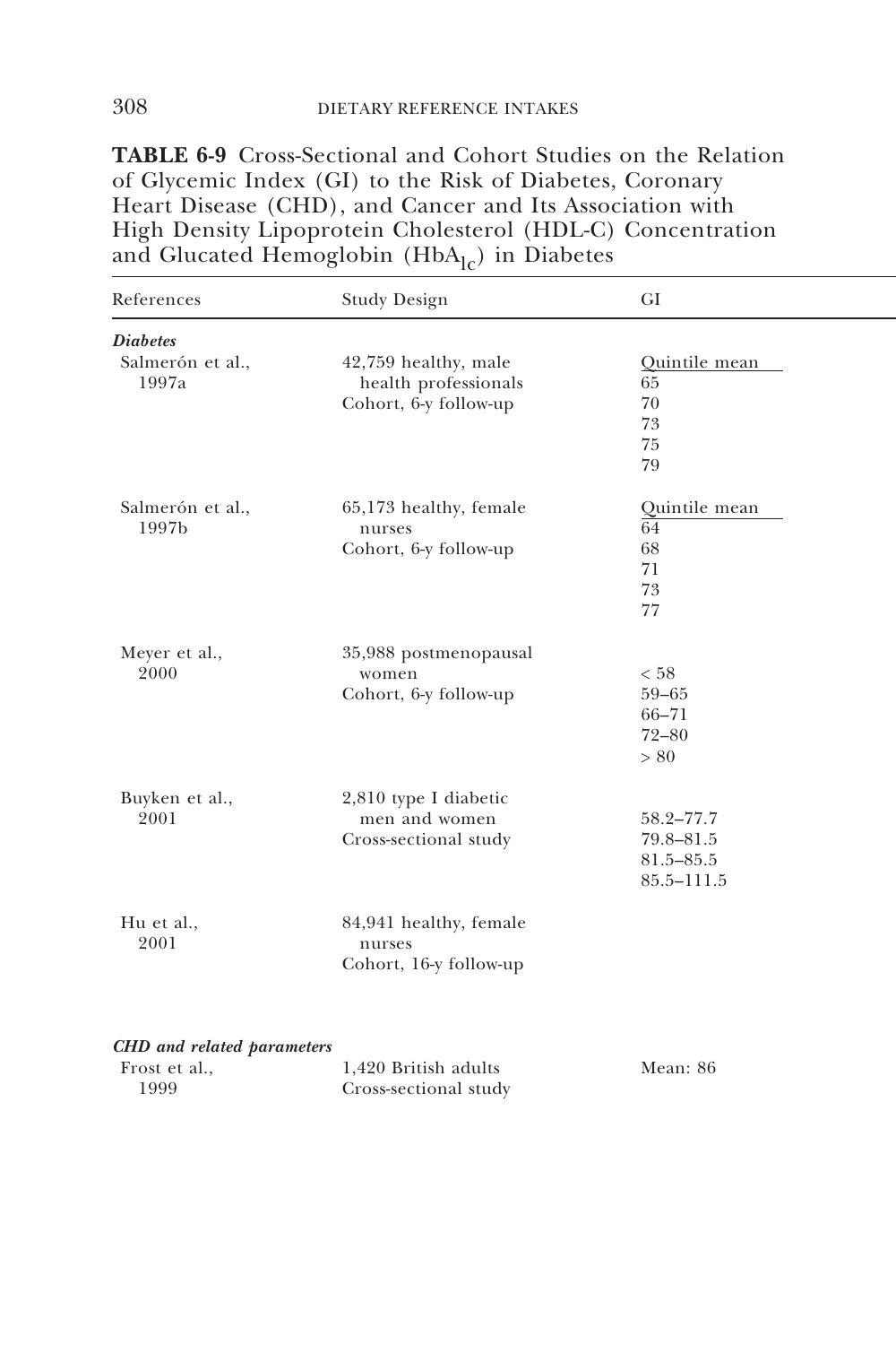**TABLE 6-9** Cross-Sectional and Cohort Studies on the Relation of Glycemic Index (GI) to the Risk of Diabetes, Coronary Heart Disease (CHD), and Cancer and Its Association with High Density Lipoprotein Cholesterol (HDL-C) Concentration and Glucated Hemoglobin ($HbA_{1c}$) in Diabetes

| References | Study Design | GI |
|---|---|---|
| ***Diabetes*** | | |
| Salmerón et al., 1997a | 42,759 healthy, male health professionals<br>Cohort, 6-y follow-up | Quintile mean<br>65<br>70<br>73<br>75<br>79 |
| Salmerón et al., 1997b | 65,173 healthy, female nurses<br>Cohort, 6-y follow-up | Quintile mean<br>64<br>68<br>71<br>73<br>77 |
| Meyer et al., 2000 | 35,988 postmenopausal women<br>Cohort, 6-y follow-up | < 58<br>59–65<br>66–71<br>72–80<br>> 80 |
| Buyken et al., 2001 | 2,810 type I diabetic men and women<br>Cross-sectional study | 58.2–77.7<br>79.8–81.5<br>81.5–85.5<br>85.5–111.5 |
| Hu et al., 2001 | 84,941 healthy, female nurses<br>Cohort, 16-y follow-up | |
| ***CHD and related parameters*** | | |
| Frost et al., 1999 | 1,420 British adults<br>Cross-sectional study | Mean: 86 |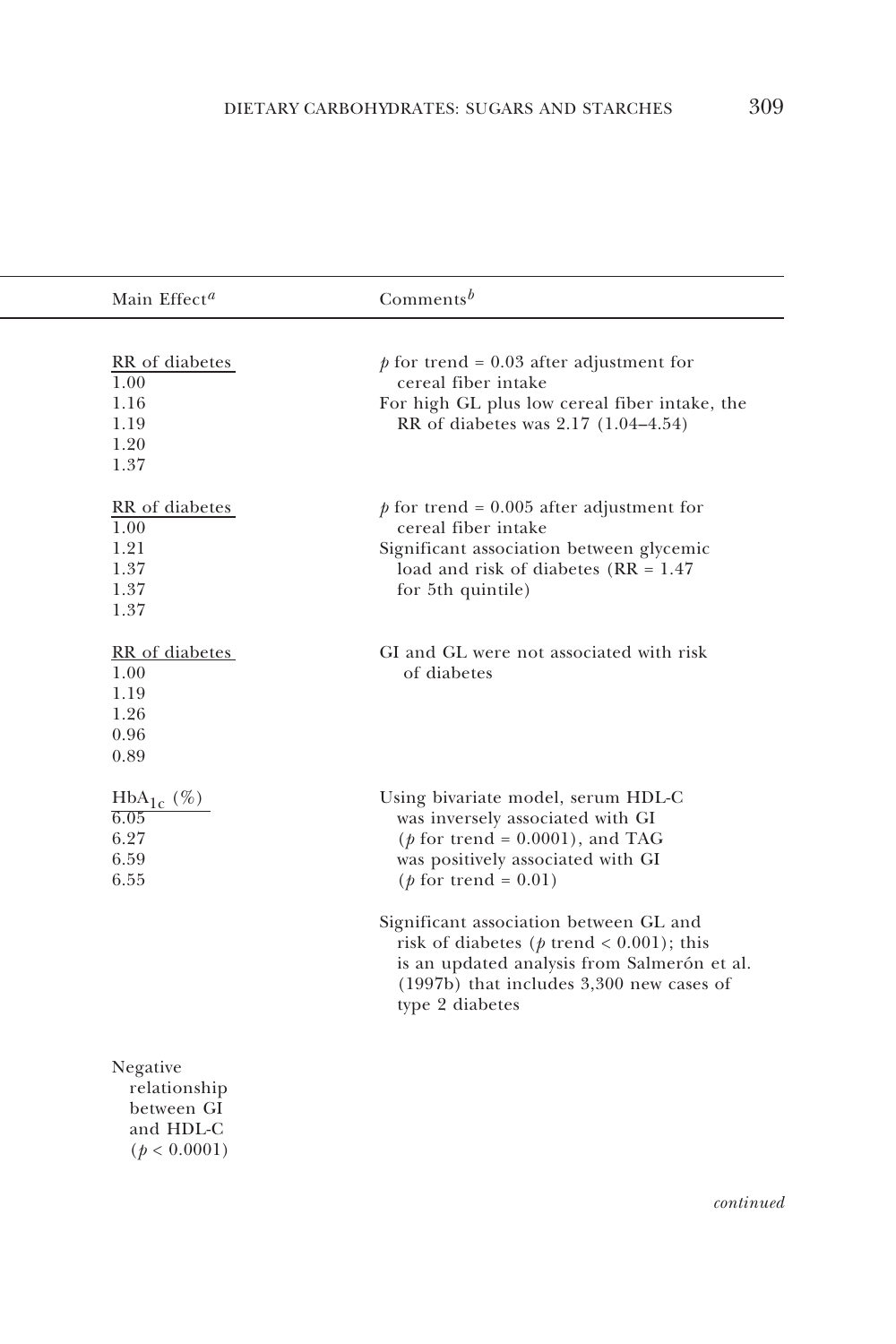| Main Effect[a] | Comments[b] |
|---|---|
| RR of diabetes<br>1.00<br>1.16<br>1.19<br>1.20<br>1.37 | $p$ for trend = 0.03 after adjustment for cereal fiber intake<br>For high GL plus low cereal fiber intake, the RR of diabetes was 2.17 (1.04–4.54) |
| RR of diabetes<br>1.00<br>1.21<br>1.37<br>1.37<br>1.37 | $p$ for trend = 0.005 after adjustment for cereal fiber intake<br>Significant association between glycemic load and risk of diabetes (RR = 1.47 for 5th quintile) |
| RR of diabetes<br>1.00<br>1.19<br>1.26<br>0.96<br>0.89 | GI and GL were not associated with risk of diabetes |
| $HbA_{1c}$ (%)<br>6.05<br>6.27<br>6.59<br>6.55 | Using bivariate model, serum HDL-C was inversely associated with GI ($p$ for trend = 0.0001), and TAG was positively associated with GI ($p$ for trend = 0.01) |
| | Significant association between GL and risk of diabetes ($p$ trend < 0.001); this is an updated analysis from Salmerón et al. (1997b) that includes 3,300 new cases of type 2 diabetes |
| Negative relationship between GI and HDL-C ($p < 0.0001$) | |

*continued*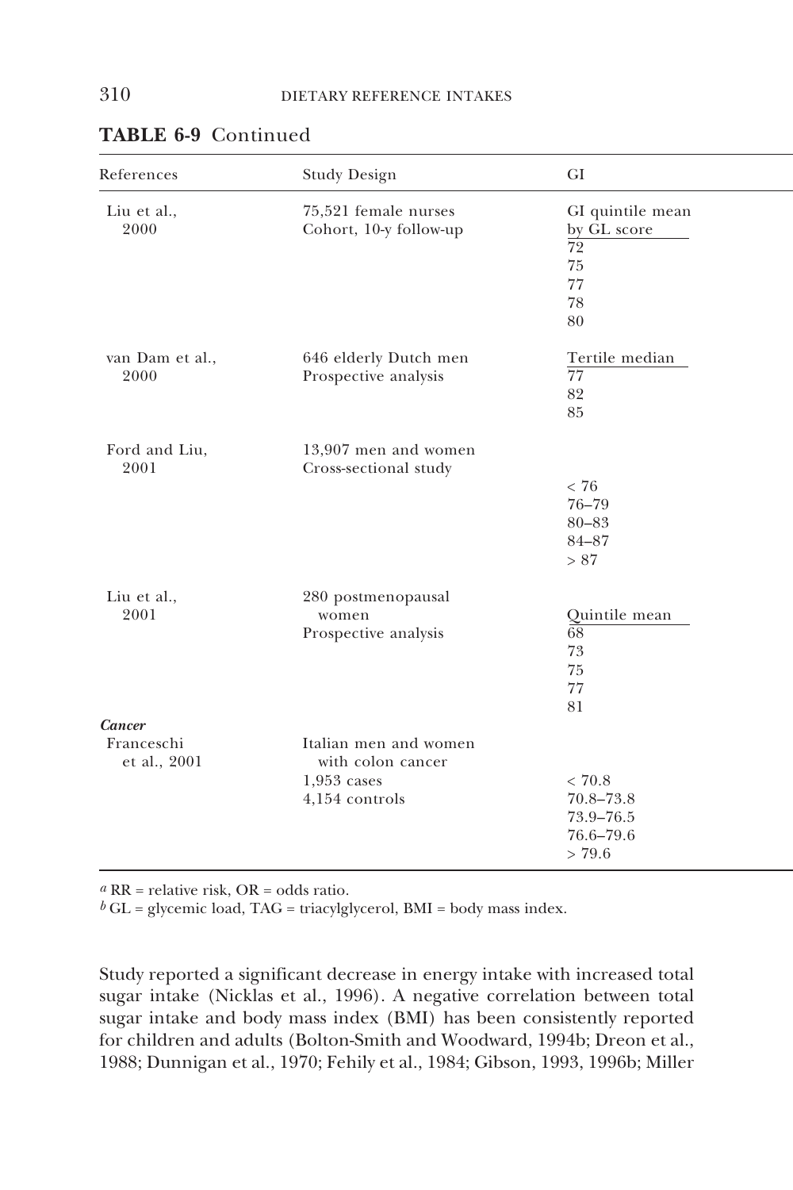**TABLE 6-9** Continued

| References | Study Design | GI |
|---|---|---|
| Liu et al., 2000 | 75,521 female nurses<br>Cohort, 10-y follow-up | GI quintile mean by GL score<br>72<br>75<br>77<br>78<br>80 |
| van Dam et al., 2000 | 646 elderly Dutch men<br>Prospective analysis | Tertile median<br>77<br>82<br>85 |
| Ford and Liu, 2001 | 13,907 men and women<br>Cross-sectional study | < 76<br>76–79<br>80–83<br>84–87<br>> 87 |
| Liu et al., 2001 | 280 postmenopausal women<br>Prospective analysis | Quintile mean<br>68<br>73<br>75<br>77<br>81 |
| ***Cancer*** | | |
| Franceschi et al., 2001 | Italian men and women with colon cancer<br>1,953 cases<br>4,154 controls | < 70.8<br>70.8–73.8<br>73.9–76.5<br>76.6–79.6<br>> 79.6 |

[a] RR = relative risk, OR = odds ratio.
[b] GL = glycemic load, TAG = triacylglycerol, BMI = body mass index.

Study reported a significant decrease in energy intake with increased total sugar intake (Nicklas et al., 1996). A negative correlation between total sugar intake and body mass index (BMI) has been consistently reported for children and adults (Bolton-Smith and Woodward, 1994b; Dreon et al., 1988; Dunnigan et al., 1970; Fehily et al., 1984; Gibson, 1993, 1996b; Miller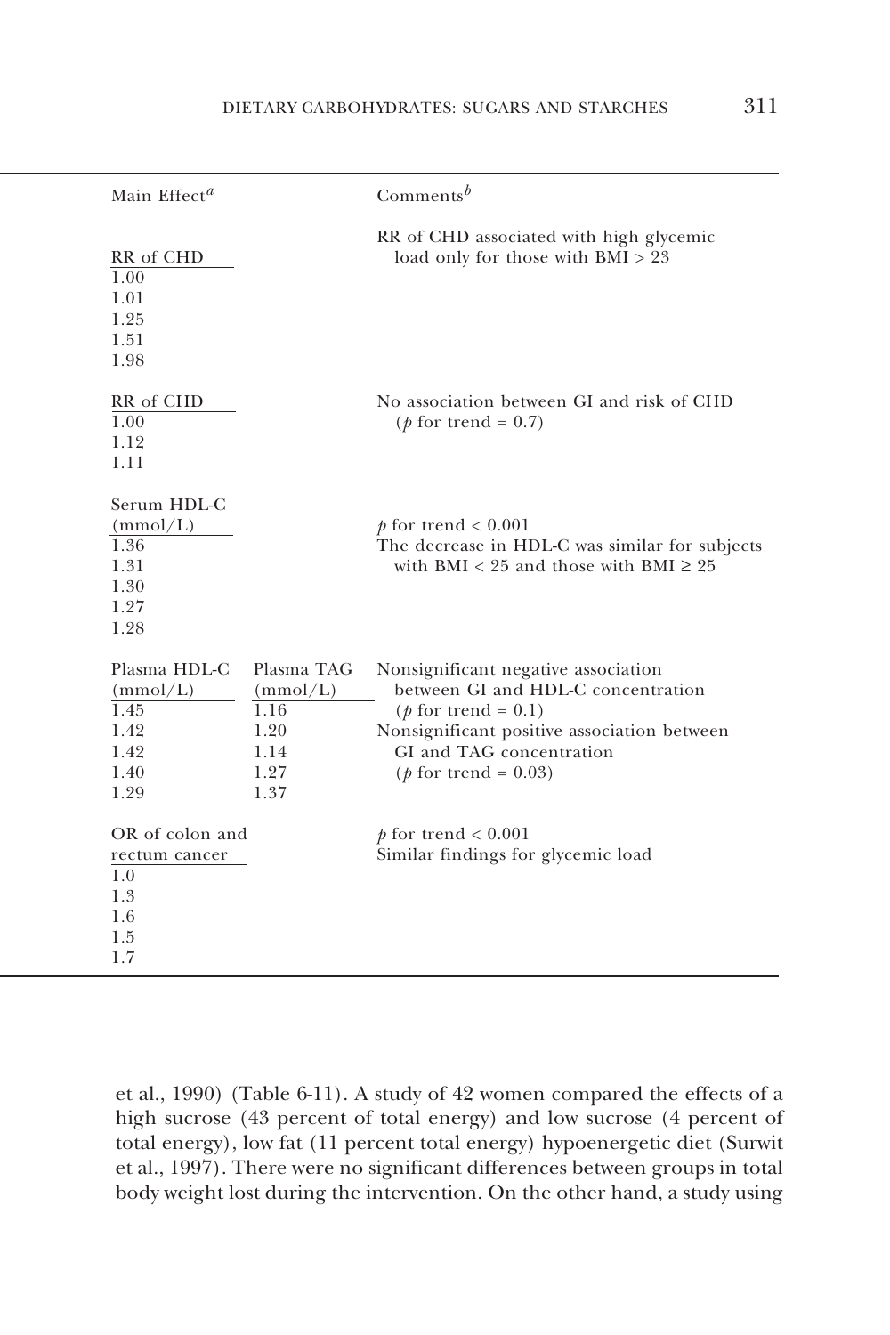| Main Effect[a] | | Comments[b] |
|---|---|---|
| RR of CHD | | RR of CHD associated with high glycemic load only for those with BMI > 23 |
| 1.00 | | |
| 1.01 | | |
| 1.25 | | |
| 1.51 | | |
| 1.98 | | |
| RR of CHD | | No association between GI and risk of CHD ($p$ for trend = 0.7) |
| 1.00 | | |
| 1.12 | | |
| 1.11 | | |
| Serum HDL-C (mmol/L) | | $p$ for trend < 0.001 |
| 1.36 | | The decrease in HDL-C was similar for subjects with BMI < 25 and those with BMI ≥ 25 |
| 1.31 | | |
| 1.30 | | |
| 1.27 | | |
| 1.28 | | |
| Plasma HDL-C (mmol/L) | Plasma TAG (mmol/L) | Nonsignificant negative association between GI and HDL-C concentration ($p$ for trend = 0.1) |
| 1.45 | 1.16 | Nonsignificant positive association between GI and TAG concentration ($p$ for trend = 0.03) |
| 1.42 | 1.20 | |
| 1.42 | 1.14 | |
| 1.40 | 1.27 | |
| 1.29 | 1.37 | |
| OR of colon and rectum cancer | | $p$ for trend < 0.001 |
| 1.0 | | Similar findings for glycemic load |
| 1.3 | | |
| 1.6 | | |
| 1.5 | | |
| 1.7 | | |

et al., 1990) (Table 6-11). A study of 42 women compared the effects of a high sucrose (43 percent of total energy) and low sucrose (4 percent of total energy), low fat (11 percent total energy) hypoenergetic diet (Surwit et al., 1997). There were no significant differences between groups in total body weight lost during the intervention. On the other hand, a study using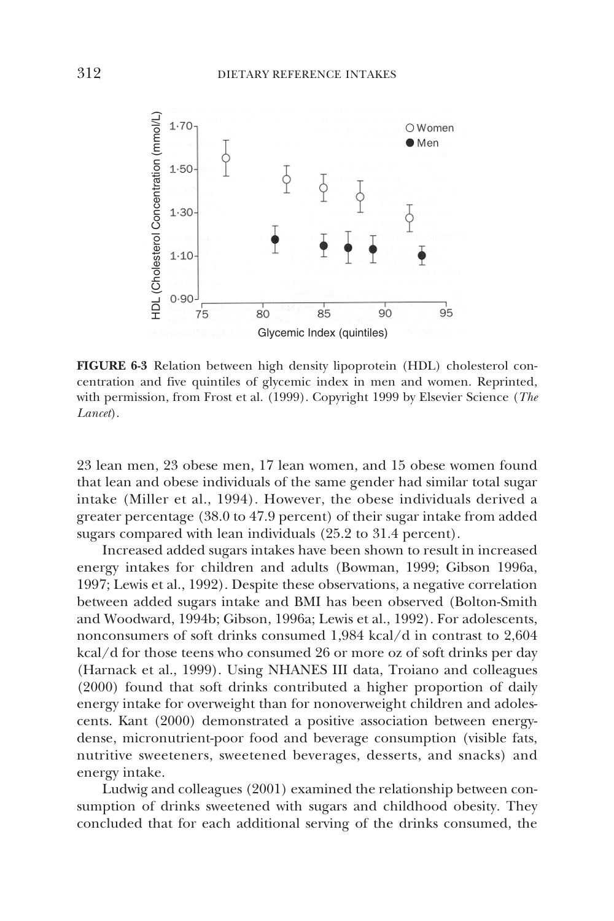**FIGURE 6-3** Relation between high density lipoprotein (HDL) cholesterol concentration and five quintiles of glycemic index in men and women. Reprinted, with permission, from Frost et al. (1999). Copyright 1999 by Elsevier Science (*The Lancet*).

23 lean men, 23 obese men, 17 lean women, and 15 obese women found that lean and obese individuals of the same gender had similar total sugar intake (Miller et al., 1994). However, the obese individuals derived a greater percentage (38.0 to 47.9 percent) of their sugar intake from added sugars compared with lean individuals (25.2 to 31.4 percent).

Increased added sugars intakes have been shown to result in increased energy intakes for children and adults (Bowman, 1999; Gibson 1996a, 1997; Lewis et al., 1992). Despite these observations, a negative correlation between added sugars intake and BMI has been observed (Bolton-Smith and Woodward, 1994b; Gibson, 1996a; Lewis et al., 1992). For adolescents, nonconsumers of soft drinks consumed 1,984 kcal/d in contrast to 2,604 kcal/d for those teens who consumed 26 or more oz of soft drinks per day (Harnack et al., 1999). Using NHANES III data, Troiano and colleagues (2000) found that soft drinks contributed a higher proportion of daily energy intake for overweight than for nonoverweight children and adolescents. Kant (2000) demonstrated a positive association between energy-dense, micronutrient-poor food and beverage consumption (visible fats, nutritive sweeteners, sweetened beverages, desserts, and snacks) and energy intake.

Ludwig and colleagues (2001) examined the relationship between consumption of drinks sweetened with sugars and childhood obesity. They concluded that for each additional serving of the drinks consumed, the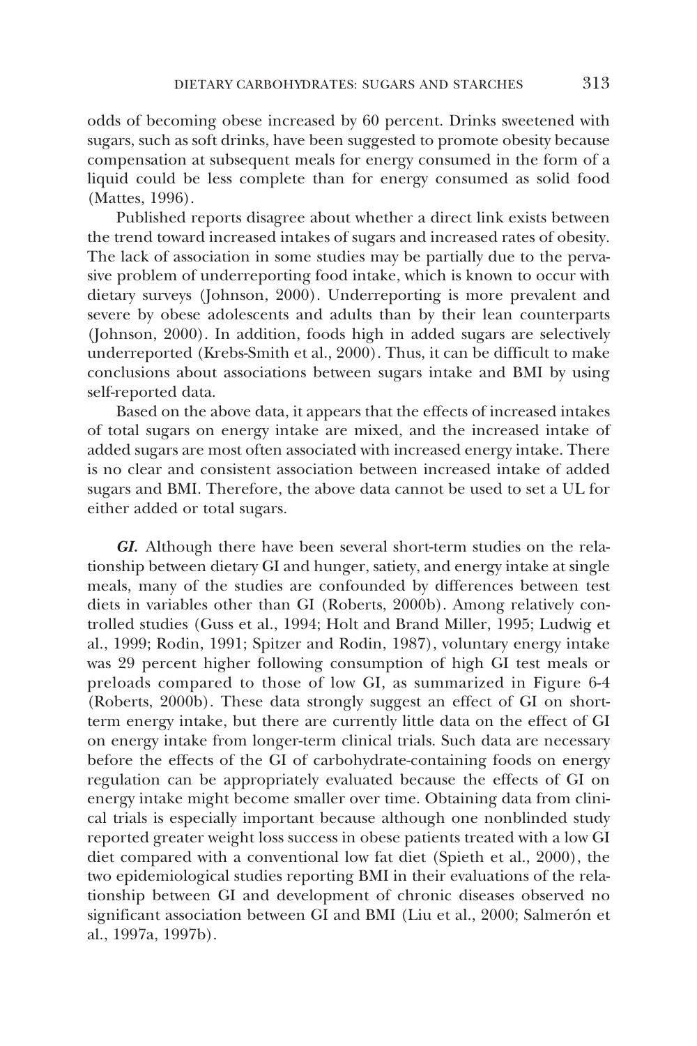odds of becoming obese increased by 60 percent. Drinks sweetened with sugars, such as soft drinks, have been suggested to promote obesity because compensation at subsequent meals for energy consumed in the form of a liquid could be less complete than for energy consumed as solid food (Mattes, 1996).

Published reports disagree about whether a direct link exists between the trend toward increased intakes of sugars and increased rates of obesity. The lack of association in some studies may be partially due to the pervasive problem of underreporting food intake, which is known to occur with dietary surveys (Johnson, 2000). Underreporting is more prevalent and severe by obese adolescents and adults than by their lean counterparts (Johnson, 2000). In addition, foods high in added sugars are selectively underreported (Krebs-Smith et al., 2000). Thus, it can be difficult to make conclusions about associations between sugars intake and BMI by using self-reported data.

Based on the above data, it appears that the effects of increased intakes of total sugars on energy intake are mixed, and the increased intake of added sugars are most often associated with increased energy intake. There is no clear and consistent association between increased intake of added sugars and BMI. Therefore, the above data cannot be used to set a UL for either added or total sugars.

***GI.*** Although there have been several short-term studies on the relationship between dietary GI and hunger, satiety, and energy intake at single meals, many of the studies are confounded by differences between test diets in variables other than GI (Roberts, 2000b). Among relatively controlled studies (Guss et al., 1994; Holt and Brand Miller, 1995; Ludwig et al., 1999; Rodin, 1991; Spitzer and Rodin, 1987), voluntary energy intake was 29 percent higher following consumption of high GI test meals or preloads compared to those of low GI, as summarized in Figure 6-4 (Roberts, 2000b). These data strongly suggest an effect of GI on short-term energy intake, but there are currently little data on the effect of GI on energy intake from longer-term clinical trials. Such data are necessary before the effects of the GI of carbohydrate-containing foods on energy regulation can be appropriately evaluated because the effects of GI on energy intake might become smaller over time. Obtaining data from clinical trials is especially important because although one nonblinded study reported greater weight loss success in obese patients treated with a low GI diet compared with a conventional low fat diet (Spieth et al., 2000), the two epidemiological studies reporting BMI in their evaluations of the relationship between GI and development of chronic diseases observed no significant association between GI and BMI (Liu et al., 2000; Salmerón et al., 1997a, 1997b).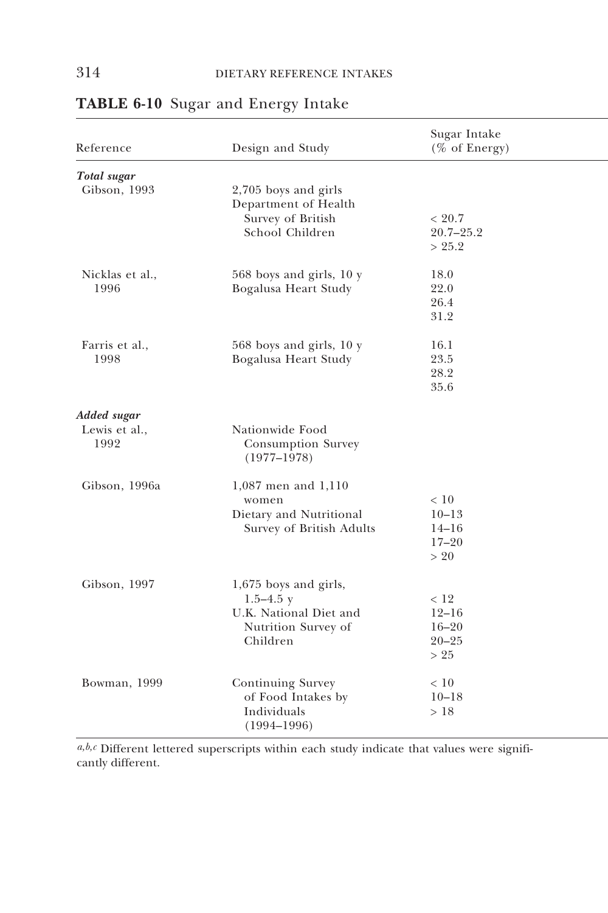**TABLE 6-10** Sugar and Energy Intake

| Reference | Design and Study | Sugar Intake (% of Energy) |
|---|---|---|
| ***Total sugar*** | | |
| Gibson, 1993 | 2,705 boys and girls Department of Health Survey of British School Children | < 20.7 |
| | | 20.7–25.2 |
| | | > 25.2 |
| Nicklas et al., 1996 | 568 boys and girls, 10 y Bogalusa Heart Study | 18.0 |
| | | 22.0 |
| | | 26.4 |
| | | 31.2 |
| Farris et al., 1998 | 568 boys and girls, 10 y Bogalusa Heart Study | 16.1 |
| | | 23.5 |
| | | 28.2 |
| | | 35.6 |
| ***Added sugar*** | | |
| Lewis et al., 1992 | Nationwide Food Consumption Survey (1977–1978) | |
| Gibson, 1996a | 1,087 men and 1,110 women Dietary and Nutritional Survey of British Adults | < 10 |
| | | 10–13 |
| | | 14–16 |
| | | 17–20 |
| | | > 20 |
| Gibson, 1997 | 1,675 boys and girls, 1.5–4.5 y U.K. National Diet and Nutrition Survey of Children | < 12 |
| | | 12–16 |
| | | 16–20 |
| | | 20–25 |
| | | > 25 |
| Bowman, 1999 | Continuing Survey of Food Intakes by Individuals (1994–1996) | < 10 |
| | | 10–18 |
| | | > 18 |

[a,b,c] Different lettered superscripts within each study indicate that values were significantly different.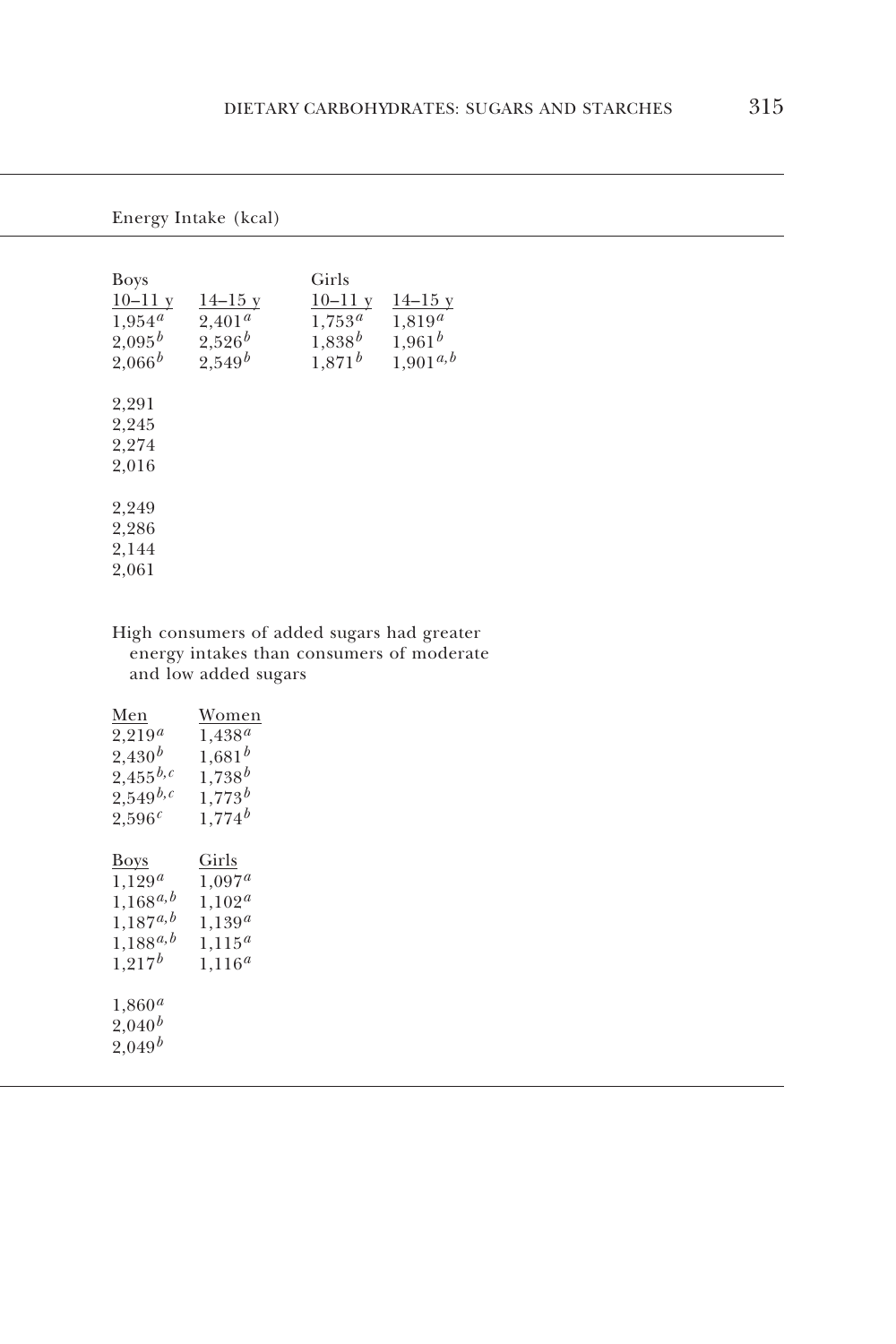| Energy Intake (kcal) | | | |
|---|---|---|---|
| Boys | | Girls | |
| 10–11 y | 14–15 y | 10–11 y | 14–15 y |
| 1,954[a] | 2,401[a] | 1,753[a] | 1,819[a] |
| 2,095[b] | 2,526[b] | 1,838[b] | 1,961[b] |
| 2,066[b] | 2,549[b] | 1,871[b] | 1,901[a,b] |
| | | | |
| 2,291 | | | |
| 2,245 | | | |
| 2,274 | | | |
| 2,016 | | | |
| | | | |
| 2,249 | | | |
| 2,286 | | | |
| 2,144 | | | |
| 2,061 | | | |
| | | | |
| High consumers of added sugars had greater energy intakes than consumers of moderate and low added sugars | | | |
| | | | |
| Men | Women | | |
| 2,219[a] | 1,438[a] | | |
| 2,430[b] | 1,681[b] | | |
| 2,455[b,c] | 1,738[b] | | |
| 2,549[b,c] | 1,773[b] | | |
| 2,596[c] | 1,774[b] | | |
| | | | |
| Boys | Girls | | |
| 1,129[a] | 1,097[a] | | |
| 1,168[a,b] | 1,102[a] | | |
| 1,187[a,b] | 1,139[a] | | |
| 1,188[a,b] | 1,115[a] | | |
| 1,217[b] | 1,116[a] | | |
| | | | |
| 1,860[a] | | | |
| 2,040[b] | | | |
| 2,049[b] | | | |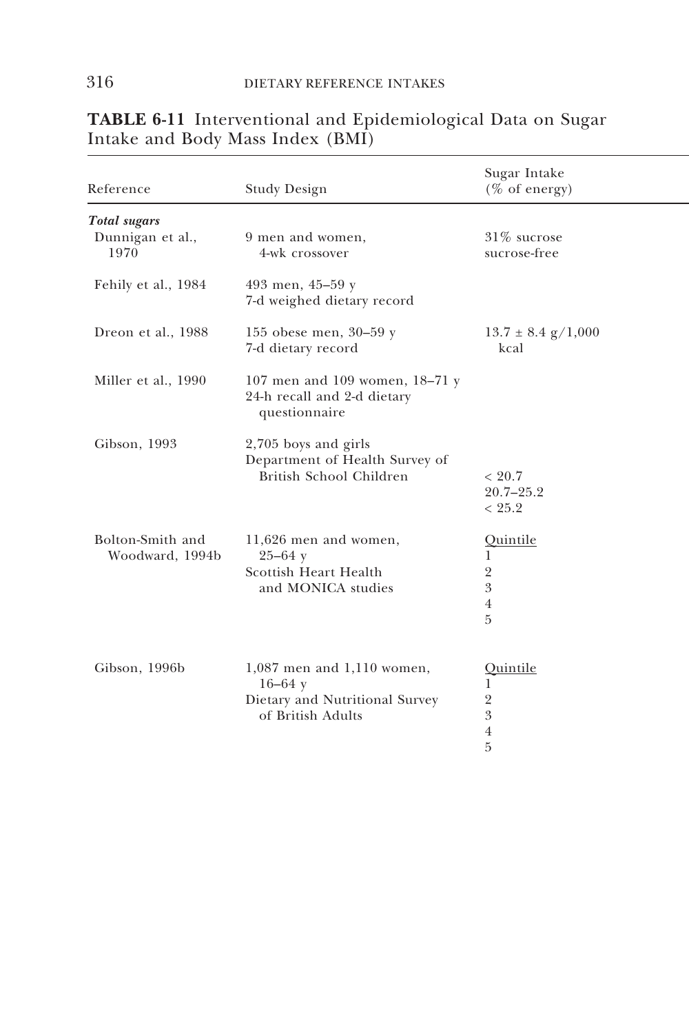**TABLE 6-11** Interventional and Epidemiological Data on Sugar Intake and Body Mass Index (BMI)

| Reference | Study Design | Sugar Intake (% of energy) |
| --- | --- | --- |
| ***Total sugars*** | | |
| Dunnigan et al., 1970 | 9 men and women, 4-wk crossover | 31% sucrose<br>sucrose-free |
| Fehily et al., 1984 | 493 men, 45–59 y<br>7-d weighed dietary record | |
| Dreon et al., 1988 | 155 obese men, 30–59 y<br>7-d dietary record | 13.7 ± 8.4 g/1,000 kcal |
| Miller et al., 1990 | 107 men and 109 women, 18–71 y<br>24-h recall and 2-d dietary questionnaire | |
| Gibson, 1993 | 2,705 boys and girls<br>Department of Health Survey of British School Children | < 20.7<br>20.7–25.2<br>< 25.2 |
| Bolton-Smith and Woodward, 1994b | 11,626 men and women, 25–64 y<br>Scottish Heart Health and MONICA studies | Quintile<br>1<br>2<br>3<br>4<br>5 |
| Gibson, 1996b | 1,087 men and 1,110 women, 16–64 y<br>Dietary and Nutritional Survey of British Adults | Quintile<br>1<br>2<br>3<br>4<br>5 |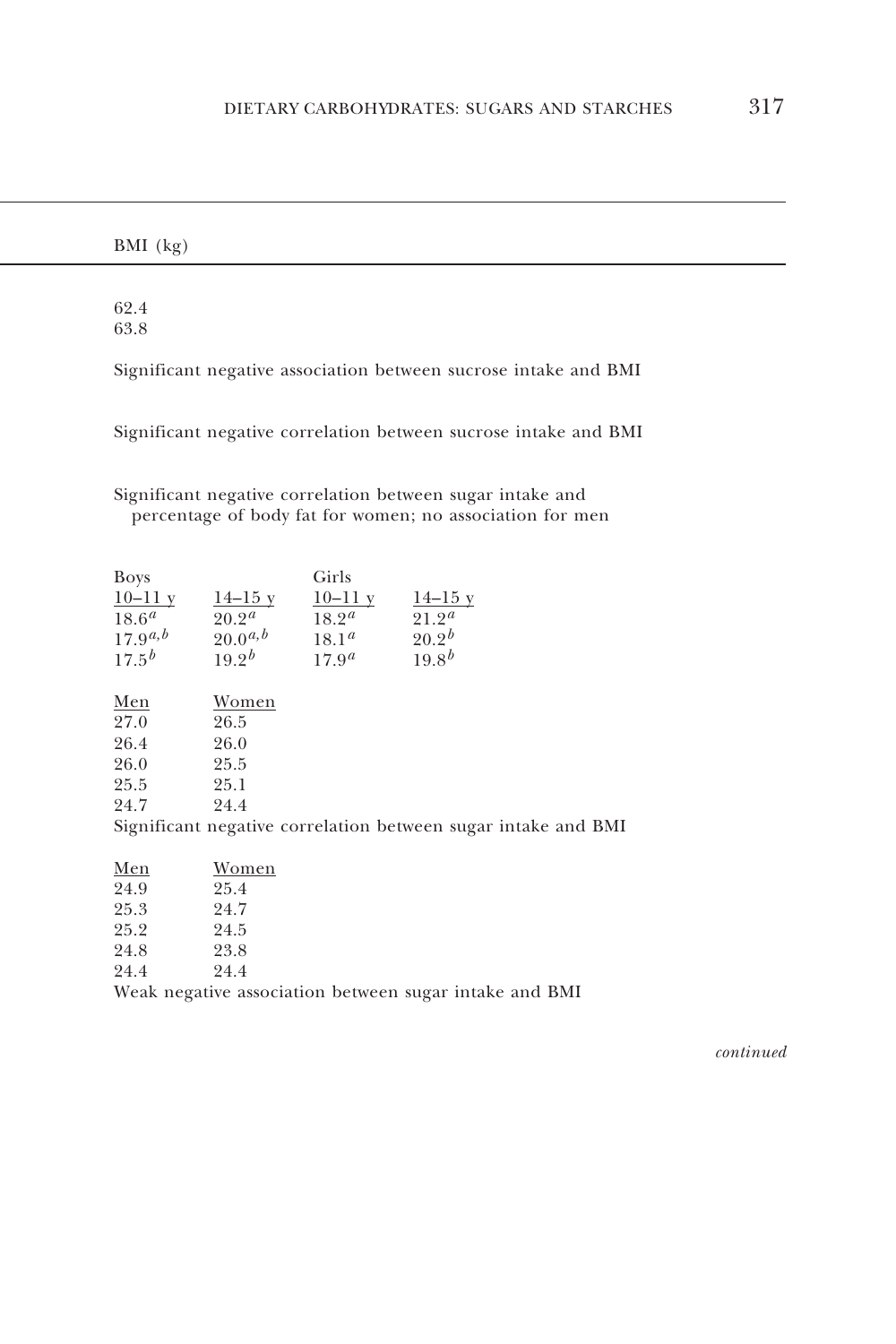| BMI (kg) | | | |
|---|---|---|---|
| 62.4 | | | |
| 63.8 | | | |
| Significant negative association between sucrose intake and BMI | | | |
| Significant negative correlation between sucrose intake and BMI | | | |
| Significant negative correlation between sugar intake and percentage of body fat for women; no association for men | | | |
| Boys | | Girls | |
| 10–11 y | 14–15 y | 10–11 y | 14–15 y |
| $18.6^{a}$ | $20.2^{a}$ | $18.2^{a}$ | $21.2^{a}$ |
| $17.9^{a,b}$ | $20.0^{a,b}$ | $18.1^{a}$ | $20.2^{b}$ |
| $17.5^{b}$ | $19.2^{b}$ | $17.9^{a}$ | $19.8^{b}$ |
| Men | Women | | |
| 27.0 | 26.5 | | |
| 26.4 | 26.0 | | |
| 26.0 | 25.5 | | |
| 25.5 | 25.1 | | |
| 24.7 | 24.4 | | |
| Significant negative correlation between sugar intake and BMI | | | |
| Men | Women | | |
| 24.9 | 25.4 | | |
| 25.3 | 24.7 | | |
| 25.2 | 24.5 | | |
| 24.8 | 23.8 | | |
| 24.4 | 24.4 | | |
| Weak negative association between sugar intake and BMI | | | |

*continued*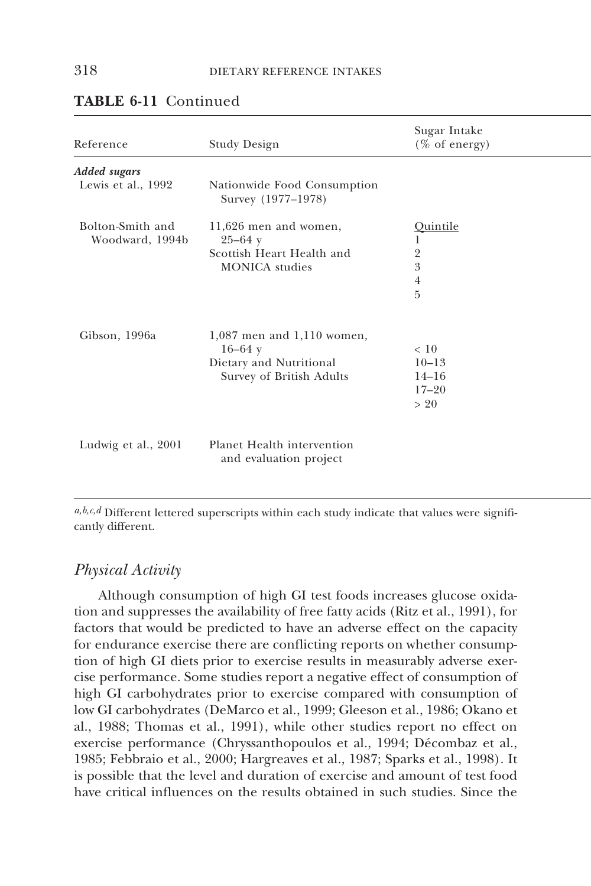**TABLE 6-11** Continued

| Reference | Study Design | Sugar Intake (% of energy) |
|---|---|---|
| ***Added sugars*** | | |
| Lewis et al., 1992 | Nationwide Food Consumption Survey (1977–1978) | |
| Bolton-Smith and Woodward, 1994b | 11,626 men and women, 25–64 y<br>Scottish Heart Health and MONICA studies | Quintile<br>1<br>2<br>3<br>4<br>5 |
| Gibson, 1996a | 1,087 men and 1,110 women, 16–64 y<br>Dietary and Nutritional Survey of British Adults | < 10<br>10–13<br>14–16<br>17–20<br>> 20 |
| Ludwig et al., 2001 | Planet Health intervention and evaluation project | |

[a,b,c,d] Different lettered superscripts within each study indicate that values were significantly different.

### *Physical Activity*

Although consumption of high GI test foods increases glucose oxidation and suppresses the availability of free fatty acids (Ritz et al., 1991), for factors that would be predicted to have an adverse effect on the capacity for endurance exercise there are conflicting reports on whether consumption of high GI diets prior to exercise results in measurably adverse exercise performance. Some studies report a negative effect of consumption of high GI carbohydrates prior to exercise compared with consumption of low GI carbohydrates (DeMarco et al., 1999; Gleeson et al., 1986; Okano et al., 1988; Thomas et al., 1991), while other studies report no effect on exercise performance (Chryssanthopoulos et al., 1994; Décombaz et al., 1985; Febbraio et al., 2000; Hargreaves et al., 1987; Sparks et al., 1998). It is possible that the level and duration of exercise and amount of test food have critical influences on the results obtained in such studies. Since the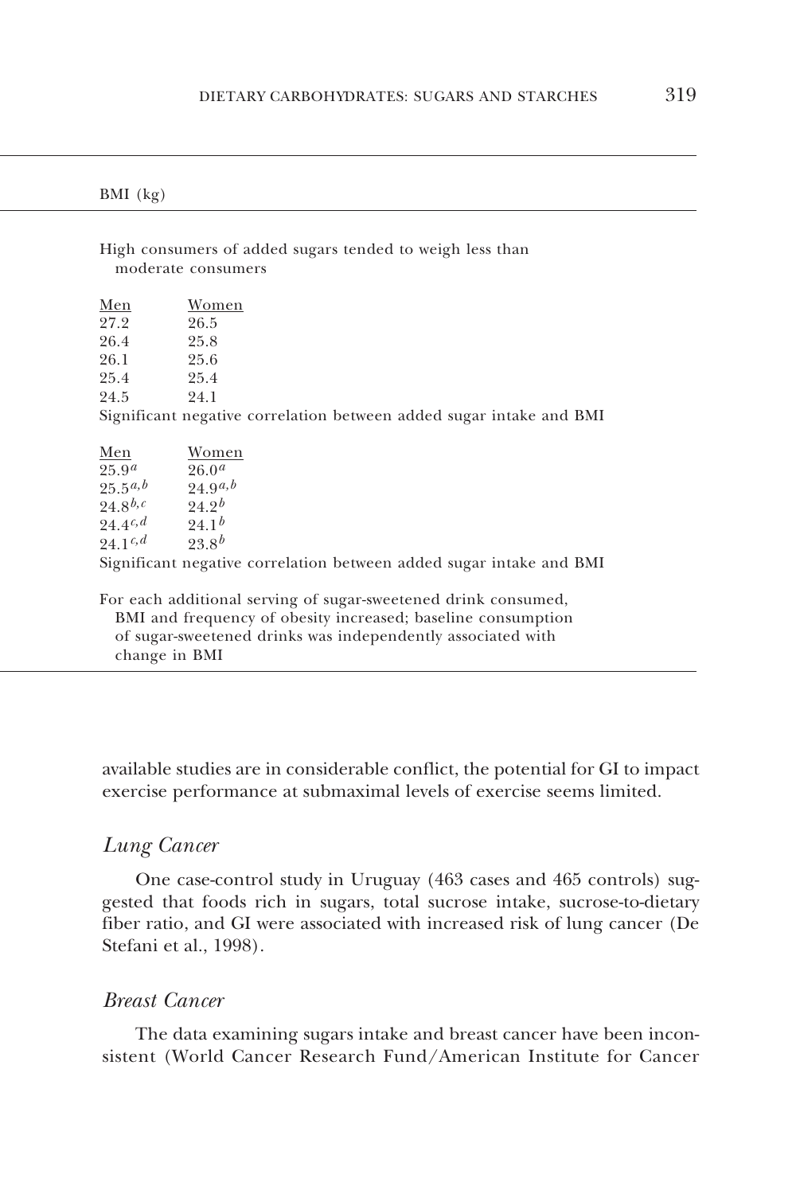| BMI (kg) | |
|---|---|
| High consumers of added sugars tended to weigh less than moderate consumers | |
| Men | Women |
| 27.2 | 26.5 |
| 26.4 | 25.8 |
| 26.1 | 25.6 |
| 25.4 | 25.4 |
| 24.5 | 24.1 |
| Significant negative correlation between added sugar intake and BMI | |
| Men | Women |
| 25.9[a] | 26.0[a] |
| 25.5[a,b] | 24.9[a,b] |
| 24.8[b,c] | 24.2[b] |
| 24.4[c,d] | 24.1[b] |
| 24.1[c,d] | 23.8[b] |
| Significant negative correlation between added sugar intake and BMI | |
| For each additional serving of sugar-sweetened drink consumed, BMI and frequency of obesity increased; baseline consumption of sugar-sweetened drinks was independently associated with change in BMI | |

available studies are in considerable conflict, the potential for GI to impact exercise performance at submaximal levels of exercise seems limited.

### *Lung Cancer*

One case-control study in Uruguay (463 cases and 465 controls) suggested that foods rich in sugars, total sucrose intake, sucrose-to-dietary fiber ratio, and GI were associated with increased risk of lung cancer (De Stefani et al., 1998).

### *Breast Cancer*

The data examining sugars intake and breast cancer have been inconsistent (World Cancer Research Fund/American Institute for Cancer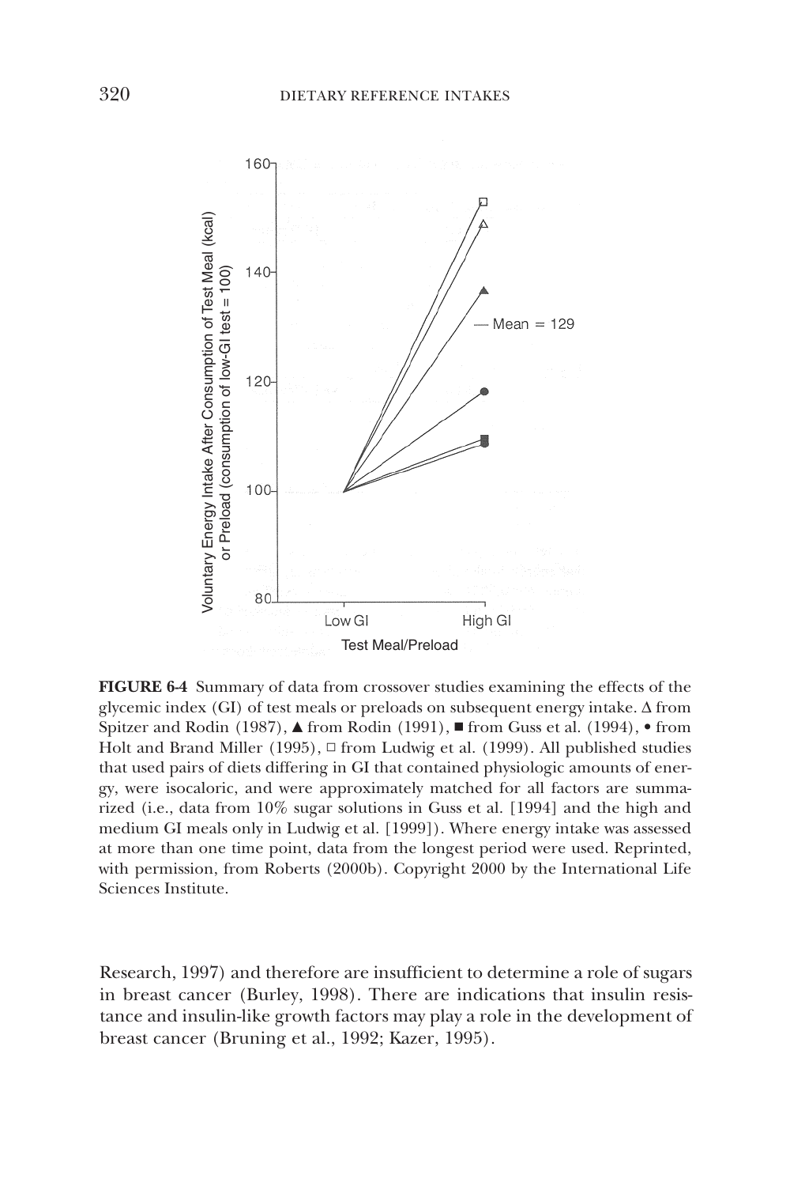**FIGURE 6-4** Summary of data from crossover studies examining the effects of the glycemic index (GI) of test meals or preloads on subsequent energy intake. Δ from Spitzer and Rodin (1987), ▲ from Rodin (1991), ■ from Guss et al. (1994), • from Holt and Brand Miller (1995), □ from Ludwig et al. (1999). All published studies that used pairs of diets differing in GI that contained physiologic amounts of energy, were isocaloric, and were approximately matched for all factors are summarized (i.e., data from 10% sugar solutions in Guss et al. [1994] and the high and medium GI meals only in Ludwig et al. [1999]). Where energy intake was assessed at more than one time point, data from the longest period were used. Reprinted, with permission, from Roberts (2000b). Copyright 2000 by the International Life Sciences Institute.

Research, 1997) and therefore are insufficient to determine a role of sugars in breast cancer (Burley, 1998). There are indications that insulin resistance and insulin-like growth factors may play a role in the development of breast cancer (Bruning et al., 1992; Kazer, 1995).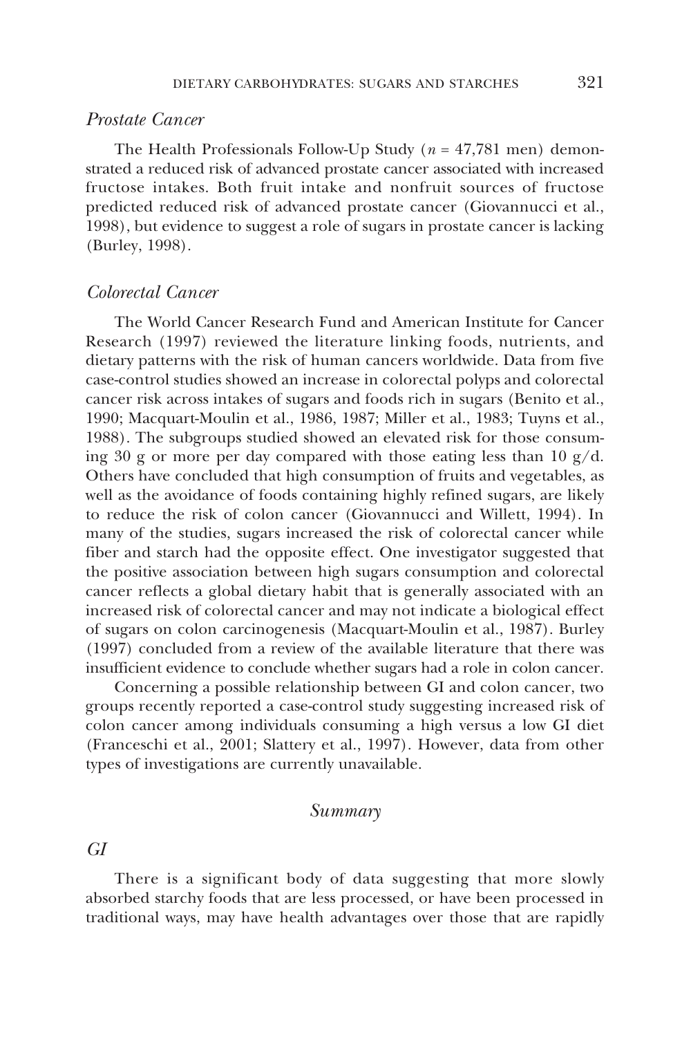### *Prostate Cancer*

The Health Professionals Follow-Up Study ($n$ = 47,781 men) demonstrated a reduced risk of advanced prostate cancer associated with increased fructose intakes. Both fruit intake and nonfruit sources of fructose predicted reduced risk of advanced prostate cancer (Giovannucci et al., 1998), but evidence to suggest a role of sugars in prostate cancer is lacking (Burley, 1998).

### *Colorectal Cancer*

The World Cancer Research Fund and American Institute for Cancer Research (1997) reviewed the literature linking foods, nutrients, and dietary patterns with the risk of human cancers worldwide. Data from five case-control studies showed an increase in colorectal polyps and colorectal cancer risk across intakes of sugars and foods rich in sugars (Benito et al., 1990; Macquart-Moulin et al., 1986, 1987; Miller et al., 1983; Tuyns et al., 1988). The subgroups studied showed an elevated risk for those consuming 30 g or more per day compared with those eating less than 10 g/d. Others have concluded that high consumption of fruits and vegetables, as well as the avoidance of foods containing highly refined sugars, are likely to reduce the risk of colon cancer (Giovannucci and Willett, 1994). In many of the studies, sugars increased the risk of colorectal cancer while fiber and starch had the opposite effect. One investigator suggested that the positive association between high sugars consumption and colorectal cancer reflects a global dietary habit that is generally associated with an increased risk of colorectal cancer and may not indicate a biological effect of sugars on colon carcinogenesis (Macquart-Moulin et al., 1987). Burley (1997) concluded from a review of the available literature that there was insufficient evidence to conclude whether sugars had a role in colon cancer.

Concerning a possible relationship between GI and colon cancer, two groups recently reported a case-control study suggesting increased risk of colon cancer among individuals consuming a high versus a low GI diet (Franceschi et al., 2001; Slattery et al., 1997). However, data from other types of investigations are currently unavailable.

## *Summary*

### *GI*

There is a significant body of data suggesting that more slowly absorbed starchy foods that are less processed, or have been processed in traditional ways, may have health advantages over those that are rapidly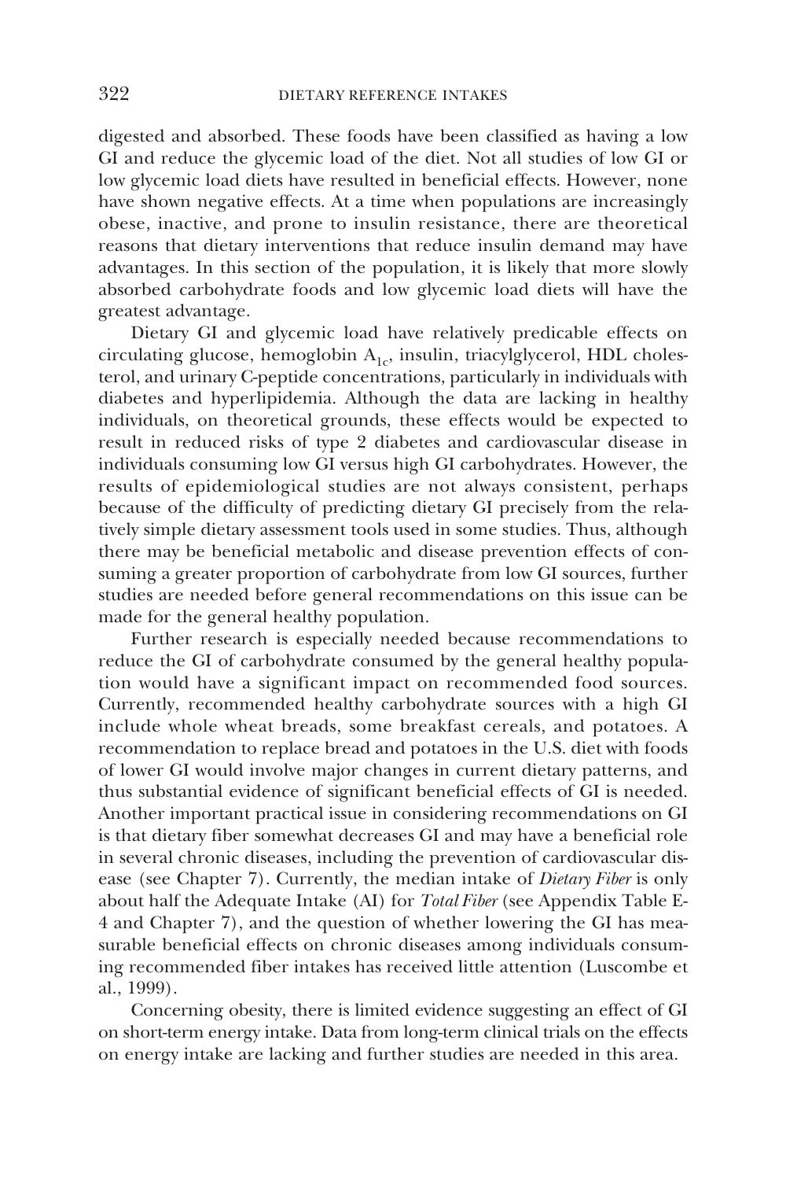digested and absorbed. These foods have been classified as having a low GI and reduce the glycemic load of the diet. Not all studies of low GI or low glycemic load diets have resulted in beneficial effects. However, none have shown negative effects. At a time when populations are increasingly obese, inactive, and prone to insulin resistance, there are theoretical reasons that dietary interventions that reduce insulin demand may have advantages. In this section of the population, it is likely that more slowly absorbed carbohydrate foods and low glycemic load diets will have the greatest advantage.

Dietary GI and glycemic load have relatively predicable effects on circulating glucose, hemoglobin $A_{1c}$, insulin, triacylglycerol, HDL cholesterol, and urinary C-peptide concentrations, particularly in individuals with diabetes and hyperlipidemia. Although the data are lacking in healthy individuals, on theoretical grounds, these effects would be expected to result in reduced risks of type 2 diabetes and cardiovascular disease in individuals consuming low GI versus high GI carbohydrates. However, the results of epidemiological studies are not always consistent, perhaps because of the difficulty of predicting dietary GI precisely from the relatively simple dietary assessment tools used in some studies. Thus, although there may be beneficial metabolic and disease prevention effects of consuming a greater proportion of carbohydrate from low GI sources, further studies are needed before general recommendations on this issue can be made for the general healthy population.

Further research is especially needed because recommendations to reduce the GI of carbohydrate consumed by the general healthy population would have a significant impact on recommended food sources. Currently, recommended healthy carbohydrate sources with a high GI include whole wheat breads, some breakfast cereals, and potatoes. A recommendation to replace bread and potatoes in the U.S. diet with foods of lower GI would involve major changes in current dietary patterns, and thus substantial evidence of significant beneficial effects of GI is needed. Another important practical issue in considering recommendations on GI is that dietary fiber somewhat decreases GI and may have a beneficial role in several chronic diseases, including the prevention of cardiovascular disease (see Chapter 7). Currently, the median intake of *Dietary Fiber* is only about half the Adequate Intake (AI) for *Total Fiber* (see Appendix Table E-4 and Chapter 7), and the question of whether lowering the GI has measurable beneficial effects on chronic diseases among individuals consuming recommended fiber intakes has received little attention (Luscombe et al., 1999).

Concerning obesity, there is limited evidence suggesting an effect of GI on short-term energy intake. Data from long-term clinical trials on the effects on energy intake are lacking and further studies are needed in this area.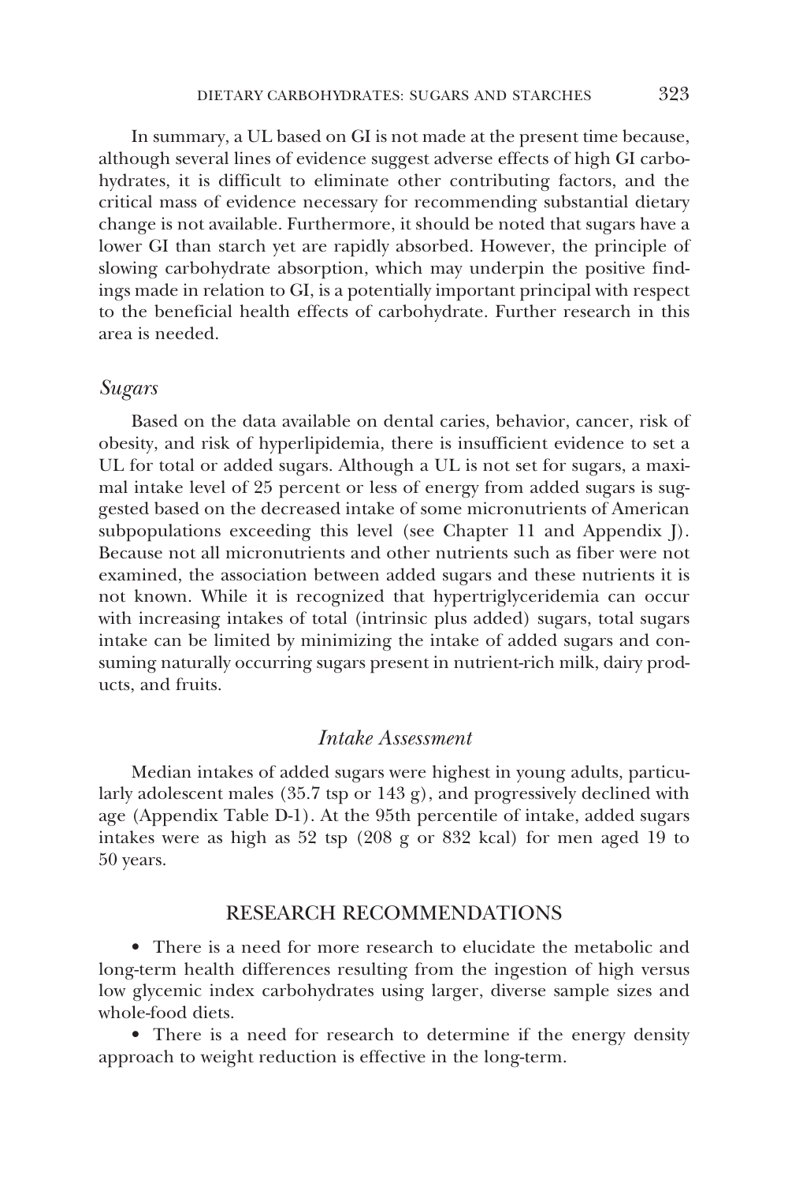In summary, a UL based on GI is not made at the present time because, although several lines of evidence suggest adverse effects of high GI carbohydrates, it is difficult to eliminate other contributing factors, and the critical mass of evidence necessary for recommending substantial dietary change is not available. Furthermore, it should be noted that sugars have a lower GI than starch yet are rapidly absorbed. However, the principle of slowing carbohydrate absorption, which may underpin the positive findings made in relation to GI, is a potentially important principal with respect to the beneficial health effects of carbohydrate. Further research in this area is needed.

### *Sugars*

Based on the data available on dental caries, behavior, cancer, risk of obesity, and risk of hyperlipidemia, there is insufficient evidence to set a UL for total or added sugars. Although a UL is not set for sugars, a maximal intake level of 25 percent or less of energy from added sugars is suggested based on the decreased intake of some micronutrients of American subpopulations exceeding this level (see Chapter 11 and Appendix J). Because not all micronutrients and other nutrients such as fiber were not examined, the association between added sugars and these nutrients it is not known. While it is recognized that hypertriglyceridemia can occur with increasing intakes of total (intrinsic plus added) sugars, total sugars intake can be limited by minimizing the intake of added sugars and consuming naturally occurring sugars present in nutrient-rich milk, dairy products, and fruits.

## *Intake Assessment*

Median intakes of added sugars were highest in young adults, particularly adolescent males (35.7 tsp or 143 g), and progressively declined with age (Appendix Table D-1). At the 95th percentile of intake, added sugars intakes were as high as 52 tsp (208 g or 832 kcal) for men aged 19 to 50 years.

## RESEARCH RECOMMENDATIONS

- There is a need for more research to elucidate the metabolic and long-term health differences resulting from the ingestion of high versus low glycemic index carbohydrates using larger, diverse sample sizes and whole-food diets.
- There is a need for research to determine if the energy density approach to weight reduction is effective in the long-term.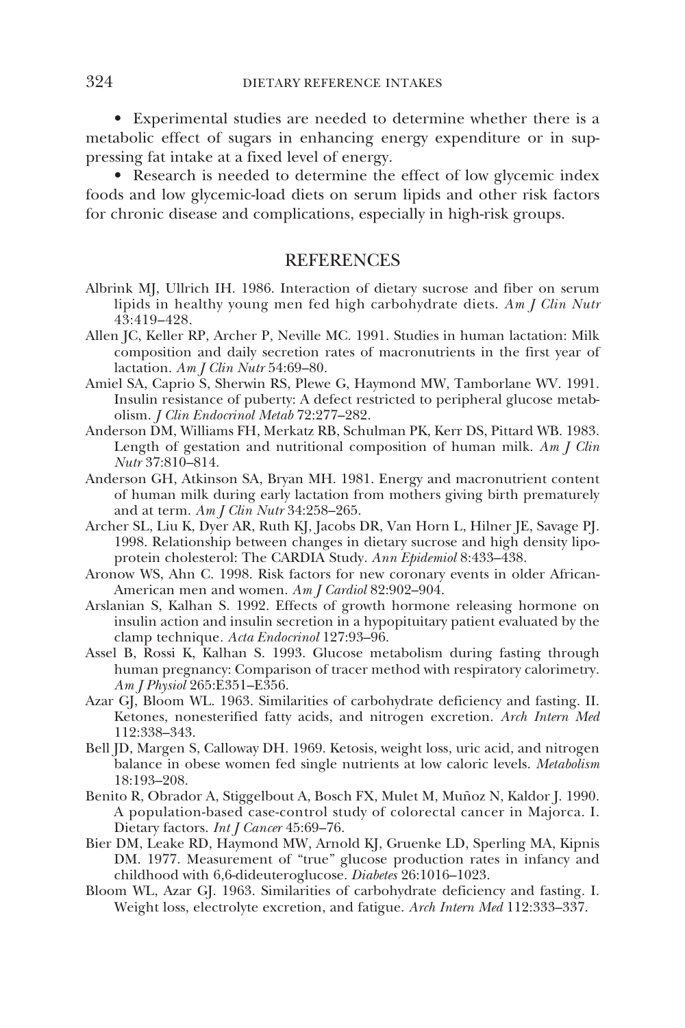- Experimental studies are needed to determine whether there is a metabolic effect of sugars in enhancing energy expenditure or in suppressing fat intake at a fixed level of energy.
- Research is needed to determine the effect of low glycemic index foods and low glycemic-load diets on serum lipids and other risk factors for chronic disease and complications, especially in high-risk groups.

## REFERENCES

Albrink MJ, Ullrich IH. 1986. Interaction of dietary sucrose and fiber on serum lipids in healthy young men fed high carbohydrate diets. *Am J Clin Nutr* 43:419–428.

Allen JC, Keller RP, Archer P, Neville MC. 1991. Studies in human lactation: Milk composition and daily secretion rates of macronutrients in the first year of lactation. *Am J Clin Nutr* 54:69–80.

Amiel SA, Caprio S, Sherwin RS, Plewe G, Haymond MW, Tamborlane WV. 1991. Insulin resistance of puberty: A defect restricted to peripheral glucose metabolism. *J Clin Endocrinol Metab* 72:277–282.

Anderson DM, Williams FH, Merkatz RB, Schulman PK, Kerr DS, Pittard WB. 1983. Length of gestation and nutritional composition of human milk. *Am J Clin Nutr* 37:810–814.

Anderson GH, Atkinson SA, Bryan MH. 1981. Energy and macronutrient content of human milk during early lactation from mothers giving birth prematurely and at term. *Am J Clin Nutr* 34:258–265.

Archer SL, Liu K, Dyer AR, Ruth KJ, Jacobs DR, Van Horn L, Hilner JE, Savage PJ. 1998. Relationship between changes in dietary sucrose and high density lipoprotein cholesterol: The CARDIA Study. *Ann Epidemiol* 8:433–438.

Aronow WS, Ahn C. 1998. Risk factors for new coronary events in older African-American men and women. *Am J Cardiol* 82:902–904.

Arslanian S, Kalhan S. 1992. Effects of growth hormone releasing hormone on insulin action and insulin secretion in a hypopituitary patient evaluated by the clamp technique. *Acta Endocrinol* 127:93–96.

Assel B, Rossi K, Kalhan S. 1993. Glucose metabolism during fasting through human pregnancy: Comparison of tracer method with respiratory calorimetry. *Am J Physiol* 265:E351–E356.

Azar GJ, Bloom WL. 1963. Similarities of carbohydrate deficiency and fasting. II. Ketones, nonesterified fatty acids, and nitrogen excretion. *Arch Intern Med* 112:338–343.

Bell JD, Margen S, Calloway DH. 1969. Ketosis, weight loss, uric acid, and nitrogen balance in obese women fed single nutrients at low caloric levels. *Metabolism* 18:193–208.

Benito R, Obrador A, Stiggelbout A, Bosch FX, Mulet M, Muñoz N, Kaldor J. 1990. A population-based case-control study of colorectal cancer in Majorca. I. Dietary factors. *Int J Cancer* 45:69–76.

Bier DM, Leake RD, Haymond MW, Arnold KJ, Gruenke LD, Sperling MA, Kipnis DM. 1977. Measurement of "true" glucose production rates in infancy and childhood with 6,6-dideuteroglucose. *Diabetes* 26:1016–1023.

Bloom WL, Azar GJ. 1963. Similarities of carbohydrate deficiency and fasting. I. Weight loss, electrolyte excretion, and fatigue. *Arch Intern Med* 112:333–337.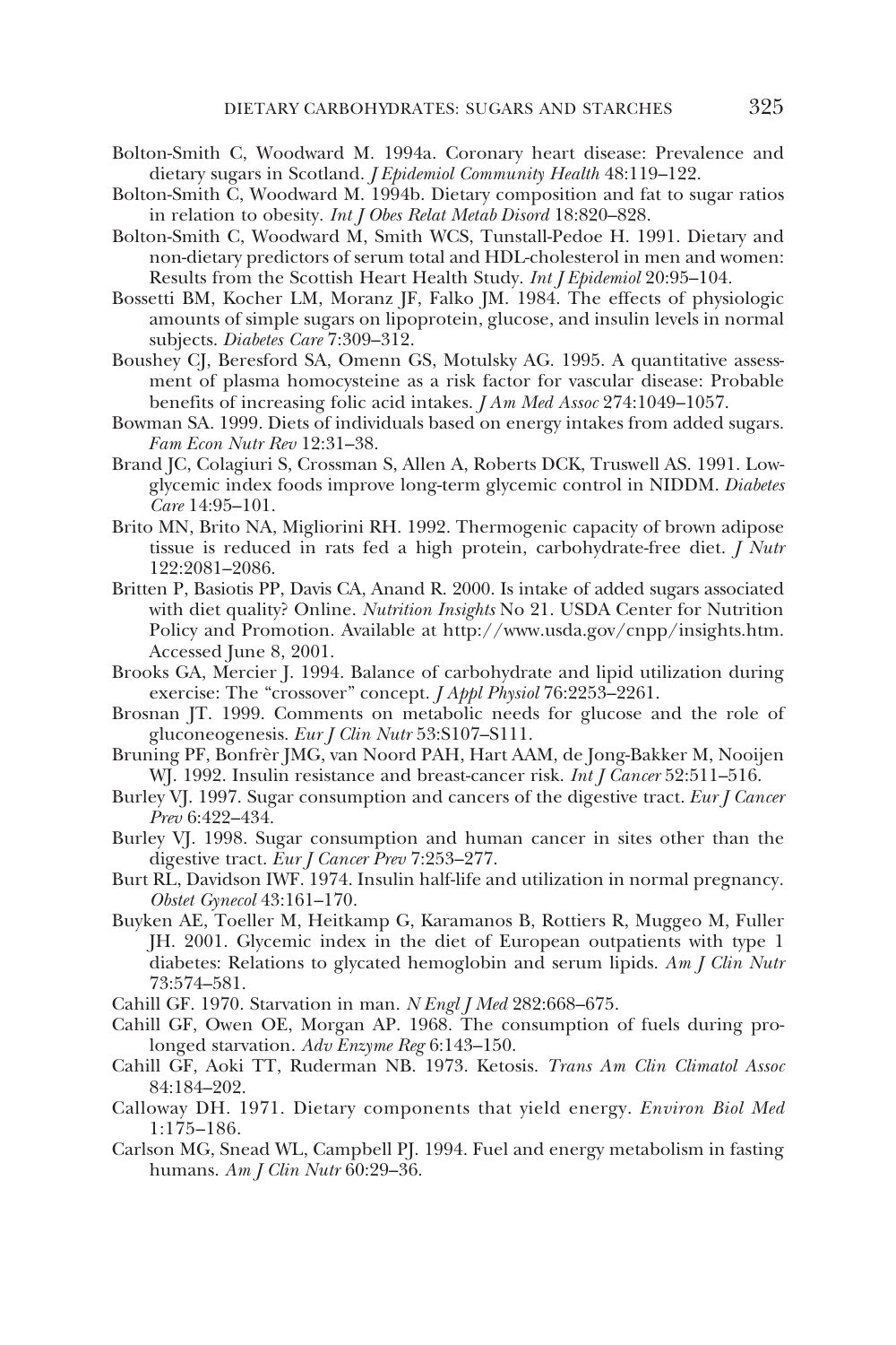Bolton-Smith C, Woodward M. 1994a. Coronary heart disease: Prevalence and dietary sugars in Scotland. *J Epidemiol Community Health* 48:119–122.

Bolton-Smith C, Woodward M. 1994b. Dietary composition and fat to sugar ratios in relation to obesity. *Int J Obes Relat Metab Disord* 18:820–828.

Bolton-Smith C, Woodward M, Smith WCS, Tunstall-Pedoe H. 1991. Dietary and non-dietary predictors of serum total and HDL-cholesterol in men and women: Results from the Scottish Heart Health Study. *Int J Epidemiol* 20:95–104.

Bossetti BM, Kocher LM, Moranz JF, Falko JM. 1984. The effects of physiologic amounts of simple sugars on lipoprotein, glucose, and insulin levels in normal subjects. *Diabetes Care* 7:309–312.

Boushey CJ, Beresford SA, Omenn GS, Motulsky AG. 1995. A quantitative assessment of plasma homocysteine as a risk factor for vascular disease: Probable benefits of increasing folic acid intakes. *J Am Med Assoc* 274:1049–1057.

Bowman SA. 1999. Diets of individuals based on energy intakes from added sugars. *Fam Econ Nutr Rev* 12:31–38.

Brand JC, Colagiuri S, Crossman S, Allen A, Roberts DCK, Truswell AS. 1991. Low-glycemic index foods improve long-term glycemic control in NIDDM. *Diabetes Care* 14:95–101.

Brito MN, Brito NA, Migliorini RH. 1992. Thermogenic capacity of brown adipose tissue is reduced in rats fed a high protein, carbohydrate-free diet. *J Nutr* 122:2081–2086.

Britten P, Basiotis PP, Davis CA, Anand R. 2000. Is intake of added sugars associated with diet quality? Online. *Nutrition Insights* No 21. USDA Center for Nutrition Policy and Promotion. Available at http://www.usda.gov/cnpp/insights.htm. Accessed June 8, 2001.

Brooks GA, Mercier J. 1994. Balance of carbohydrate and lipid utilization during exercise: The "crossover" concept. *J Appl Physiol* 76:2253–2261.

Brosnan JT. 1999. Comments on metabolic needs for glucose and the role of gluconeogenesis. *Eur J Clin Nutr* 53:S107–S111.

Bruning PF, Bonfrèr JMG, van Noord PAH, Hart AAM, de Jong-Bakker M, Nooijen WJ. 1992. Insulin resistance and breast-cancer risk. *Int J Cancer* 52:511–516.

Burley VJ. 1997. Sugar consumption and cancers of the digestive tract. *Eur J Cancer Prev* 6:422–434.

Burley VJ. 1998. Sugar consumption and human cancer in sites other than the digestive tract. *Eur J Cancer Prev* 7:253–277.

Burt RL, Davidson IWF. 1974. Insulin half-life and utilization in normal pregnancy. *Obstet Gynecol* 43:161–170.

Buyken AE, Toeller M, Heitkamp G, Karamanos B, Rottiers R, Muggeo M, Fuller JH. 2001. Glycemic index in the diet of European outpatients with type 1 diabetes: Relations to glycated hemoglobin and serum lipids. *Am J Clin Nutr* 73:574–581.

Cahill GF. 1970. Starvation in man. *N Engl J Med* 282:668–675.

Cahill GF, Owen OE, Morgan AP. 1968. The consumption of fuels during prolonged starvation. *Adv Enzyme Reg* 6:143–150.

Cahill GF, Aoki TT, Ruderman NB. 1973. Ketosis. *Trans Am Clin Climatol Assoc* 84:184–202.

Calloway DH. 1971. Dietary components that yield energy. *Environ Biol Med* 1:175–186.

Carlson MG, Snead WL, Campbell PJ. 1994. Fuel and energy metabolism in fasting humans. *Am J Clin Nutr* 60:29–36.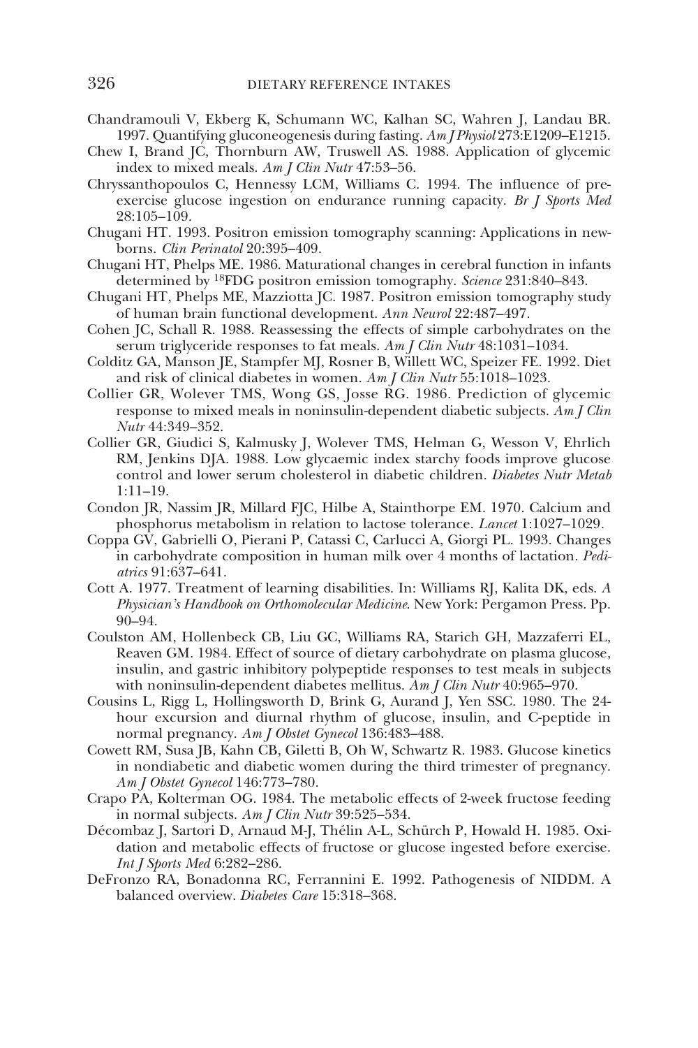Chandramouli V, Ekberg K, Schumann WC, Kalhan SC, Wahren J, Landau BR. 1997. Quantifying gluconeogenesis during fasting. *Am J Physiol* 273:E1209–E1215.

Chew I, Brand JC, Thornburn AW, Truswell AS. 1988. Application of glycemic index to mixed meals. *Am J Clin Nutr* 47:53–56.

Chryssanthopoulos C, Hennessy LCM, Williams C. 1994. The influence of pre-exercise glucose ingestion on endurance running capacity. *Br J Sports Med* 28:105–109.

Chugani HT. 1993. Positron emission tomography scanning: Applications in newborns. *Clin Perinatol* 20:395–409.

Chugani HT, Phelps ME. 1986. Maturational changes in cerebral function in infants determined by $^{18}$FDG positron emission tomography. *Science* 231:840–843.

Chugani HT, Phelps ME, Mazziotta JC. 1987. Positron emission tomography study of human brain functional development. *Ann Neurol* 22:487–497.

Cohen JC, Schall R. 1988. Reassessing the effects of simple carbohydrates on the serum triglyceride responses to fat meals. *Am J Clin Nutr* 48:1031–1034.

Colditz GA, Manson JE, Stampfer MJ, Rosner B, Willett WC, Speizer FE. 1992. Diet and risk of clinical diabetes in women. *Am J Clin Nutr* 55:1018–1023.

Collier GR, Wolever TMS, Wong GS, Josse RG. 1986. Prediction of glycemic response to mixed meals in noninsulin-dependent diabetic subjects. *Am J Clin Nutr* 44:349–352.

Collier GR, Giudici S, Kalmusky J, Wolever TMS, Helman G, Wesson V, Ehrlich RM, Jenkins DJA. 1988. Low glycaemic index starchy foods improve glucose control and lower serum cholesterol in diabetic children. *Diabetes Nutr Metab* 1:11–19.

Condon JR, Nassim JR, Millard FJC, Hilbe A, Stainthorpe EM. 1970. Calcium and phosphorus metabolism in relation to lactose tolerance. *Lancet* 1:1027–1029.

Coppa GV, Gabrielli O, Pierani P, Catassi C, Carlucci A, Giorgi PL. 1993. Changes in carbohydrate composition in human milk over 4 months of lactation. *Pediatrics* 91:637–641.

Cott A. 1977. Treatment of learning disabilities. In: Williams RJ, Kalita DK, eds. *A Physician's Handbook on Orthomolecular Medicine*. New York: Pergamon Press. Pp. 90–94.

Coulston AM, Hollenbeck CB, Liu GC, Williams RA, Starich GH, Mazzaferri EL, Reaven GM. 1984. Effect of source of dietary carbohydrate on plasma glucose, insulin, and gastric inhibitory polypeptide responses to test meals in subjects with noninsulin-dependent diabetes mellitus. *Am J Clin Nutr* 40:965–970.

Cousins L, Rigg L, Hollingsworth D, Brink G, Aurand J, Yen SSC. 1980. The 24-hour excursion and diurnal rhythm of glucose, insulin, and C-peptide in normal pregnancy. *Am J Obstet Gynecol* 136:483–488.

Cowett RM, Susa JB, Kahn CB, Giletti B, Oh W, Schwartz R. 1983. Glucose kinetics in nondiabetic and diabetic women during the third trimester of pregnancy. *Am J Obstet Gynecol* 146:773–780.

Crapo PA, Kolterman OG. 1984. The metabolic effects of 2-week fructose feeding in normal subjects. *Am J Clin Nutr* 39:525–534.

Décombaz J, Sartori D, Arnaud M-J, Thélin A-L, Schürch P, Howald H. 1985. Oxidation and metabolic effects of fructose or glucose ingested before exercise. *Int J Sports Med* 6:282–286.

DeFronzo RA, Bonadonna RC, Ferrannini E. 1992. Pathogenesis of NIDDM. A balanced overview. *Diabetes Care* 15:318–368.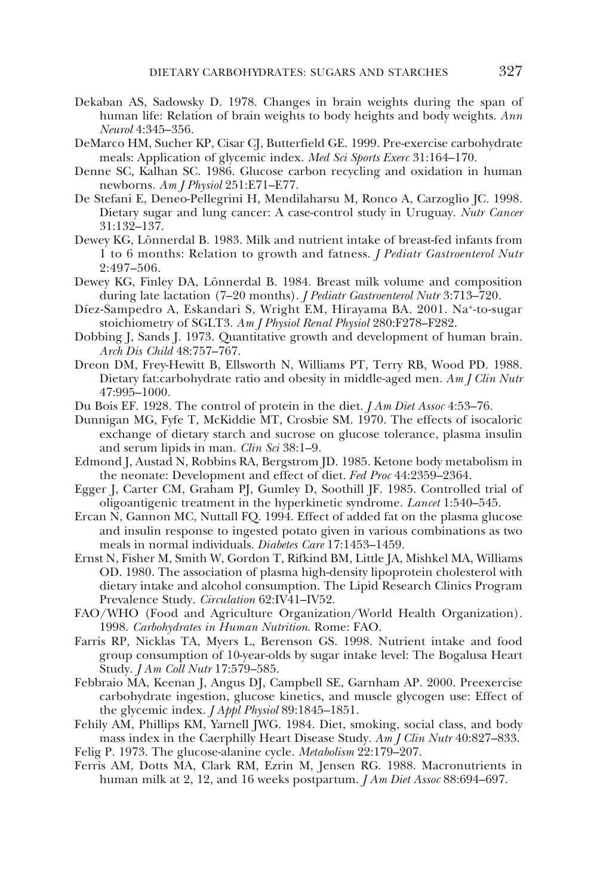Dekaban AS, Sadowsky D. 1978. Changes in brain weights during the span of human life: Relation of brain weights to body heights and body weights. *Ann Neurol* 4:345–356.

DeMarco HM, Sucher KP, Cisar CJ, Butterfield GE. 1999. Pre-exercise carbohydrate meals: Application of glycemic index. *Med Sci Sports Exerc* 31:164–170.

Denne SC, Kalhan SC. 1986. Glucose carbon recycling and oxidation in human newborns. *Am J Physiol* 251:E71–E77.

De Stefani E, Deneo-Pellegrini H, Mendilaharsu M, Ronco A, Carzoglio JC. 1998. Dietary sugar and lung cancer: A case-control study in Uruguay. *Nutr Cancer* 31:132–137.

Dewey KG, Lönnerdal B. 1983. Milk and nutrient intake of breast-fed infants from 1 to 6 months: Relation to growth and fatness. *J Pediatr Gastroenterol Nutr* 2:497–506.

Dewey KG, Finley DA, Lönnerdal B. 1984. Breast milk volume and composition during late lactation (7–20 months). *J Pediatr Gastroenterol Nutr* 3:713–720.

Díez-Sampedro A, Eskandari S, Wright EM, Hirayama BA. 2001. $Na^+$-to-sugar stoichiometry of SGLT3. *Am J Physiol Renal Physiol* 280:F278–F282.

Dobbing J, Sands J. 1973. Quantitative growth and development of human brain. *Arch Dis Child* 48:757–767.

Dreon DM, Frey-Hewitt B, Ellsworth N, Williams PT, Terry RB, Wood PD. 1988. Dietary fat:carbohydrate ratio and obesity in middle-aged men. *Am J Clin Nutr* 47:995–1000.

Du Bois EF. 1928. The control of protein in the diet. *J Am Diet Assoc* 4:53–76.

Dunnigan MG, Fyfe T, McKiddie MT, Crosbie SM. 1970. The effects of isocaloric exchange of dietary starch and sucrose on glucose tolerance, plasma insulin and serum lipids in man. *Clin Sci* 38:1–9.

Edmond J, Austad N, Robbins RA, Bergstrom JD. 1985. Ketone body metabolism in the neonate: Development and effect of diet. *Fed Proc* 44:2359–2364.

Egger J, Carter CM, Graham PJ, Gumley D, Soothill JF. 1985. Controlled trial of oligoantigenic treatment in the hyperkinetic syndrome. *Lancet* 1:540–545.

Ercan N, Gannon MC, Nuttall FQ. 1994. Effect of added fat on the plasma glucose and insulin response to ingested potato given in various combinations as two meals in normal individuals. *Diabetes Care* 17:1453–1459.

Ernst N, Fisher M, Smith W, Gordon T, Rifkind BM, Little JA, Mishkel MA, Williams OD. 1980. The association of plasma high-density lipoprotein cholesterol with dietary intake and alcohol consumption. The Lipid Research Clinics Program Prevalence Study. *Circulation* 62:IV41–IV52.

FAO/WHO (Food and Agriculture Organization/World Health Organization). 1998. *Carbohydrates in Human Nutrition*. Rome: FAO.

Farris RP, Nicklas TA, Myers L, Berenson GS. 1998. Nutrient intake and food group consumption of 10-year-olds by sugar intake level: The Bogalusa Heart Study. *J Am Coll Nutr* 17:579–585.

Febbraio MA, Keenan J, Angus DJ, Campbell SE, Garnham AP. 2000. Preexercise carbohydrate ingestion, glucose kinetics, and muscle glycogen use: Effect of the glycemic index. *J Appl Physiol* 89:1845–1851.

Fehily AM, Phillips KM, Yarnell JWG. 1984. Diet, smoking, social class, and body mass index in the Caerphilly Heart Disease Study. *Am J Clin Nutr* 40:827–833.

Felig P. 1973. The glucose-alanine cycle. *Metabolism* 22:179–207.

Ferris AM, Dotts MA, Clark RM, Ezrin M, Jensen RG. 1988. Macronutrients in human milk at 2, 12, and 16 weeks postpartum. *J Am Diet Assoc* 88:694–697.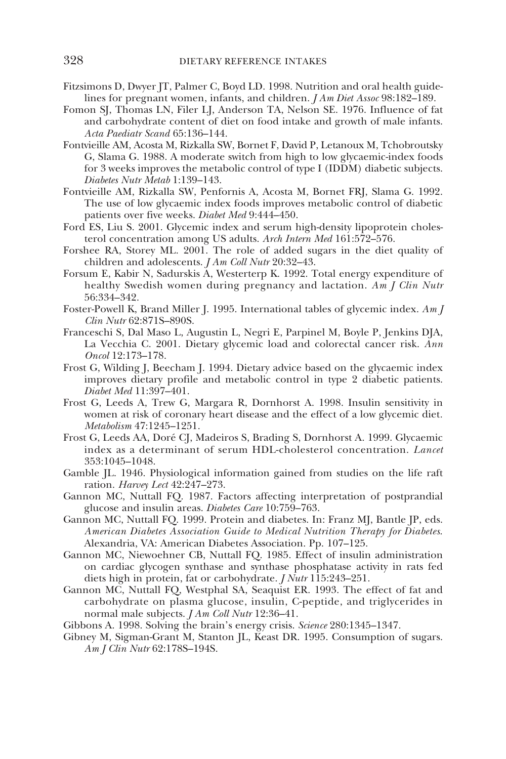Fitzsimons D, Dwyer JT, Palmer C, Boyd LD. 1998. Nutrition and oral health guidelines for pregnant women, infants, and children. *J Am Diet Assoc* 98:182–189.

Fomon SJ, Thomas LN, Filer LJ, Anderson TA, Nelson SE. 1976. Influence of fat and carbohydrate content of diet on food intake and growth of male infants. *Acta Paediatr Scand* 65:136–144.

Fontvieille AM, Acosta M, Rizkalla SW, Bornet F, David P, Letanoux M, Tchobroutsky G, Slama G. 1988. A moderate switch from high to low glycaemic-index foods for 3 weeks improves the metabolic control of type I (IDDM) diabetic subjects. *Diabetes Nutr Metab* 1:139–143.

Fontvieille AM, Rizkalla SW, Penfornis A, Acosta M, Bornet FRJ, Slama G. 1992. The use of low glycaemic index foods improves metabolic control of diabetic patients over five weeks. *Diabet Med* 9:444–450.

Ford ES, Liu S. 2001. Glycemic index and serum high-density lipoprotein cholesterol concentration among US adults. *Arch Intern Med* 161:572–576.

Forshee RA, Storey ML. 2001. The role of added sugars in the diet quality of children and adolescents. *J Am Coll Nutr* 20:32–43.

Forsum E, Kabir N, Sadurskis A, Westerterp K. 1992. Total energy expenditure of healthy Swedish women during pregnancy and lactation. *Am J Clin Nutr* 56:334–342.

Foster-Powell K, Brand Miller J. 1995. International tables of glycemic index. *Am J Clin Nutr* 62:871S–890S.

Franceschi S, Dal Maso L, Augustin L, Negri E, Parpinel M, Boyle P, Jenkins DJA, La Vecchia C. 2001. Dietary glycemic load and colorectal cancer risk. *Ann Oncol* 12:173–178.

Frost G, Wilding J, Beecham J. 1994. Dietary advice based on the glycaemic index improves dietary profile and metabolic control in type 2 diabetic patients. *Diabet Med* 11:397–401.

Frost G, Leeds A, Trew G, Margara R, Dornhorst A. 1998. Insulin sensitivity in women at risk of coronary heart disease and the effect of a low glycemic diet. *Metabolism* 47:1245–1251.

Frost G, Leeds AA, Doré CJ, Madeiros S, Brading S, Dornhorst A. 1999. Glycaemic index as a determinant of serum HDL-cholesterol concentration. *Lancet* 353:1045–1048.

Gamble JL. 1946. Physiological information gained from studies on the life raft ration. *Harvey Lect* 42:247–273.

Gannon MC, Nuttall FQ. 1987. Factors affecting interpretation of postprandial glucose and insulin areas. *Diabetes Care* 10:759–763.

Gannon MC, Nuttall FQ. 1999. Protein and diabetes. In: Franz MJ, Bantle JP, eds. *American Diabetes Association Guide to Medical Nutrition Therapy for Diabetes*. Alexandria, VA: American Diabetes Association. Pp. 107–125.

Gannon MC, Niewoehner CB, Nuttall FQ. 1985. Effect of insulin administration on cardiac glycogen synthase and synthase phosphatase activity in rats fed diets high in protein, fat or carbohydrate. *J Nutr* 115:243–251.

Gannon MC, Nuttall FQ, Westphal SA, Seaquist ER. 1993. The effect of fat and carbohydrate on plasma glucose, insulin, C-peptide, and triglycerides in normal male subjects. *J Am Coll Nutr* 12:36–41.

Gibbons A. 1998. Solving the brain's energy crisis. *Science* 280:1345–1347.

Gibney M, Sigman-Grant M, Stanton JL, Keast DR. 1995. Consumption of sugars. *Am J Clin Nutr* 62:178S–194S.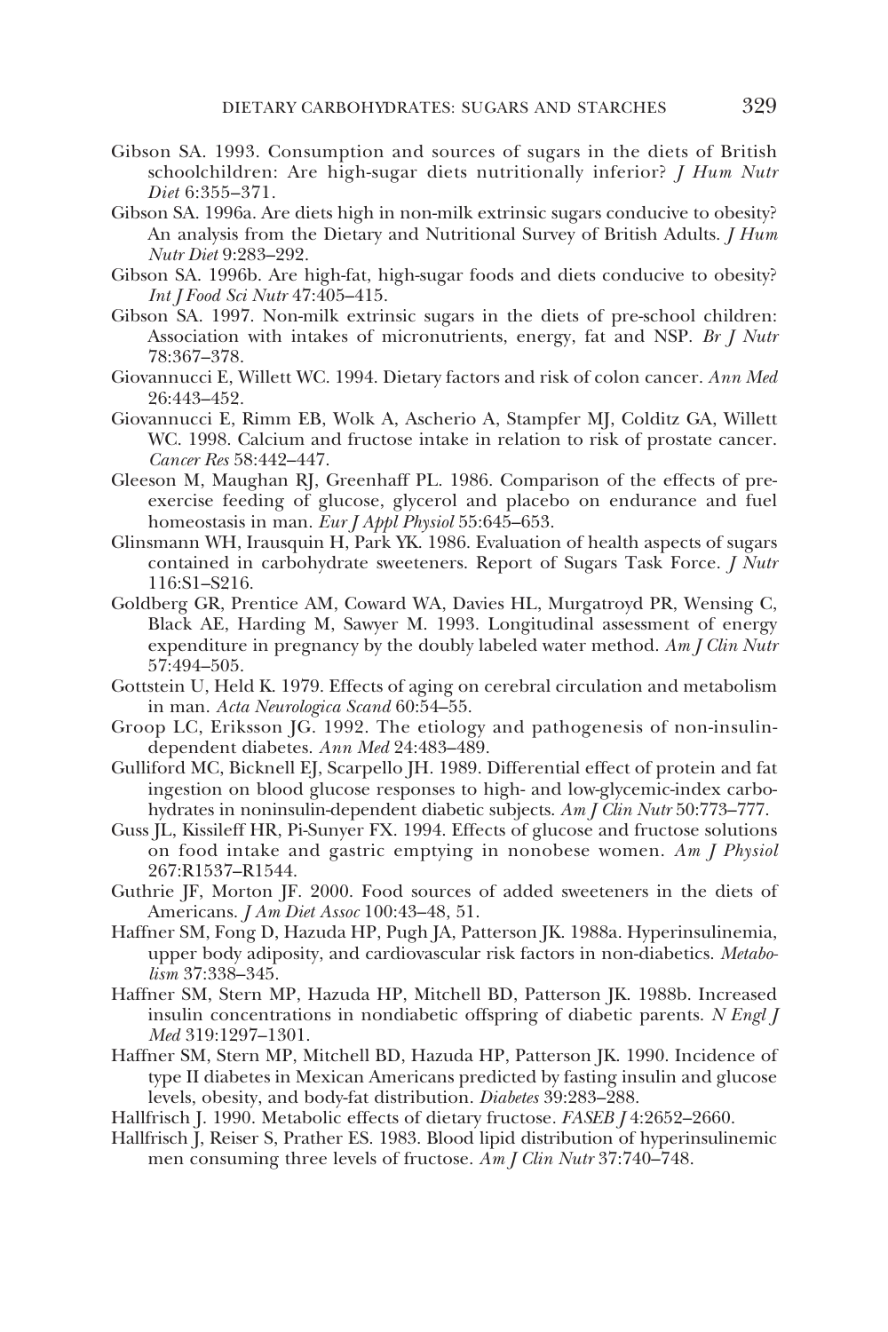Gibson SA. 1993. Consumption and sources of sugars in the diets of British schoolchildren: Are high-sugar diets nutritionally inferior? *J Hum Nutr Diet* 6:355–371.

Gibson SA. 1996a. Are diets high in non-milk extrinsic sugars conducive to obesity? An analysis from the Dietary and Nutritional Survey of British Adults. *J Hum Nutr Diet* 9:283–292.

Gibson SA. 1996b. Are high-fat, high-sugar foods and diets conducive to obesity? *Int J Food Sci Nutr* 47:405–415.

Gibson SA. 1997. Non-milk extrinsic sugars in the diets of pre-school children: Association with intakes of micronutrients, energy, fat and NSP. *Br J Nutr* 78:367–378.

Giovannucci E, Willett WC. 1994. Dietary factors and risk of colon cancer. *Ann Med* 26:443–452.

Giovannucci E, Rimm EB, Wolk A, Ascherio A, Stampfer MJ, Colditz GA, Willett WC. 1998. Calcium and fructose intake in relation to risk of prostate cancer. *Cancer Res* 58:442–447.

Gleeson M, Maughan RJ, Greenhaff PL. 1986. Comparison of the effects of pre-exercise feeding of glucose, glycerol and placebo on endurance and fuel homeostasis in man. *Eur J Appl Physiol* 55:645–653.

Glinsmann WH, Irausquin H, Park YK. 1986. Evaluation of health aspects of sugars contained in carbohydrate sweeteners. Report of Sugars Task Force. *J Nutr* 116:S1–S216.

Goldberg GR, Prentice AM, Coward WA, Davies HL, Murgatroyd PR, Wensing C, Black AE, Harding M, Sawyer M. 1993. Longitudinal assessment of energy expenditure in pregnancy by the doubly labeled water method. *Am J Clin Nutr* 57:494–505.

Gottstein U, Held K. 1979. Effects of aging on cerebral circulation and metabolism in man. *Acta Neurologica Scand* 60:54–55.

Groop LC, Eriksson JG. 1992. The etiology and pathogenesis of non-insulin-dependent diabetes. *Ann Med* 24:483–489.

Gulliford MC, Bicknell EJ, Scarpello JH. 1989. Differential effect of protein and fat ingestion on blood glucose responses to high- and low-glycemic-index carbohydrates in noninsulin-dependent diabetic subjects. *Am J Clin Nutr* 50:773–777.

Guss JL, Kissileff HR, Pi-Sunyer FX. 1994. Effects of glucose and fructose solutions on food intake and gastric emptying in nonobese women. *Am J Physiol* 267:R1537–R1544.

Guthrie JF, Morton JF. 2000. Food sources of added sweeteners in the diets of Americans. *J Am Diet Assoc* 100:43–48, 51.

Haffner SM, Fong D, Hazuda HP, Pugh JA, Patterson JK. 1988a. Hyperinsulinemia, upper body adiposity, and cardiovascular risk factors in non-diabetics. *Metabolism* 37:338–345.

Haffner SM, Stern MP, Hazuda HP, Mitchell BD, Patterson JK. 1988b. Increased insulin concentrations in nondiabetic offspring of diabetic parents. *N Engl J Med* 319:1297–1301.

Haffner SM, Stern MP, Mitchell BD, Hazuda HP, Patterson JK. 1990. Incidence of type II diabetes in Mexican Americans predicted by fasting insulin and glucose levels, obesity, and body-fat distribution. *Diabetes* 39:283–288.

Hallfrisch J. 1990. Metabolic effects of dietary fructose. *FASEB J* 4:2652–2660.

Hallfrisch J, Reiser S, Prather ES. 1983. Blood lipid distribution of hyperinsulinemic men consuming three levels of fructose. *Am J Clin Nutr* 37:740–748.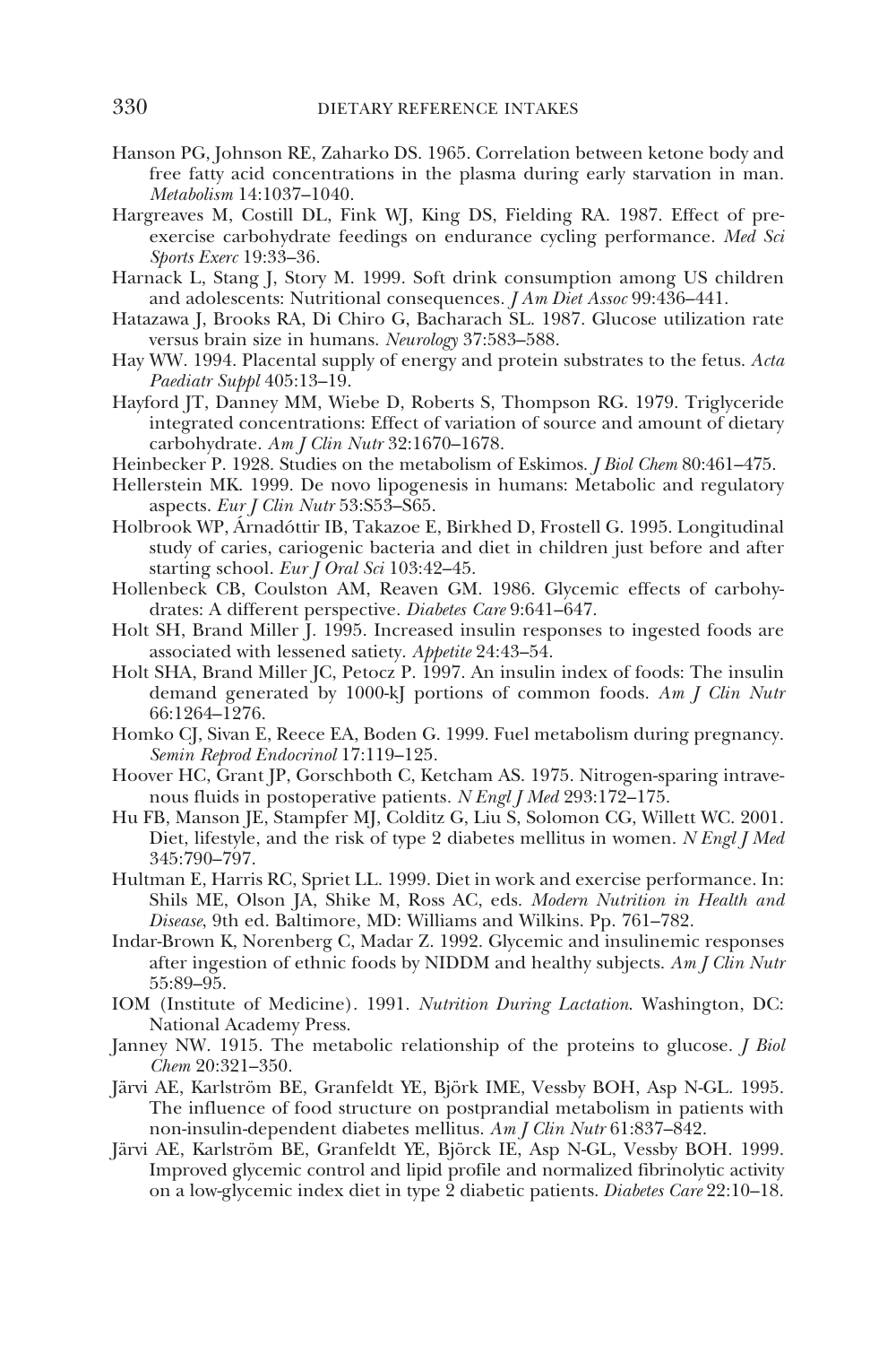Hanson PG, Johnson RE, Zaharko DS. 1965. Correlation between ketone body and free fatty acid concentrations in the plasma during early starvation in man. *Metabolism* 14:1037–1040.

Hargreaves M, Costill DL, Fink WJ, King DS, Fielding RA. 1987. Effect of pre-exercise carbohydrate feedings on endurance cycling performance. *Med Sci Sports Exerc* 19:33–36.

Harnack L, Stang J, Story M. 1999. Soft drink consumption among US children and adolescents: Nutritional consequences. *J Am Diet Assoc* 99:436–441.

Hatazawa J, Brooks RA, Di Chiro G, Bacharach SL. 1987. Glucose utilization rate versus brain size in humans. *Neurology* 37:583–588.

Hay WW. 1994. Placental supply of energy and protein substrates to the fetus. *Acta Paediatr Suppl* 405:13–19.

Hayford JT, Danney MM, Wiebe D, Roberts S, Thompson RG. 1979. Triglyceride integrated concentrations: Effect of variation of source and amount of dietary carbohydrate. *Am J Clin Nutr* 32:1670–1678.

Heinbecker P. 1928. Studies on the metabolism of Eskimos. *J Biol Chem* 80:461–475.

Hellerstein MK. 1999. De novo lipogenesis in humans: Metabolic and regulatory aspects. *Eur J Clin Nutr* 53:S53–S65.

Holbrook WP, Árnadóttir IB, Takazoe E, Birkhed D, Frostell G. 1995. Longitudinal study of caries, cariogenic bacteria and diet in children just before and after starting school. *Eur J Oral Sci* 103:42–45.

Hollenbeck CB, Coulston AM, Reaven GM. 1986. Glycemic effects of carbohydrates: A different perspective. *Diabetes Care* 9:641–647.

Holt SH, Brand Miller J. 1995. Increased insulin responses to ingested foods are associated with lessened satiety. *Appetite* 24:43–54.

Holt SHA, Brand Miller JC, Petocz P. 1997. An insulin index of foods: The insulin demand generated by 1000-kJ portions of common foods. *Am J Clin Nutr* 66:1264–1276.

Homko CJ, Sivan E, Reece EA, Boden G. 1999. Fuel metabolism during pregnancy. *Semin Reprod Endocrinol* 17:119–125.

Hoover HC, Grant JP, Gorschboth C, Ketcham AS. 1975. Nitrogen-sparing intravenous fluids in postoperative patients. *N Engl J Med* 293:172–175.

Hu FB, Manson JE, Stampfer MJ, Colditz G, Liu S, Solomon CG, Willett WC. 2001. Diet, lifestyle, and the risk of type 2 diabetes mellitus in women. *N Engl J Med* 345:790–797.

Hultman E, Harris RC, Spriet LL. 1999. Diet in work and exercise performance. In: Shils ME, Olson JA, Shike M, Ross AC, eds. *Modern Nutrition in Health and Disease*, 9th ed. Baltimore, MD: Williams and Wilkins. Pp. 761–782.

Indar-Brown K, Norenberg C, Madar Z. 1992. Glycemic and insulinemic responses after ingestion of ethnic foods by NIDDM and healthy subjects. *Am J Clin Nutr* 55:89–95.

IOM (Institute of Medicine). 1991. *Nutrition During Lactation*. Washington, DC: National Academy Press.

Janney NW. 1915. The metabolic relationship of the proteins to glucose. *J Biol Chem* 20:321–350.

Järvi AE, Karlström BE, Granfeldt YE, Björk IME, Vessby BOH, Asp N-GL. 1995. The influence of food structure on postprandial metabolism in patients with non-insulin-dependent diabetes mellitus. *Am J Clin Nutr* 61:837–842.

Järvi AE, Karlström BE, Granfeldt YE, Björck IE, Asp N-GL, Vessby BOH. 1999. Improved glycemic control and lipid profile and normalized fibrinolytic activity on a low-glycemic index diet in type 2 diabetic patients. *Diabetes Care* 22:10–18.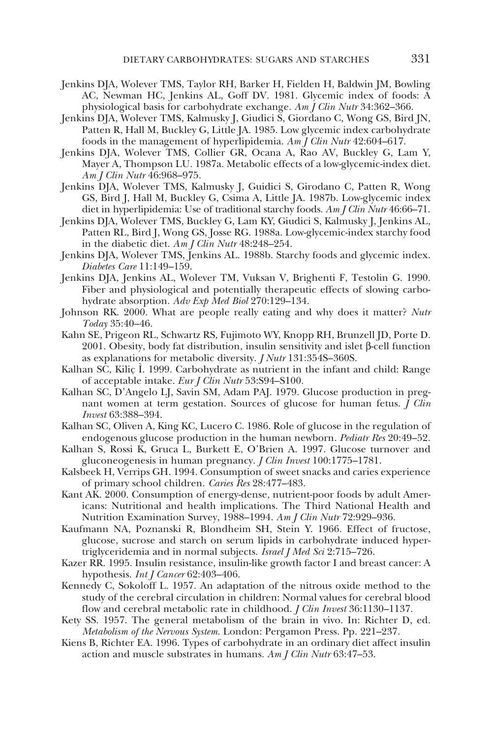Jenkins DJA, Wolever TMS, Taylor RH, Barker H, Fielden H, Baldwin JM, Bowling AC, Newman HC, Jenkins AL, Goff DV. 1981. Glycemic index of foods: A physiological basis for carbohydrate exchange. *Am J Clin Nutr* 34:362–366.

Jenkins DJA, Wolever TMS, Kalmusky J, Giudici S, Giordano C, Wong GS, Bird JN, Patten R, Hall M, Buckley G, Little JA. 1985. Low glycemic index carbohydrate foods in the management of hyperlipidemia. *Am J Clin Nutr* 42:604–617.

Jenkins DJA, Wolever TMS, Collier GR, Ocana A, Rao AV, Buckley G, Lam Y, Mayer A, Thompson LU. 1987a. Metabolic effects of a low-glycemic-index diet. *Am J Clin Nutr* 46:968–975.

Jenkins DJA, Wolever TMS, Kalmusky J, Guidici S, Girodano C, Patten R, Wong GS, Bird J, Hall M, Buckley G, Csima A, Little JA. 1987b. Low-glycemic index diet in hyperlipidemia: Use of traditional starchy foods. *Am J Clin Nutr* 46:66–71.

Jenkins DJA, Wolever TMS, Buckley G, Lam KY, Giudici S, Kalmusky J, Jenkins AL, Patten RL, Bird J, Wong GS, Josse RG. 1988a. Low-glycemic-index starchy food in the diabetic diet. *Am J Clin Nutr* 48:248–254.

Jenkins DJA, Wolever TMS, Jenkins AL. 1988b. Starchy foods and glycemic index. *Diabetes Care* 11:149–159.

Jenkins DJA, Jenkins AL, Wolever TM, Vuksan V, Brighenti F, Testolin G. 1990. Fiber and physiological and potentially therapeutic effects of slowing carbohydrate absorption. *Adv Exp Med Biol* 270:129–134.

Johnson RK. 2000. What are people really eating and why does it matter? *Nutr Today* 35:40–46.

Kahn SE, Prigeon RL, Schwartz RS, Fujimoto WY, Knopp RH, Brunzell JD, Porte D. 2001. Obesity, body fat distribution, insulin sensitivity and islet β-cell function as explanations for metabolic diversity. *J Nutr* 131:354S–360S.

Kalhan SC, Kiliç Ì. 1999. Carbohydrate as nutrient in the infant and child: Range of acceptable intake. *Eur J Clin Nutr* 53:S94–S100.

Kalhan SC, D'Angelo LJ, Savin SM, Adam PAJ. 1979. Glucose production in pregnant women at term gestation. Sources of glucose for human fetus. *J Clin Invest* 63:388–394.

Kalhan SC, Oliven A, King KC, Lucero C. 1986. Role of glucose in the regulation of endogenous glucose production in the human newborn. *Pediatr Res* 20:49–52.

Kalhan S, Rossi K, Gruca L, Burkett E, O'Brien A. 1997. Glucose turnover and gluconeogenesis in human pregnancy. *J Clin Invest* 100:1775–1781.

Kalsbeek H, Verrips GH. 1994. Consumption of sweet snacks and caries experience of primary school children. *Caries Res* 28:477–483.

Kant AK. 2000. Consumption of energy-dense, nutrient-poor foods by adult Americans: Nutritional and health implications. The Third National Health and Nutrition Examination Survey, 1988–1994. *Am J Clin Nutr* 72:929–936.

Kaufmann NA, Poznanski R, Blondheim SH, Stein Y. 1966. Effect of fructose, glucose, sucrose and starch on serum lipids in carbohydrate induced hypertriglyceridemia and in normal subjects. *Israel J Med Sci* 2:715–726.

Kazer RR. 1995. Insulin resistance, insulin-like growth factor I and breast cancer: A hypothesis. *Int J Cancer* 62:403–406.

Kennedy C, Sokoloff L. 1957. An adaptation of the nitrous oxide method to the study of the cerebral circulation in children: Normal values for cerebral blood flow and cerebral metabolic rate in childhood. *J Clin Invest* 36:1130–1137.

Kety SS. 1957. The general metabolism of the brain in vivo. In: Richter D, ed. *Metabolism of the Nervous System*. London: Pergamon Press. Pp. 221–237.

Kiens B, Richter EA. 1996. Types of carbohydrate in an ordinary diet affect insulin action and muscle substrates in humans. *Am J Clin Nutr* 63:47–53.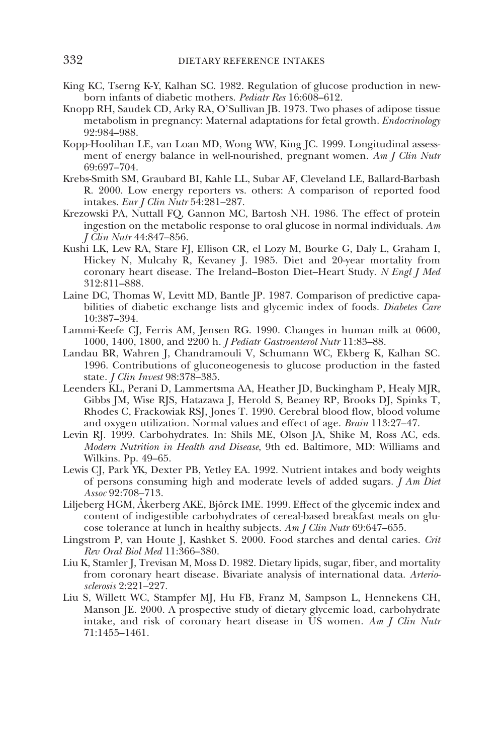King KC, Tserng K-Y, Kalhan SC. 1982. Regulation of glucose production in newborn infants of diabetic mothers. *Pediatr Res* 16:608–612.

Knopp RH, Saudek CD, Arky RA, O'Sullivan JB. 1973. Two phases of adipose tissue metabolism in pregnancy: Maternal adaptations for fetal growth. *Endocrinology* 92:984–988.

Kopp-Hoolihan LE, van Loan MD, Wong WW, King JC. 1999. Longitudinal assessment of energy balance in well-nourished, pregnant women. *Am J Clin Nutr* 69:697–704.

Krebs-Smith SM, Graubard BI, Kahle LL, Subar AF, Cleveland LE, Ballard-Barbash R. 2000. Low energy reporters vs. others: A comparison of reported food intakes. *Eur J Clin Nutr* 54:281–287.

Krezowski PA, Nuttall FQ, Gannon MC, Bartosh NH. 1986. The effect of protein ingestion on the metabolic response to oral glucose in normal individuals. *Am J Clin Nutr* 44:847–856.

Kushi LK, Lew RA, Stare FJ, Ellison CR, el Lozy M, Bourke G, Daly L, Graham I, Hickey N, Mulcahy R, Kevaney J. 1985. Diet and 20-year mortality from coronary heart disease. The Ireland–Boston Diet–Heart Study. *N Engl J Med* 312:811–888.

Laine DC, Thomas W, Levitt MD, Bantle JP. 1987. Comparison of predictive capabilities of diabetic exchange lists and glycemic index of foods. *Diabetes Care* 10:387–394.

Lammi-Keefe CJ, Ferris AM, Jensen RG. 1990. Changes in human milk at 0600, 1000, 1400, 1800, and 2200 h. *J Pediatr Gastroenterol Nutr* 11:83–88.

Landau BR, Wahren J, Chandramouli V, Schumann WC, Ekberg K, Kalhan SC. 1996. Contributions of gluconeogenesis to glucose production in the fasted state. *J Clin Invest* 98:378–385.

Leenders KL, Perani D, Lammertsma AA, Heather JD, Buckingham P, Healy MJR, Gibbs JM, Wise RJS, Hatazawa J, Herold S, Beaney RP, Brooks DJ, Spinks T, Rhodes C, Frackowiak RSJ, Jones T. 1990. Cerebral blood flow, blood volume and oxygen utilization. Normal values and effect of age. *Brain* 113:27–47.

Levin RJ. 1999. Carbohydrates. In: Shils ME, Olson JA, Shike M, Ross AC, eds. *Modern Nutrition in Health and Disease*, 9th ed. Baltimore, MD: Williams and Wilkins. Pp. 49–65.

Lewis CJ, Park YK, Dexter PB, Yetley EA. 1992. Nutrient intakes and body weights of persons consuming high and moderate levels of added sugars. *J Am Diet Assoc* 92:708–713.

Liljeberg HGM, Åkerberg AKE, Björck IME. 1999. Effect of the glycemic index and content of indigestible carbohydrates of cereal-based breakfast meals on glucose tolerance at lunch in healthy subjects. *Am J Clin Nutr* 69:647–655.

Lingstrom P, van Houte J, Kashket S. 2000. Food starches and dental caries. *Crit Rev Oral Biol Med* 11:366–380.

Liu K, Stamler J, Trevisan M, Moss D. 1982. Dietary lipids, sugar, fiber, and mortality from coronary heart disease. Bivariate analysis of international data. *Arteriosclerosis* 2:221–227.

Liu S, Willett WC, Stampfer MJ, Hu FB, Franz M, Sampson L, Hennekens CH, Manson JE. 2000. A prospective study of dietary glycemic load, carbohydrate intake, and risk of coronary heart disease in US women. *Am J Clin Nutr* 71:1455–1461.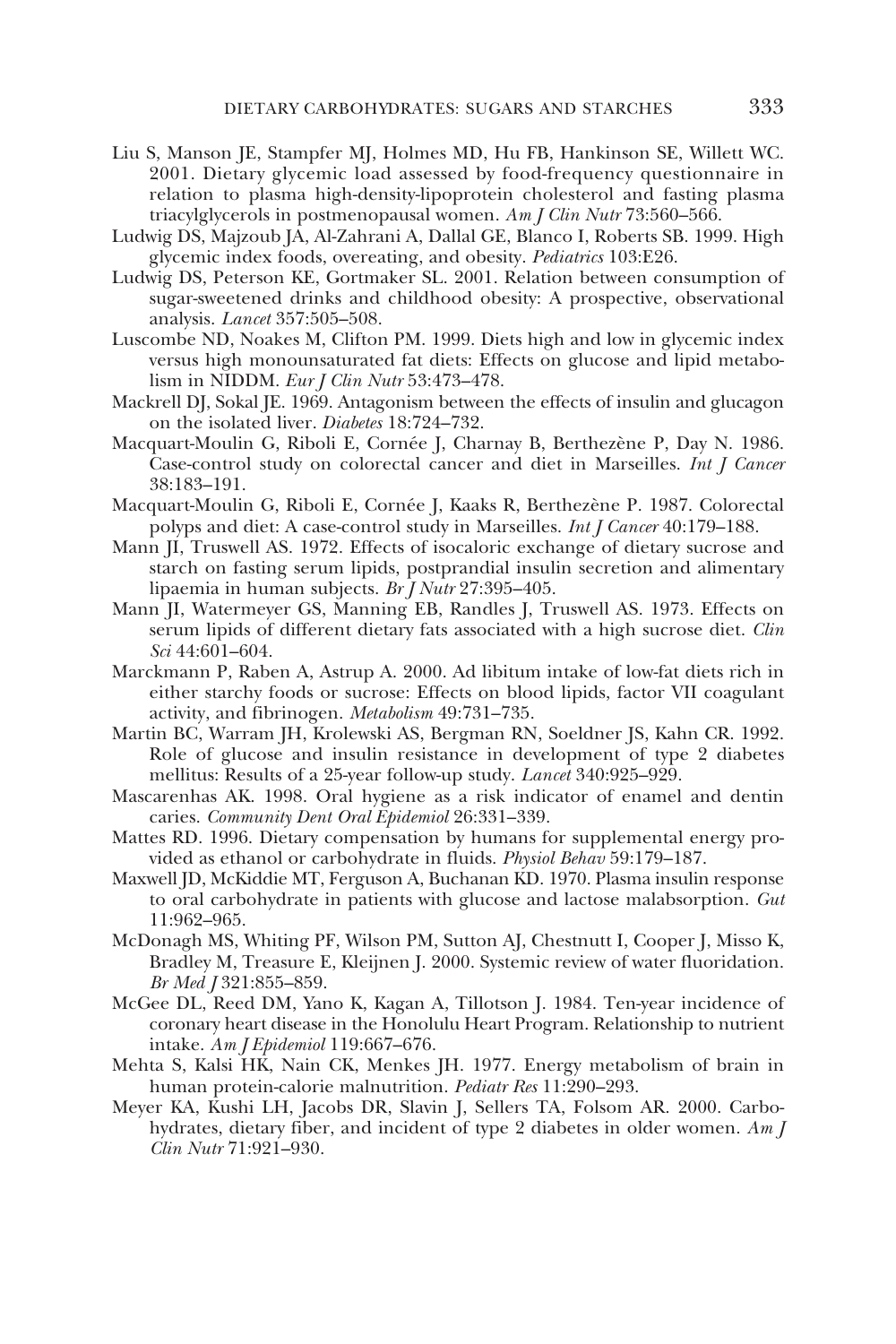Liu S, Manson JE, Stampfer MJ, Holmes MD, Hu FB, Hankinson SE, Willett WC. 2001. Dietary glycemic load assessed by food-frequency questionnaire in relation to plasma high-density-lipoprotein cholesterol and fasting plasma triacylglycerols in postmenopausal women. *Am J Clin Nutr* 73:560–566.

Ludwig DS, Majzoub JA, Al-Zahrani A, Dallal GE, Blanco I, Roberts SB. 1999. High glycemic index foods, overeating, and obesity. *Pediatrics* 103:E26.

Ludwig DS, Peterson KE, Gortmaker SL. 2001. Relation between consumption of sugar-sweetened drinks and childhood obesity: A prospective, observational analysis. *Lancet* 357:505–508.

Luscombe ND, Noakes M, Clifton PM. 1999. Diets high and low in glycemic index versus high monounsaturated fat diets: Effects on glucose and lipid metabolism in NIDDM. *Eur J Clin Nutr* 53:473–478.

Mackrell DJ, Sokal JE. 1969. Antagonism between the effects of insulin and glucagon on the isolated liver. *Diabetes* 18:724–732.

Macquart-Moulin G, Riboli E, Cornée J, Charnay B, Berthezène P, Day N. 1986. Case-control study on colorectal cancer and diet in Marseilles. *Int J Cancer* 38:183–191.

Macquart-Moulin G, Riboli E, Cornée J, Kaaks R, Berthezène P. 1987. Colorectal polyps and diet: A case-control study in Marseilles. *Int J Cancer* 40:179–188.

Mann JI, Truswell AS. 1972. Effects of isocaloric exchange of dietary sucrose and starch on fasting serum lipids, postprandial insulin secretion and alimentary lipaemia in human subjects. *Br J Nutr* 27:395–405.

Mann JI, Watermeyer GS, Manning EB, Randles J, Truswell AS. 1973. Effects on serum lipids of different dietary fats associated with a high sucrose diet. *Clin Sci* 44:601–604.

Marckmann P, Raben A, Astrup A. 2000. Ad libitum intake of low-fat diets rich in either starchy foods or sucrose: Effects on blood lipids, factor VII coagulant activity, and fibrinogen. *Metabolism* 49:731–735.

Martin BC, Warram JH, Krolewski AS, Bergman RN, Soeldner JS, Kahn CR. 1992. Role of glucose and insulin resistance in development of type 2 diabetes mellitus: Results of a 25-year follow-up study. *Lancet* 340:925–929.

Mascarenhas AK. 1998. Oral hygiene as a risk indicator of enamel and dentin caries. *Community Dent Oral Epidemiol* 26:331–339.

Mattes RD. 1996. Dietary compensation by humans for supplemental energy provided as ethanol or carbohydrate in fluids. *Physiol Behav* 59:179–187.

Maxwell JD, McKiddie MT, Ferguson A, Buchanan KD. 1970. Plasma insulin response to oral carbohydrate in patients with glucose and lactose malabsorption. *Gut* 11:962–965.

McDonagh MS, Whiting PF, Wilson PM, Sutton AJ, Chestnutt I, Cooper J, Misso K, Bradley M, Treasure E, Kleijnen J. 2000. Systemic review of water fluoridation. *Br Med J* 321:855–859.

McGee DL, Reed DM, Yano K, Kagan A, Tillotson J. 1984. Ten-year incidence of coronary heart disease in the Honolulu Heart Program. Relationship to nutrient intake. *Am J Epidemiol* 119:667–676.

Mehta S, Kalsi HK, Nain CK, Menkes JH. 1977. Energy metabolism of brain in human protein-calorie malnutrition. *Pediatr Res* 11:290–293.

Meyer KA, Kushi LH, Jacobs DR, Slavin J, Sellers TA, Folsom AR. 2000. Carbohydrates, dietary fiber, and incident of type 2 diabetes in older women. *Am J Clin Nutr* 71:921–930.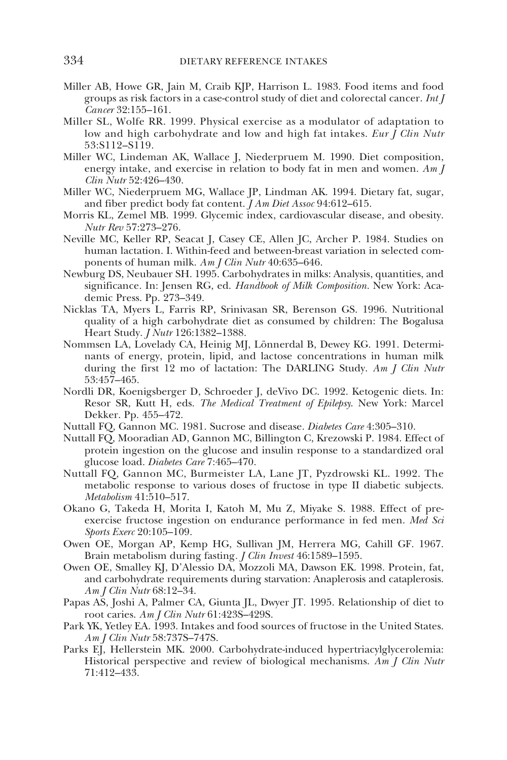Miller AB, Howe GR, Jain M, Craib KJP, Harrison L. 1983. Food items and food groups as risk factors in a case-control study of diet and colorectal cancer. *Int J Cancer* 32:155–161.

Miller SL, Wolfe RR. 1999. Physical exercise as a modulator of adaptation to low and high carbohydrate and low and high fat intakes. *Eur J Clin Nutr* 53:S112–S119.

Miller WC, Lindeman AK, Wallace J, Niederpruem M. 1990. Diet composition, energy intake, and exercise in relation to body fat in men and women. *Am J Clin Nutr* 52:426–430.

Miller WC, Niederpruem MG, Wallace JP, Lindman AK. 1994. Dietary fat, sugar, and fiber predict body fat content. *J Am Diet Assoc* 94:612–615.

Morris KL, Zemel MB. 1999. Glycemic index, cardiovascular disease, and obesity. *Nutr Rev* 57:273–276.

Neville MC, Keller RP, Seacat J, Casey CE, Allen JC, Archer P. 1984. Studies on human lactation. I. Within-feed and between-breast variation in selected components of human milk. *Am J Clin Nutr* 40:635–646.

Newburg DS, Neubauer SH. 1995. Carbohydrates in milks: Analysis, quantities, and significance. In: Jensen RG, ed. *Handbook of Milk Composition*. New York: Academic Press. Pp. 273–349.

Nicklas TA, Myers L, Farris RP, Srinivasan SR, Berenson GS. 1996. Nutritional quality of a high carbohydrate diet as consumed by children: The Bogalusa Heart Study. *J Nutr* 126:1382–1388.

Nommsen LA, Lovelady CA, Heinig MJ, Lönnerdal B, Dewey KG. 1991. Determinants of energy, protein, lipid, and lactose concentrations in human milk during the first 12 mo of lactation: The DARLING Study. *Am J Clin Nutr* 53:457–465.

Nordli DR, Koenigsberger D, Schroeder J, deVivo DC. 1992. Ketogenic diets. In: Resor SR, Kutt H, eds. *The Medical Treatment of Epilepsy*. New York: Marcel Dekker. Pp. 455–472.

Nuttall FQ, Gannon MC. 1981. Sucrose and disease. *Diabetes Care* 4:305–310.

Nuttall FQ, Mooradian AD, Gannon MC, Billington C, Krezowski P. 1984. Effect of protein ingestion on the glucose and insulin response to a standardized oral glucose load. *Diabetes Care* 7:465–470.

Nuttall FQ, Gannon MC, Burmeister LA, Lane JT, Pyzdrowski KL. 1992. The metabolic response to various doses of fructose in type II diabetic subjects. *Metabolism* 41:510–517.

Okano G, Takeda H, Morita I, Katoh M, Mu Z, Miyake S. 1988. Effect of pre-exercise fructose ingestion on endurance performance in fed men. *Med Sci Sports Exerc* 20:105–109.

Owen OE, Morgan AP, Kemp HG, Sullivan JM, Herrera MG, Cahill GF. 1967. Brain metabolism during fasting. *J Clin Invest* 46:1589–1595.

Owen OE, Smalley KJ, D'Alessio DA, Mozzoli MA, Dawson EK. 1998. Protein, fat, and carbohydrate requirements during starvation: Anaplerosis and cataplerosis. *Am J Clin Nutr* 68:12–34.

Papas AS, Joshi A, Palmer CA, Giunta JL, Dwyer JT. 1995. Relationship of diet to root caries. *Am J Clin Nutr* 61:423S–429S.

Park YK, Yetley EA. 1993. Intakes and food sources of fructose in the United States. *Am J Clin Nutr* 58:737S–747S.

Parks EJ, Hellerstein MK. 2000. Carbohydrate-induced hypertriacylglycerolemia: Historical perspective and review of biological mechanisms. *Am J Clin Nutr* 71:412–433.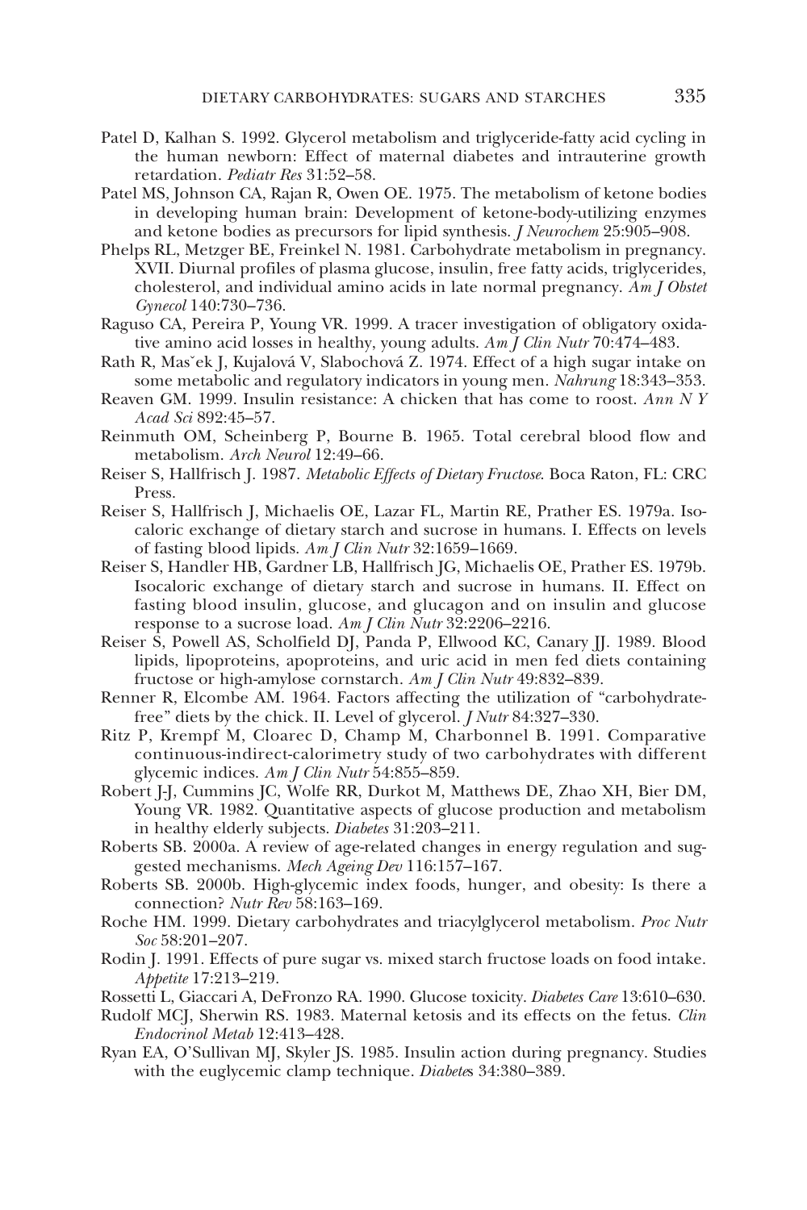Patel D, Kalhan S. 1992. Glycerol metabolism and triglyceride-fatty acid cycling in the human newborn: Effect of maternal diabetes and intrauterine growth retardation. *Pediatr Res* 31:52–58.

Patel MS, Johnson CA, Rajan R, Owen OE. 1975. The metabolism of ketone bodies in developing human brain: Development of ketone-body-utilizing enzymes and ketone bodies as precursors for lipid synthesis. *J Neurochem* 25:905–908.

Phelps RL, Metzger BE, Freinkel N. 1981. Carbohydrate metabolism in pregnancy. XVII. Diurnal profiles of plasma glucose, insulin, free fatty acids, triglycerides, cholesterol, and individual amino acids in late normal pregnancy. *Am J Obstet Gynecol* 140:730–736.

Raguso CA, Pereira P, Young VR. 1999. A tracer investigation of obligatory oxidative amino acid losses in healthy, young adults. *Am J Clin Nutr* 70:474–483.

Rath R, Masˇek J, Kujalová V, Slabochová Z. 1974. Effect of a high sugar intake on some metabolic and regulatory indicators in young men. *Nahrung* 18:343–353.

Reaven GM. 1999. Insulin resistance: A chicken that has come to roost. *Ann N Y Acad Sci* 892:45–57.

Reinmuth OM, Scheinberg P, Bourne B. 1965. Total cerebral blood flow and metabolism. *Arch Neurol* 12:49–66.

Reiser S, Hallfrisch J. 1987. *Metabolic Effects of Dietary Fructose*. Boca Raton, FL: CRC Press.

Reiser S, Hallfrisch J, Michaelis OE, Lazar FL, Martin RE, Prather ES. 1979a. Isocaloric exchange of dietary starch and sucrose in humans. I. Effects on levels of fasting blood lipids. *Am J Clin Nutr* 32:1659–1669.

Reiser S, Handler HB, Gardner LB, Hallfrisch JG, Michaelis OE, Prather ES. 1979b. Isocaloric exchange of dietary starch and sucrose in humans. II. Effect on fasting blood insulin, glucose, and glucagon and on insulin and glucose response to a sucrose load. *Am J Clin Nutr* 32:2206–2216.

Reiser S, Powell AS, Scholfield DJ, Panda P, Ellwood KC, Canary JJ. 1989. Blood lipids, lipoproteins, apoproteins, and uric acid in men fed diets containing fructose or high-amylose cornstarch. *Am J Clin Nutr* 49:832–839.

Renner R, Elcombe AM. 1964. Factors affecting the utilization of "carbohydrate-free" diets by the chick. II. Level of glycerol. *J Nutr* 84:327–330.

Ritz P, Krempf M, Cloarec D, Champ M, Charbonnel B. 1991. Comparative continuous-indirect-calorimetry study of two carbohydrates with different glycemic indices. *Am J Clin Nutr* 54:855–859.

Robert J-J, Cummins JC, Wolfe RR, Durkot M, Matthews DE, Zhao XH, Bier DM, Young VR. 1982. Quantitative aspects of glucose production and metabolism in healthy elderly subjects. *Diabetes* 31:203–211.

Roberts SB. 2000a. A review of age-related changes in energy regulation and suggested mechanisms. *Mech Ageing Dev* 116:157–167.

Roberts SB. 2000b. High-glycemic index foods, hunger, and obesity: Is there a connection? *Nutr Rev* 58:163–169.

Roche HM. 1999. Dietary carbohydrates and triacylglycerol metabolism. *Proc Nutr Soc* 58:201–207.

Rodin J. 1991. Effects of pure sugar vs. mixed starch fructose loads on food intake. *Appetite* 17:213–219.

Rossetti L, Giaccari A, DeFronzo RA. 1990. Glucose toxicity. *Diabetes Care* 13:610–630.

Rudolf MCJ, Sherwin RS. 1983. Maternal ketosis and its effects on the fetus. *Clin Endocrinol Metab* 12:413–428.

Ryan EA, O'Sullivan MJ, Skyler JS. 1985. Insulin action during pregnancy. Studies with the euglycemic clamp technique. *Diabetes* 34:380–389.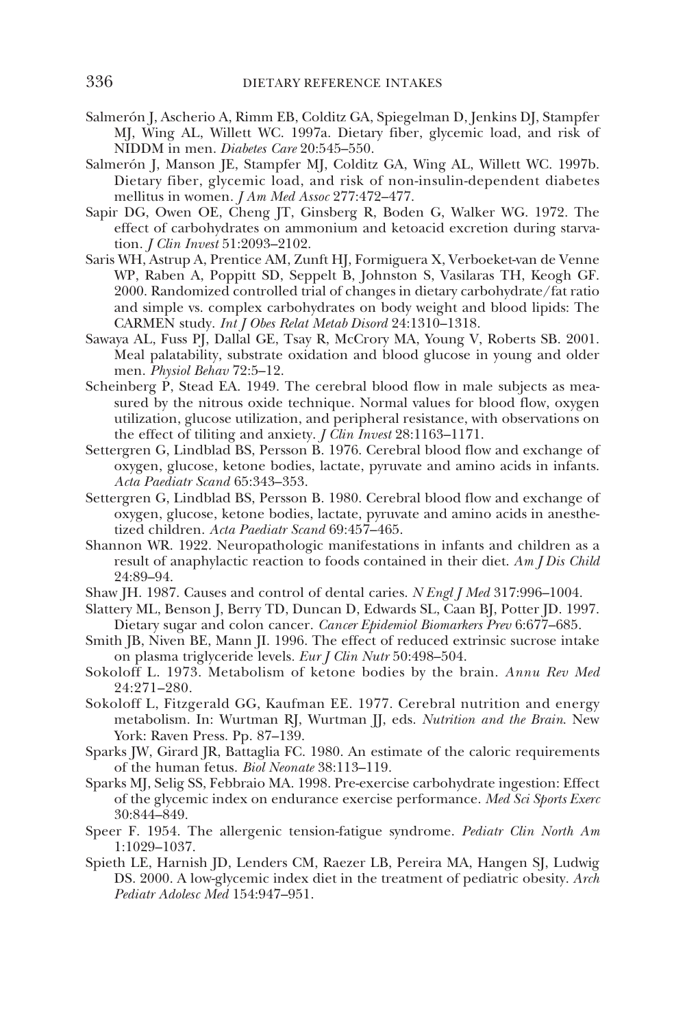Salmerón J, Ascherio A, Rimm EB, Colditz GA, Spiegelman D, Jenkins DJ, Stampfer MJ, Wing AL, Willett WC. 1997a. Dietary fiber, glycemic load, and risk of NIDDM in men. *Diabetes Care* 20:545–550.

Salmerón J, Manson JE, Stampfer MJ, Colditz GA, Wing AL, Willett WC. 1997b. Dietary fiber, glycemic load, and risk of non-insulin-dependent diabetes mellitus in women. *J Am Med Assoc* 277:472–477.

Sapir DG, Owen OE, Cheng JT, Ginsberg R, Boden G, Walker WG. 1972. The effect of carbohydrates on ammonium and ketoacid excretion during starvation. *J Clin Invest* 51:2093–2102.

Saris WH, Astrup A, Prentice AM, Zunft HJ, Formiguera X, Verboeket-van de Venne WP, Raben A, Poppitt SD, Seppelt B, Johnston S, Vasilaras TH, Keogh GF. 2000. Randomized controlled trial of changes in dietary carbohydrate/fat ratio and simple vs. complex carbohydrates on body weight and blood lipids: The CARMEN study. *Int J Obes Relat Metab Disord* 24:1310–1318.

Sawaya AL, Fuss PJ, Dallal GE, Tsay R, McCrory MA, Young V, Roberts SB. 2001. Meal palatability, substrate oxidation and blood glucose in young and older men. *Physiol Behav* 72:5–12.

Scheinberg P, Stead EA. 1949. The cerebral blood flow in male subjects as measured by the nitrous oxide technique. Normal values for blood flow, oxygen utilization, glucose utilization, and peripheral resistance, with observations on the effect of tiliting and anxiety. *J Clin Invest* 28:1163–1171.

Settergren G, Lindblad BS, Persson B. 1976. Cerebral blood flow and exchange of oxygen, glucose, ketone bodies, lactate, pyruvate and amino acids in infants. *Acta Paediatr Scand* 65:343–353.

Settergren G, Lindblad BS, Persson B. 1980. Cerebral blood flow and exchange of oxygen, glucose, ketone bodies, lactate, pyruvate and amino acids in anesthetized children. *Acta Paediatr Scand* 69:457–465.

Shannon WR. 1922. Neuropathologic manifestations in infants and children as a result of anaphylactic reaction to foods contained in their diet. *Am J Dis Child* 24:89–94.

Shaw JH. 1987. Causes and control of dental caries. *N Engl J Med* 317:996–1004.

Slattery ML, Benson J, Berry TD, Duncan D, Edwards SL, Caan BJ, Potter JD. 1997. Dietary sugar and colon cancer. *Cancer Epidemiol Biomarkers Prev* 6:677–685.

Smith JB, Niven BE, Mann JI. 1996. The effect of reduced extrinsic sucrose intake on plasma triglyceride levels. *Eur J Clin Nutr* 50:498–504.

Sokoloff L. 1973. Metabolism of ketone bodies by the brain. *Annu Rev Med* 24:271–280.

Sokoloff L, Fitzgerald GG, Kaufman EE. 1977. Cerebral nutrition and energy metabolism. In: Wurtman RJ, Wurtman JJ, eds. *Nutrition and the Brain*. New York: Raven Press. Pp. 87–139.

Sparks JW, Girard JR, Battaglia FC. 1980. An estimate of the caloric requirements of the human fetus. *Biol Neonate* 38:113–119.

Sparks MJ, Selig SS, Febbraio MA. 1998. Pre-exercise carbohydrate ingestion: Effect of the glycemic index on endurance exercise performance. *Med Sci Sports Exerc* 30:844–849.

Speer F. 1954. The allergenic tension-fatigue syndrome. *Pediatr Clin North Am* 1:1029–1037.

Spieth LE, Harnish JD, Lenders CM, Raezer LB, Pereira MA, Hangen SJ, Ludwig DS. 2000. A low-glycemic index diet in the treatment of pediatric obesity. *Arch Pediatr Adolesc Med* 154:947–951.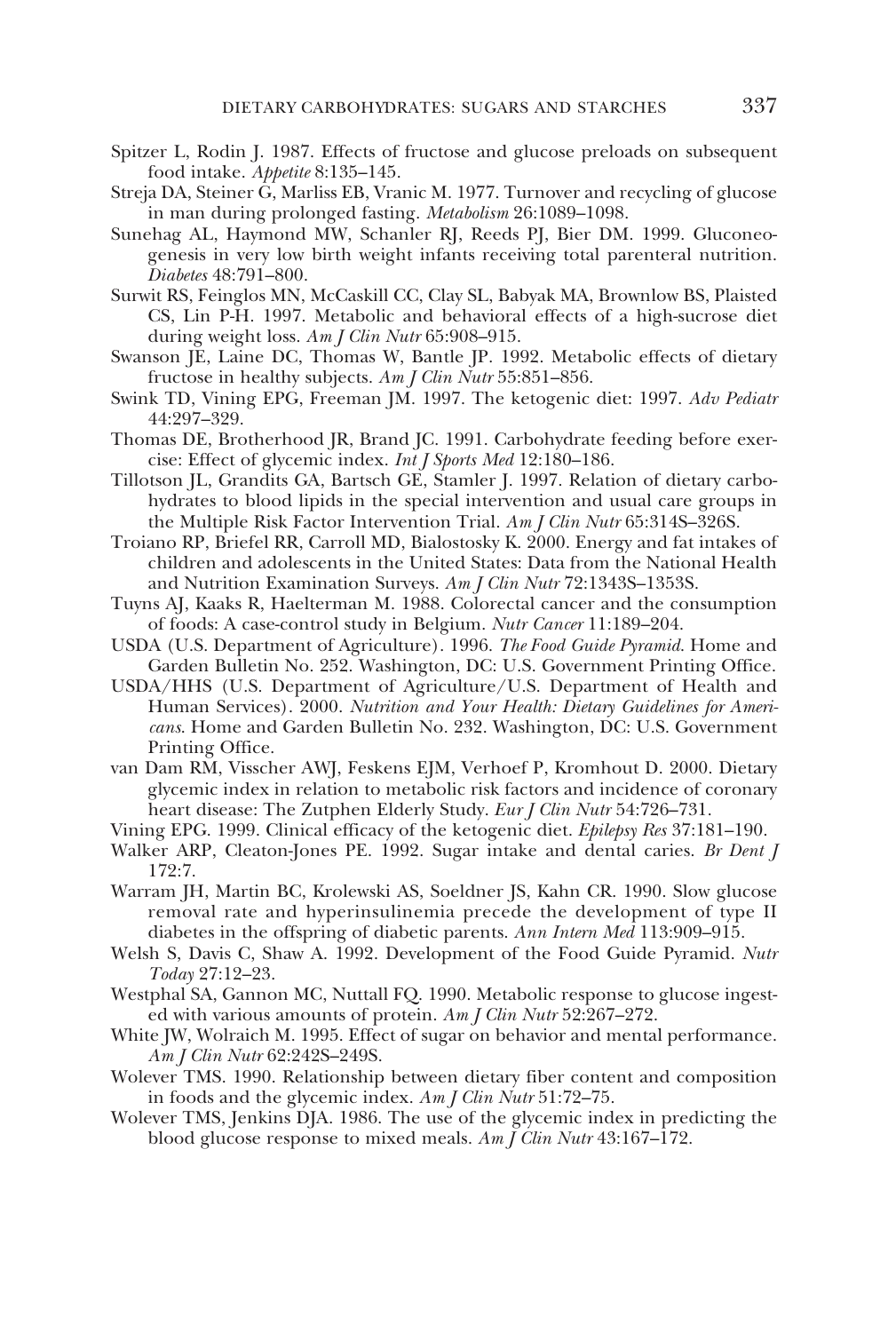Spitzer L, Rodin J. 1987. Effects of fructose and glucose preloads on subsequent food intake. *Appetite* 8:135–145.

Streja DA, Steiner G, Marliss EB, Vranic M. 1977. Turnover and recycling of glucose in man during prolonged fasting. *Metabolism* 26:1089–1098.

Sunehag AL, Haymond MW, Schanler RJ, Reeds PJ, Bier DM. 1999. Gluconeogenesis in very low birth weight infants receiving total parenteral nutrition. *Diabetes* 48:791–800.

Surwit RS, Feinglos MN, McCaskill CC, Clay SL, Babyak MA, Brownlow BS, Plaisted CS, Lin P-H. 1997. Metabolic and behavioral effects of a high-sucrose diet during weight loss. *Am J Clin Nutr* 65:908–915.

Swanson JE, Laine DC, Thomas W, Bantle JP. 1992. Metabolic effects of dietary fructose in healthy subjects. *Am J Clin Nutr* 55:851–856.

Swink TD, Vining EPG, Freeman JM. 1997. The ketogenic diet: 1997. *Adv Pediatr* 44:297–329.

Thomas DE, Brotherhood JR, Brand JC. 1991. Carbohydrate feeding before exercise: Effect of glycemic index. *Int J Sports Med* 12:180–186.

Tillotson JL, Grandits GA, Bartsch GE, Stamler J. 1997. Relation of dietary carbohydrates to blood lipids in the special intervention and usual care groups in the Multiple Risk Factor Intervention Trial. *Am J Clin Nutr* 65:314S–326S.

Troiano RP, Briefel RR, Carroll MD, Bialostosky K. 2000. Energy and fat intakes of children and adolescents in the United States: Data from the National Health and Nutrition Examination Surveys. *Am J Clin Nutr* 72:1343S–1353S.

Tuyns AJ, Kaaks R, Haelterman M. 1988. Colorectal cancer and the consumption of foods: A case-control study in Belgium. *Nutr Cancer* 11:189–204.

USDA (U.S. Department of Agriculture). 1996. *The Food Guide Pyramid*. Home and Garden Bulletin No. 252. Washington, DC: U.S. Government Printing Office.

USDA/HHS (U.S. Department of Agriculture/U.S. Department of Health and Human Services). 2000. *Nutrition and Your Health: Dietary Guidelines for Americans*. Home and Garden Bulletin No. 232. Washington, DC: U.S. Government Printing Office.

van Dam RM, Visscher AWJ, Feskens EJM, Verhoef P, Kromhout D. 2000. Dietary glycemic index in relation to metabolic risk factors and incidence of coronary heart disease: The Zutphen Elderly Study. *Eur J Clin Nutr* 54:726–731.

Vining EPG. 1999. Clinical efficacy of the ketogenic diet. *Epilepsy Res* 37:181–190.

Walker ARP, Cleaton-Jones PE. 1992. Sugar intake and dental caries. *Br Dent J* 172:7.

Warram JH, Martin BC, Krolewski AS, Soeldner JS, Kahn CR. 1990. Slow glucose removal rate and hyperinsulinemia precede the development of type II diabetes in the offspring of diabetic parents. *Ann Intern Med* 113:909–915.

Welsh S, Davis C, Shaw A. 1992. Development of the Food Guide Pyramid. *Nutr Today* 27:12–23.

Westphal SA, Gannon MC, Nuttall FQ. 1990. Metabolic response to glucose ingested with various amounts of protein. *Am J Clin Nutr* 52:267–272.

White JW, Wolraich M. 1995. Effect of sugar on behavior and mental performance. *Am J Clin Nutr* 62:242S–249S.

Wolever TMS. 1990. Relationship between dietary fiber content and composition in foods and the glycemic index. *Am J Clin Nutr* 51:72–75.

Wolever TMS, Jenkins DJA. 1986. The use of the glycemic index in predicting the blood glucose response to mixed meals. *Am J Clin Nutr* 43:167–172.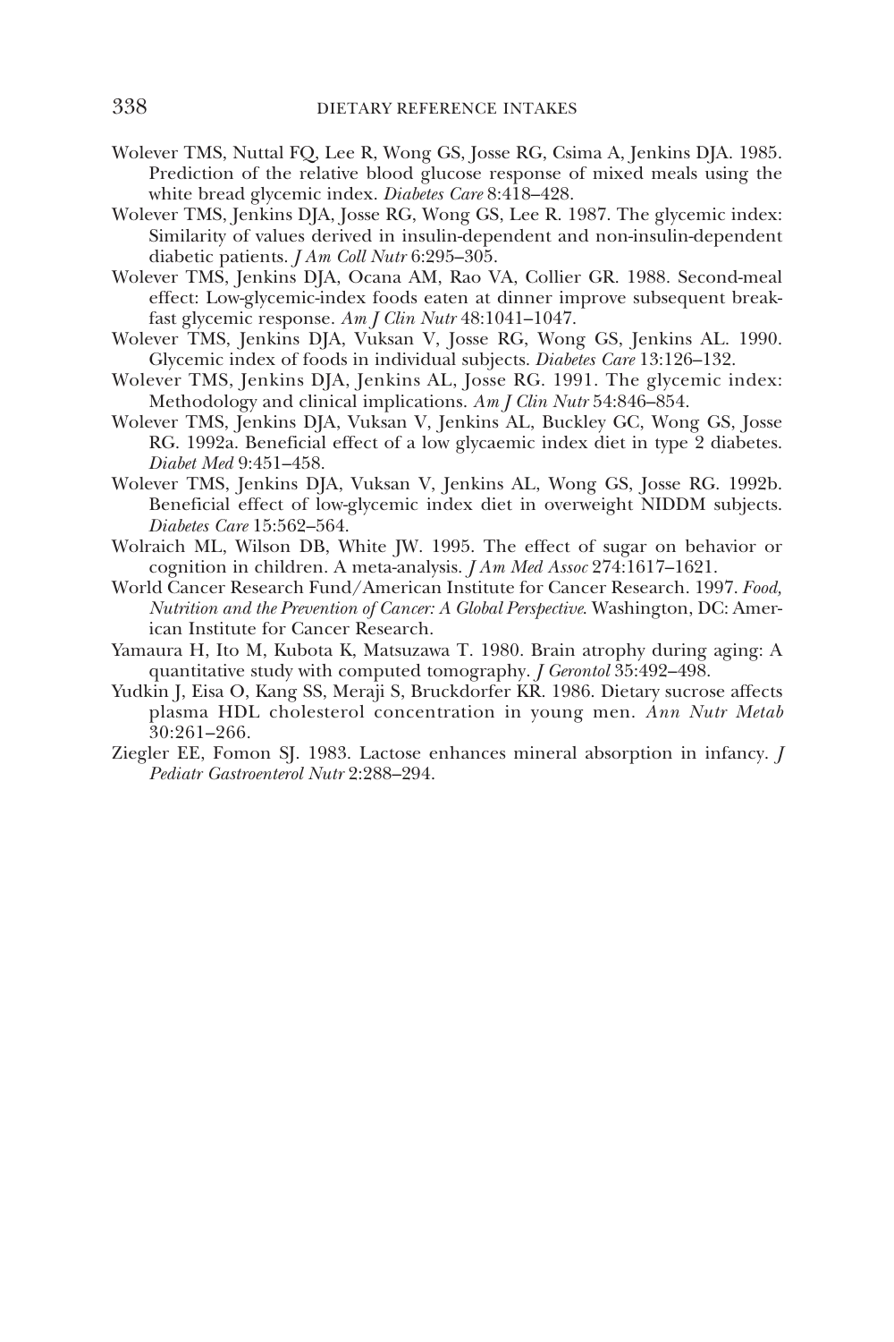Wolever TMS, Nuttal FQ, Lee R, Wong GS, Josse RG, Csima A, Jenkins DJA. 1985. Prediction of the relative blood glucose response of mixed meals using the white bread glycemic index. *Diabetes Care* 8:418–428.

Wolever TMS, Jenkins DJA, Josse RG, Wong GS, Lee R. 1987. The glycemic index: Similarity of values derived in insulin-dependent and non-insulin-dependent diabetic patients. *J Am Coll Nutr* 6:295–305.

Wolever TMS, Jenkins DJA, Ocana AM, Rao VA, Collier GR. 1988. Second-meal effect: Low-glycemic-index foods eaten at dinner improve subsequent breakfast glycemic response. *Am J Clin Nutr* 48:1041–1047.

Wolever TMS, Jenkins DJA, Vuksan V, Josse RG, Wong GS, Jenkins AL. 1990. Glycemic index of foods in individual subjects. *Diabetes Care* 13:126–132.

Wolever TMS, Jenkins DJA, Jenkins AL, Josse RG. 1991. The glycemic index: Methodology and clinical implications. *Am J Clin Nutr* 54:846–854.

Wolever TMS, Jenkins DJA, Vuksan V, Jenkins AL, Buckley GC, Wong GS, Josse RG. 1992a. Beneficial effect of a low glycaemic index diet in type 2 diabetes. *Diabet Med* 9:451–458.

Wolever TMS, Jenkins DJA, Vuksan V, Jenkins AL, Wong GS, Josse RG. 1992b. Beneficial effect of low-glycemic index diet in overweight NIDDM subjects. *Diabetes Care* 15:562–564.

Wolraich ML, Wilson DB, White JW. 1995. The effect of sugar on behavior or cognition in children. A meta-analysis. *J Am Med Assoc* 274:1617–1621.

World Cancer Research Fund/American Institute for Cancer Research. 1997. *Food, Nutrition and the Prevention of Cancer: A Global Perspective*. Washington, DC: American Institute for Cancer Research.

Yamaura H, Ito M, Kubota K, Matsuzawa T. 1980. Brain atrophy during aging: A quantitative study with computed tomography. *J Gerontol* 35:492–498.

Yudkin J, Eisa O, Kang SS, Meraji S, Bruckdorfer KR. 1986. Dietary sucrose affects plasma HDL cholesterol concentration in young men. *Ann Nutr Metab* 30:261–266.

Ziegler EE, Fomon SJ. 1983. Lactose enhances mineral absorption in infancy. *J Pediatr Gastroenterol Nutr* 2:288–294.